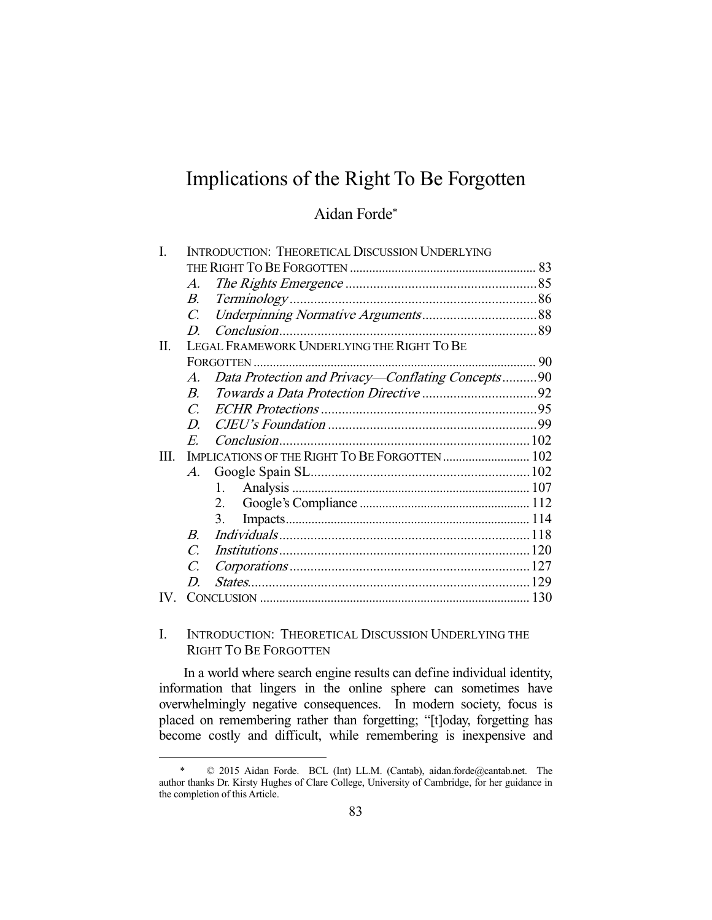# Implications of the Right To Be Forgotten

Aidan Forde*

| | | |
|---|---|---|
| I. | INTRODUCTION: THEORETICAL DISCUSSION UNDERLYING THE RIGHT TO BE FORGOTTEN | 83 |
| | A. *The Rights Emergence* | 85 |
| | B. *Terminology* | 86 |
| | C. *Underpinning Normative Arguments* | 88 |
| | D. *Conclusion* | 89 |
| II. | LEGAL FRAMEWORK UNDERLYING THE RIGHT TO BE FORGOTTEN | 90 |
| | A. *Data Protection and Privacy—Conflating Concepts* | 90 |
| | B. *Towards a Data Protection Directive* | 92 |
| | C. *ECHR Protections* | 95 |
| | D. *CJEU's Foundation* | 99 |
| | E. *Conclusion* | 102 |
| III. | IMPLICATIONS OF THE RIGHT TO BE FORGOTTEN | 102 |
| | A. Google Spain SL | 102 |
| | 1. Analysis | 107 |
| | 2. Google's Compliance | 112 |
| | 3. Impacts | 114 |
| | B. *Individuals* | 118 |
| | C. *Institutions* | 120 |
| | C. *Corporations* | 127 |
| | D. *States* | 129 |
| IV. | CONCLUSION | 130 |

## I. INTRODUCTION: THEORETICAL DISCUSSION UNDERLYING THE RIGHT TO BE FORGOTTEN

In a world where search engine results can define individual identity, information that lingers in the online sphere can sometimes have overwhelmingly negative consequences. In modern society, focus is placed on remembering rather than forgetting; "[t]oday, forgetting has become costly and difficult, while remembering is inexpensive and

---

\* © 2015 Aidan Forde. BCL (Int) LL.M. (Cantab), aidan.forde@cantab.net. The author thanks Dr. Kirsty Hughes of Clare College, University of Cambridge, for her guidance in the completion of this Article.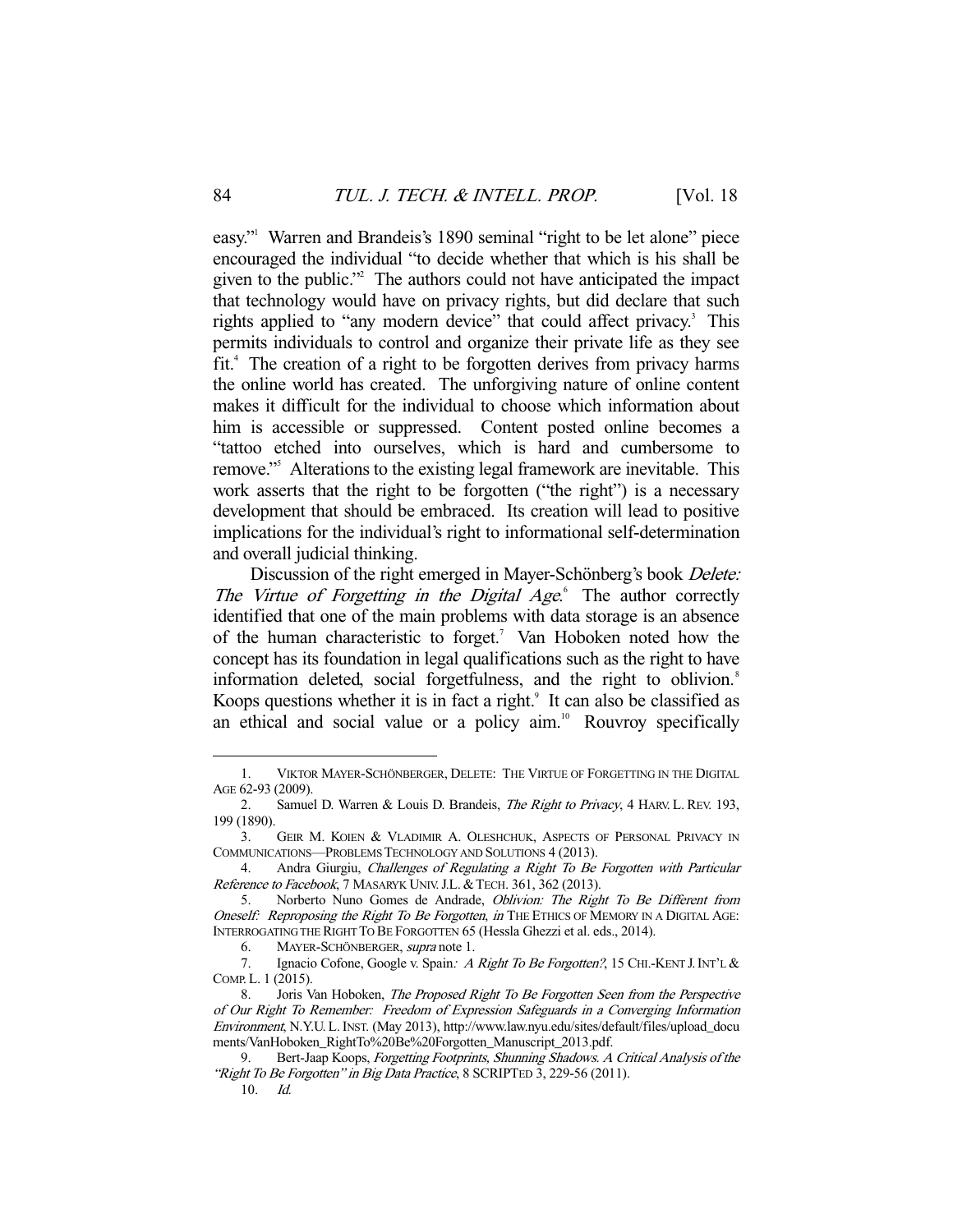easy."[1] Warren and Brandeis's 1890 seminal "right to be let alone" piece encouraged the individual "to decide whether that which is his shall be given to the public."[2] The authors could not have anticipated the impact that technology would have on privacy rights, but did declare that such rights applied to "any modern device" that could affect privacy.[3] This permits individuals to control and organize their private life as they see fit.[4] The creation of a right to be forgotten derives from privacy harms the online world has created. The unforgiving nature of online content makes it difficult for the individual to choose which information about him is accessible or suppressed. Content posted online becomes a "tattoo etched into ourselves, which is hard and cumbersome to remove."[5] Alterations to the existing legal framework are inevitable. This work asserts that the right to be forgotten ("the right") is a necessary development that should be embraced. Its creation will lead to positive implications for the individual's right to informational self-determination and overall judicial thinking.

Discussion of the right emerged in Mayer-Schönberg's book *Delete: The Virtue of Forgetting in the Digital Age*.[6] The author correctly identified that one of the main problems with data storage is an absence of the human characteristic to forget.[7] Van Hoboken noted how the concept has its foundation in legal qualifications such as the right to have information deleted, social forgetfulness, and the right to oblivion.[8] Koops questions whether it is in fact a right.[9] It can also be classified as an ethical and social value or a policy aim.[10] Rouvroy specifically

---

1. VIKTOR MAYER-SCHÖNBERGER, DELETE: THE VIRTUE OF FORGETTING IN THE DIGITAL AGE 62-93 (2009).
2. Samuel D. Warren & Louis D. Brandeis, *The Right to Privacy*, 4 HARV. L. REV. 193, 199 (1890).
3. GEIR M. KOIEN & VLADIMIR A. OLESHCHUK, ASPECTS OF PERSONAL PRIVACY IN COMMUNICATIONS—PROBLEMS TECHNOLOGY AND SOLUTIONS 4 (2013).
4. Andra Giurgiu, *Challenges of Regulating a Right To Be Forgotten with Particular Reference to Facebook*, 7 MASARYK UNIV. J.L. & TECH. 361, 362 (2013).
5. Norberto Nuno Gomes de Andrade, *Oblivion: The Right To Be Different from Oneself: Reproposing the Right To Be Forgotten*, *in* THE ETHICS OF MEMORY IN A DIGITAL AGE: INTERROGATING THE RIGHT TO BE FORGOTTEN 65 (Hessla Ghezzi et al. eds., 2014).
6. MAYER-SCHÖNBERGER, *supra* note 1.
7. Ignacio Cofone, Google v. Spain*: A Right To Be Forgotten?*, 15 CHI.-KENT J. INT'L & COMP. L. 1 (2015).
8. Joris Van Hoboken, *The Proposed Right To Be Forgotten Seen from the Perspective of Our Right To Remember: Freedom of Expression Safeguards in a Converging Information Environment*, N.Y.U. L. INST. (May 2013), http://www.law.nyu.edu/sites/default/files/upload_documents/VanHoboken_RightTo%20Be%20Forgotten_Manuscript_2013.pdf.
9. Bert-Jaap Koops, *Forgetting Footprints, Shunning Shadows. A Critical Analysis of the "Right To Be Forgotten" in Big Data Practice*, 8 SCRIPTED 3, 229-56 (2011).
10. *Id.*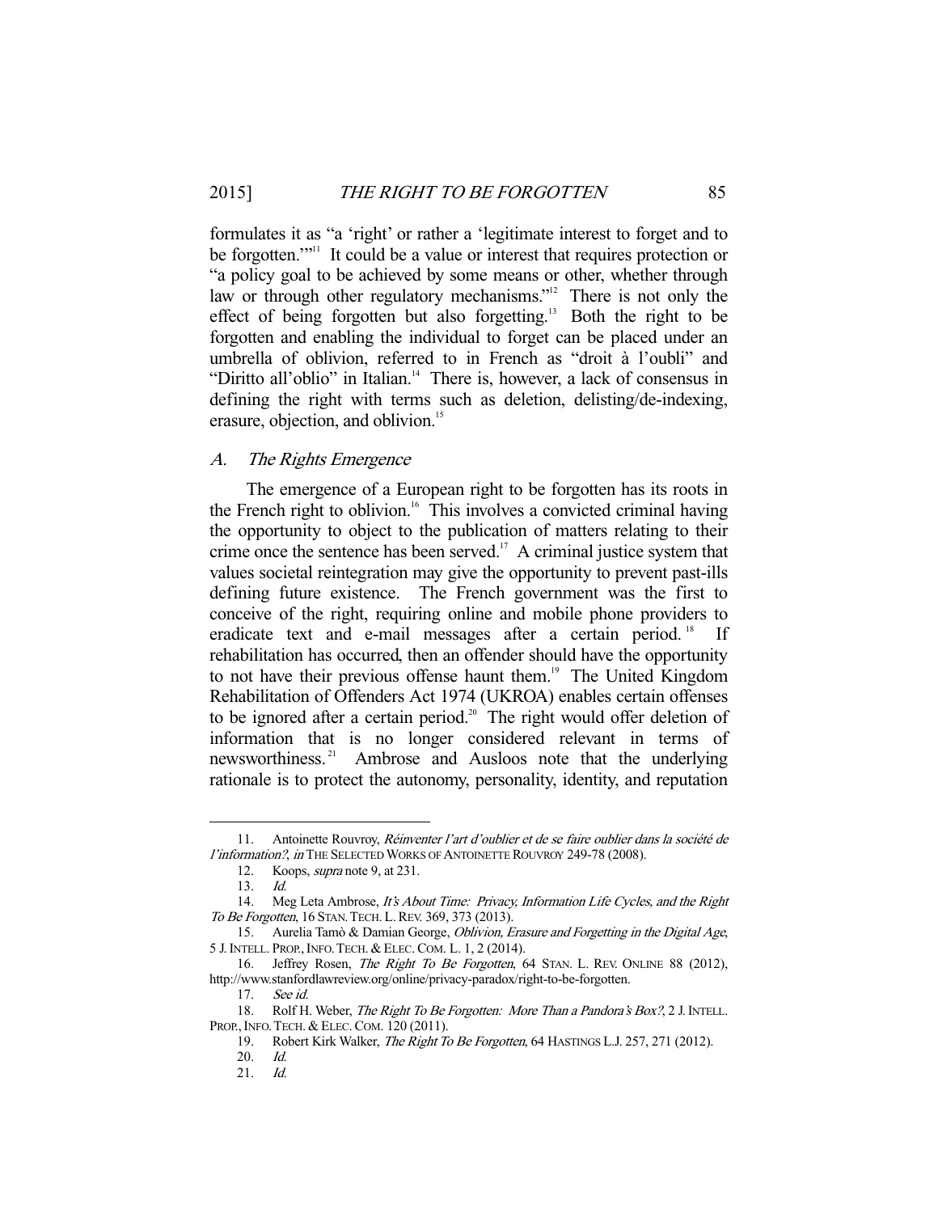formulates it as "a 'right' or rather a 'legitimate interest to forget and to be forgotten.'"[11] It could be a value or interest that requires protection or "a policy goal to be achieved by some means or other, whether through law or through other regulatory mechanisms."[12] There is not only the effect of being forgotten but also forgetting.[13] Both the right to be forgotten and enabling the individual to forget can be placed under an umbrella of oblivion, referred to in French as "droit à l'oubli" and "Diritto all'oblio" in Italian.[14] There is, however, a lack of consensus in defining the right with terms such as deletion, delisting/de-indexing, erasure, objection, and oblivion.[15]

### *A. The Rights Emergence*

The emergence of a European right to be forgotten has its roots in the French right to oblivion.[16] This involves a convicted criminal having the opportunity to object to the publication of matters relating to their crime once the sentence has been served.[17] A criminal justice system that values societal reintegration may give the opportunity to prevent past-ills defining future existence. The French government was the first to conceive of the right, requiring online and mobile phone providers to eradicate text and e-mail messages after a certain period.[18] If rehabilitation has occurred, then an offender should have the opportunity to not have their previous offense haunt them.[19] The United Kingdom Rehabilitation of Offenders Act 1974 (UKROA) enables certain offenses to be ignored after a certain period.[20] The right would offer deletion of information that is no longer considered relevant in terms of newsworthiness.[21] Ambrose and Ausloos note that the underlying rationale is to protect the autonomy, personality, identity, and reputation

---

11. Antoinette Rouvroy, *Réinventer l'art d'oublier et de se faire oublier dans la société de l'information?*, *in* THE SELECTED WORKS OF ANTOINETTE ROUVROY 249-78 (2008).

12. Koops, *supra* note 9, at 231.

13. *Id.*

14. Meg Leta Ambrose, *It's About Time: Privacy, Information Life Cycles, and the Right To Be Forgotten*, 16 STAN. TECH. L. REV. 369, 373 (2013).

15. Aurelia Tamò & Damian George, *Oblivion, Erasure and Forgetting in the Digital Age*, 5 J. INTELL. PROP., INFO. TECH. & ELEC. COM. L. 1, 2 (2014).

16. Jeffrey Rosen, *The Right To Be Forgotten*, 64 STAN. L. REV. ONLINE 88 (2012), http://www.stanfordlawreview.org/online/privacy-paradox/right-to-be-forgotten.

17. *See id.*

18. Rolf H. Weber, *The Right To Be Forgotten: More Than a Pandora's Box?*, 2 J. INTELL. PROP., INFO. TECH. & ELEC. COM. 120 (2011).

19. Robert Kirk Walker, *The Right To Be Forgotten*, 64 HASTINGS L.J. 257, 271 (2012).

20. *Id.*

21. *Id.*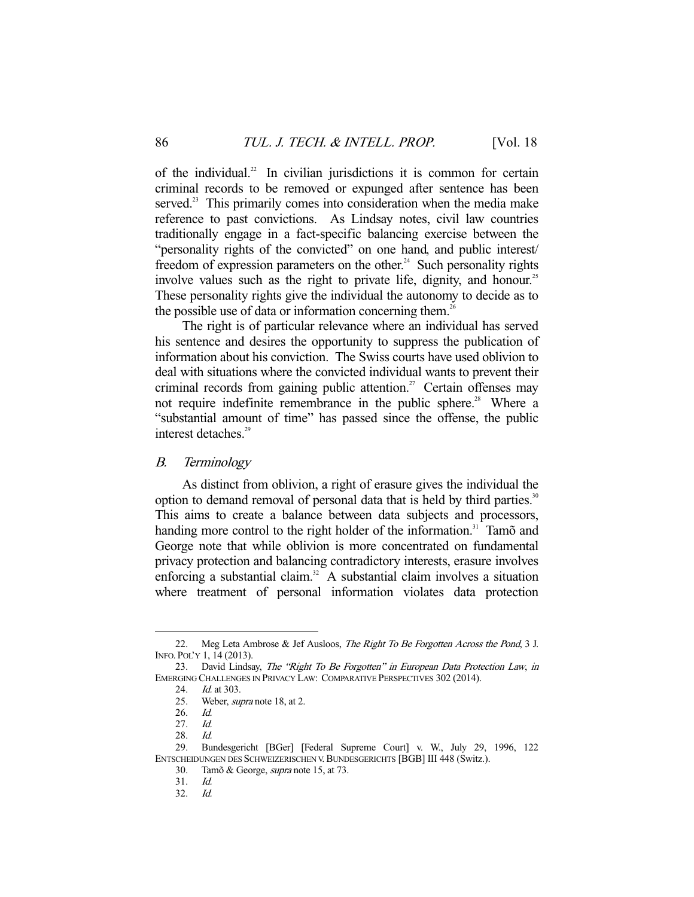of the individual.[22] In civilian jurisdictions it is common for certain criminal records to be removed or expunged after sentence has been served.[23] This primarily comes into consideration when the media make reference to past convictions. As Lindsay notes, civil law countries traditionally engage in a fact-specific balancing exercise between the "personality rights of the convicted" on one hand, and public interest/ freedom of expression parameters on the other.[24] Such personality rights involve values such as the right to private life, dignity, and honour.[25] These personality rights give the individual the autonomy to decide as to the possible use of data or information concerning them.[26]

The right is of particular relevance where an individual has served his sentence and desires the opportunity to suppress the publication of information about his conviction. The Swiss courts have used oblivion to deal with situations where the convicted individual wants to prevent their criminal records from gaining public attention.[27] Certain offenses may not require indefinite remembrance in the public sphere.[28] Where a "substantial amount of time" has passed since the offense, the public interest detaches.[29]

### *B. Terminology*

As distinct from oblivion, a right of erasure gives the individual the option to demand removal of personal data that is held by third parties.[30] This aims to create a balance between data subjects and processors, handing more control to the right holder of the information.[31] Tamõ and George note that while oblivion is more concentrated on fundamental privacy protection and balancing contradictory interests, erasure involves enforcing a substantial claim.[32] A substantial claim involves a situation where treatment of personal information violates data protection

---

22. Meg Leta Ambrose & Jef Ausloos, *The Right To Be Forgotten Across the Pond*, 3 J. INFO. POL'Y 1, 14 (2013).
23. David Lindsay, *The "Right To Be Forgotten" in European Data Protection Law*, *in* EMERGING CHALLENGES IN PRIVACY LAW: COMPARATIVE PERSPECTIVES 302 (2014).
24. *Id.* at 303.
25. Weber, *supra* note 18, at 2.
26. *Id.*
27. *Id.*
28. *Id.*
29. Bundesgericht [BGer] [Federal Supreme Court] v. W., July 29, 1996, 122 ENTSCHEIDUNGEN DES SCHWEIZERISCHEN V. BUNDESGERICHTS [BGB] III 448 (Switz.).
30. Tamõ & George, *supra* note 15, at 73.
31. *Id.*
32. *Id.*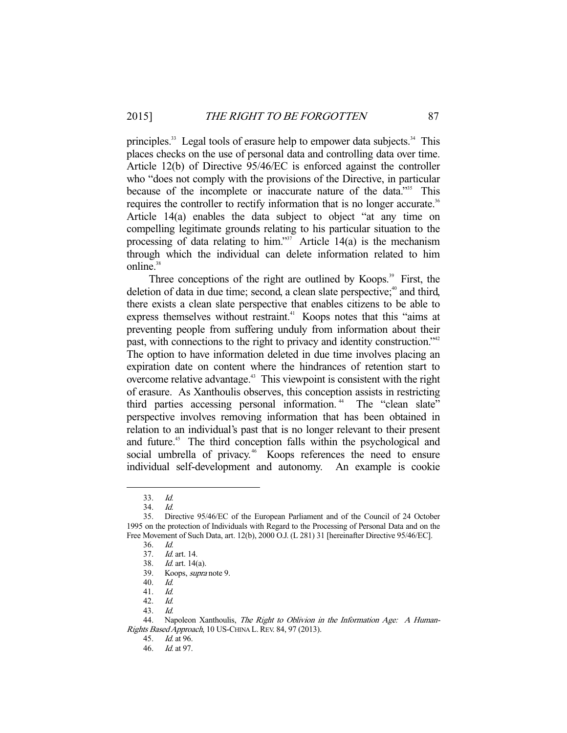principles.[33] Legal tools of erasure help to empower data subjects.[34] This places checks on the use of personal data and controlling data over time. Article 12(b) of Directive 95/46/EC is enforced against the controller who "does not comply with the provisions of the Directive, in particular because of the incomplete or inaccurate nature of the data."[35] This requires the controller to rectify information that is no longer accurate.[36] Article 14(a) enables the data subject to object "at any time on compelling legitimate grounds relating to his particular situation to the processing of data relating to him."[37] Article 14(a) is the mechanism through which the individual can delete information related to him online.[38]

Three conceptions of the right are outlined by Koops.[39] First, the deletion of data in due time; second, a clean slate perspective;[40] and third, there exists a clean slate perspective that enables citizens to be able to express themselves without restraint.[41] Koops notes that this "aims at preventing people from suffering unduly from information about their past, with connections to the right to privacy and identity construction."[42] The option to have information deleted in due time involves placing an expiration date on content where the hindrances of retention start to overcome relative advantage.[43] This viewpoint is consistent with the right of erasure. As Xanthoulis observes, this conception assists in restricting third parties accessing personal information.[44] The "clean slate" perspective involves removing information that has been obtained in relation to an individual's past that is no longer relevant to their present and future.[45] The third conception falls within the psychological and social umbrella of privacy.[46] Koops references the need to ensure individual self-development and autonomy. An example is cookie

---

33. *Id.*

34. *Id.*

35. Directive 95/46/EC of the European Parliament and of the Council of 24 October 1995 on the protection of Individuals with Regard to the Processing of Personal Data and on the Free Movement of Such Data, art. 12(b), 2000 O.J. (L 281) 31 [hereinafter Directive 95/46/EC].

36. *Id.*

37. *Id.* art. 14.

38. *Id.* art. 14(a).

39. Koops, *supra* note 9.

40. *Id.*

41. *Id.*

42. *Id.*

43. *Id.*

44. Napoleon Xanthoulis, *The Right to Oblivion in the Information Age: A Human-Rights Based Approach*, 10 US-CHINA L. REV. 84, 97 (2013).

45. *Id.* at 96.

46. *Id.* at 97.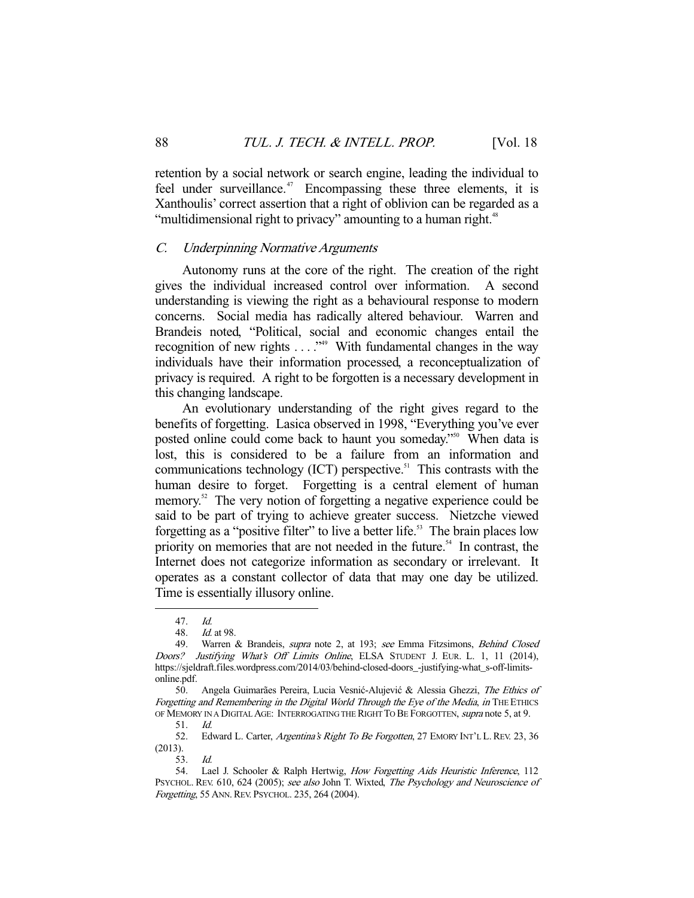retention by a social network or search engine, leading the individual to feel under surveillance.[47] Encompassing these three elements, it is Xanthoulis' correct assertion that a right of oblivion can be regarded as a "multidimensional right to privacy" amounting to a human right.[48]

### *C. Underpinning Normative Arguments*

Autonomy runs at the core of the right. The creation of the right gives the individual increased control over information. A second understanding is viewing the right as a behavioural response to modern concerns. Social media has radically altered behaviour. Warren and Brandeis noted, "Political, social and economic changes entail the recognition of new rights . . . ."[49] With fundamental changes in the way individuals have their information processed, a reconceptualization of privacy is required. A right to be forgotten is a necessary development in this changing landscape.

An evolutionary understanding of the right gives regard to the benefits of forgetting. Lasica observed in 1998, "Everything you've ever posted online could come back to haunt you someday."[50] When data is lost, this is considered to be a failure from an information and communications technology (ICT) perspective.[51] This contrasts with the human desire to forget. Forgetting is a central element of human memory.[52] The very notion of forgetting a negative experience could be said to be part of trying to achieve greater success. Nietzche viewed forgetting as a "positive filter" to live a better life.[53] The brain places low priority on memories that are not needed in the future.[54] In contrast, the Internet does not categorize information as secondary or irrelevant. It operates as a constant collector of data that may one day be utilized. Time is essentially illusory online.

---

47. *Id.*

48. *Id.* at 98.

49. Warren & Brandeis, *supra* note 2, at 193; *see* Emma Fitzsimons, *Behind Closed Doors? Justifying What's Off Limits Online*, ELSA STUDENT J. EUR. L. 1, 11 (2014), https://sjeldraft.files.wordpress.com/2014/03/behind-closed-doors_-justifying-what_s-off-limits-online.pdf.

50. Angela Guimarães Pereira, Lucia Vesnić-Alujević & Alessia Ghezzi, *The Ethics of Forgetting and Remembering in the Digital World Through the Eye of the Media*, *in* THE ETHICS OF MEMORY IN A DIGITAL AGE: INTERROGATING THE RIGHT TO BE FORGOTTEN, *supra* note 5, at 9.

51. *Id.*

52. Edward L. Carter, *Argentina's Right To Be Forgotten*, 27 EMORY INT'L L. REV. 23, 36 (2013).

53. *Id.*

54. Lael J. Schooler & Ralph Hertwig, *How Forgetting Aids Heuristic Inference*, 112 PSYCHOL. REV. 610, 624 (2005); *see also* John T. Wixted, *The Psychology and Neuroscience of Forgetting*, 55 ANN. REV. PSYCHOL. 235, 264 (2004).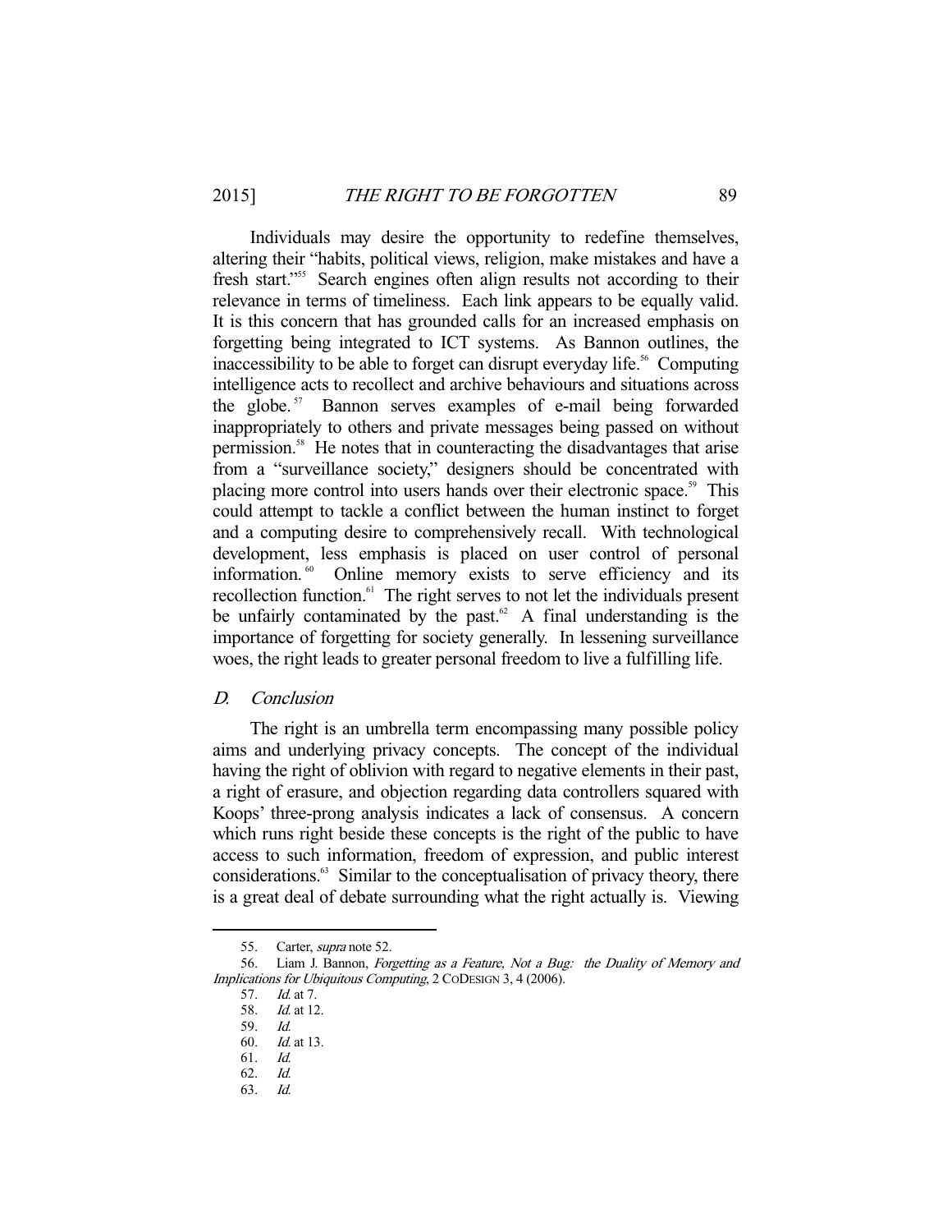Individuals may desire the opportunity to redefine themselves, altering their "habits, political views, religion, make mistakes and have a fresh start."[55] Search engines often align results not according to their relevance in terms of timeliness. Each link appears to be equally valid. It is this concern that has grounded calls for an increased emphasis on forgetting being integrated to ICT systems. As Bannon outlines, the inaccessibility to be able to forget can disrupt everyday life.[56] Computing intelligence acts to recollect and archive behaviours and situations across the globe.[57] Bannon serves examples of e-mail being forwarded inappropriately to others and private messages being passed on without permission.[58] He notes that in counteracting the disadvantages that arise from a "surveillance society," designers should be concentrated with placing more control into users hands over their electronic space.[59] This could attempt to tackle a conflict between the human instinct to forget and a computing desire to comprehensively recall. With technological development, less emphasis is placed on user control of personal information.[60] Online memory exists to serve efficiency and its recollection function.[61] The right serves to not let the individuals present be unfairly contaminated by the past.[62] A final understanding is the importance of forgetting for society generally. In lessening surveillance woes, the right leads to greater personal freedom to live a fulfilling life.

### D. *Conclusion*

The right is an umbrella term encompassing many possible policy aims and underlying privacy concepts. The concept of the individual having the right of oblivion with regard to negative elements in their past, a right of erasure, and objection regarding data controllers squared with Koops' three-prong analysis indicates a lack of consensus. A concern which runs right beside these concepts is the right of the public to have access to such information, freedom of expression, and public interest considerations.[63] Similar to the conceptualisation of privacy theory, there is a great deal of debate surrounding what the right actually is. Viewing

---

55. Carter, *supra* note 52.

56. Liam J. Bannon, *Forgetting as a Feature, Not a Bug: the Duality of Memory and Implications for Ubiquitous Computing*, 2 CODESIGN 3, 4 (2006).

57. *Id.* at 7.

58. *Id.* at 12.

59. *Id.*

60. *Id.* at 13.

61. *Id.*

62. *Id.*

63. *Id.*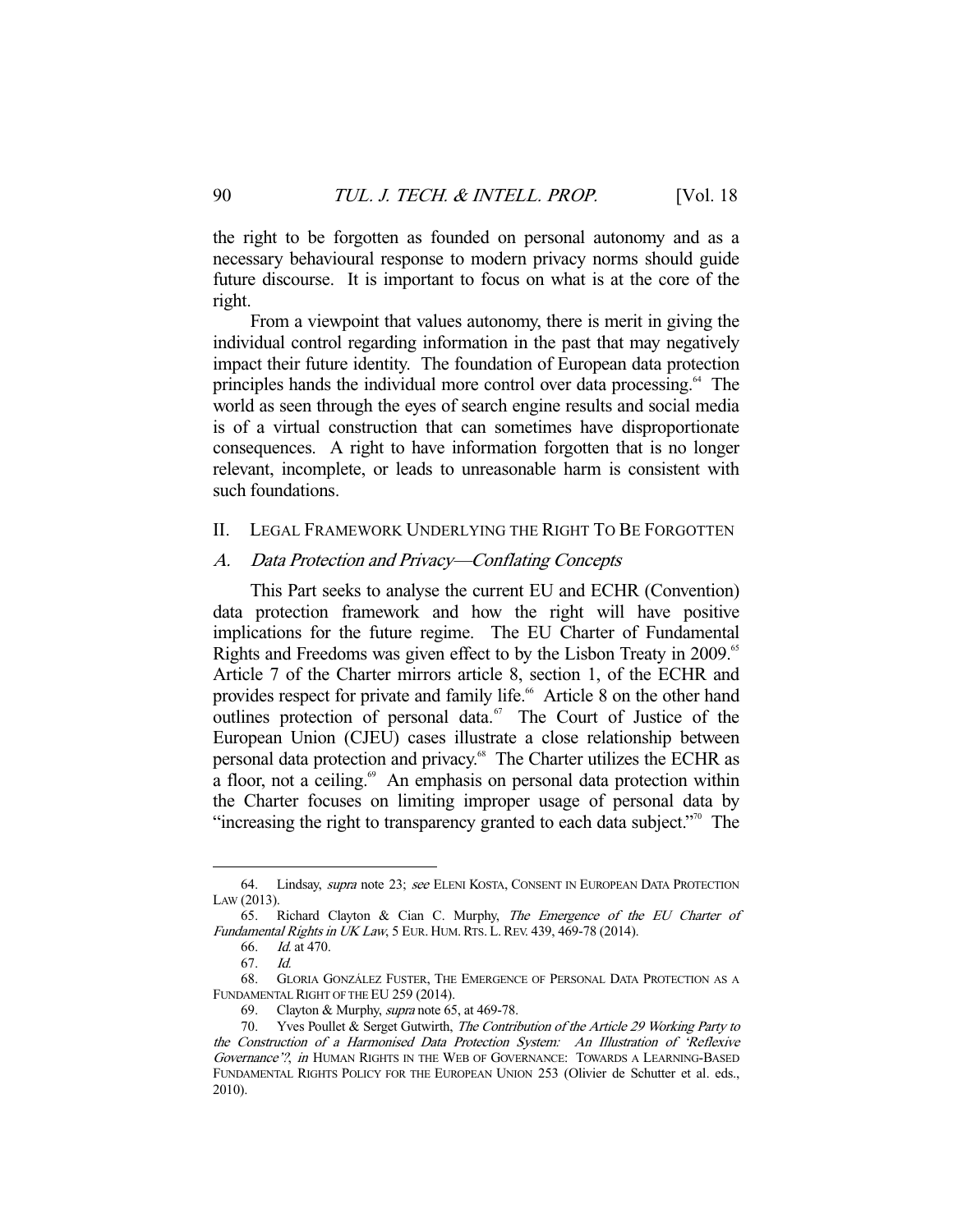the right to be forgotten as founded on personal autonomy and as a necessary behavioural response to modern privacy norms should guide future discourse. It is important to focus on what is at the core of the right.

From a viewpoint that values autonomy, there is merit in giving the individual control regarding information in the past that may negatively impact their future identity. The foundation of European data protection principles hands the individual more control over data processing.[64] The world as seen through the eyes of search engine results and social media is of a virtual construction that can sometimes have disproportionate consequences. A right to have information forgotten that is no longer relevant, incomplete, or leads to unreasonable harm is consistent with such foundations.

## II. Legal Framework Underlying the Right To Be Forgotten

### A. *Data Protection and Privacy—Conflating Concepts*

This Part seeks to analyse the current EU and ECHR (Convention) data protection framework and how the right will have positive implications for the future regime. The EU Charter of Fundamental Rights and Freedoms was given effect to by the Lisbon Treaty in 2009.[65] Article 7 of the Charter mirrors article 8, section 1, of the ECHR and provides respect for private and family life.[66] Article 8 on the other hand outlines protection of personal data.[67] The Court of Justice of the European Union (CJEU) cases illustrate a close relationship between personal data protection and privacy.[68] The Charter utilizes the ECHR as a floor, not a ceiling.[69] An emphasis on personal data protection within the Charter focuses on limiting improper usage of personal data by "increasing the right to transparency granted to each data subject."[70] The

---

64. Lindsay, *supra* note 23; *see* Eleni Kosta, Consent in European Data Protection Law (2013).

65. Richard Clayton & Cian C. Murphy, *The Emergence of the EU Charter of Fundamental Rights in UK Law*, 5 Eur. Hum. Rts. L. Rev. 439, 469-78 (2014).

66. *Id.* at 470.

67. *Id.*

68. Gloria González Fuster, The Emergence of Personal Data Protection as a Fundamental Right of the EU 259 (2014).

69. Clayton & Murphy, *supra* note 65, at 469-78.

70. Yves Poullet & Serget Gutwirth, *The Contribution of the Article 29 Working Party to the Construction of a Harmonised Data Protection System: An Illustration of 'Reflexive Governance'?*, *in* Human Rights in the Web of Governance: Towards a Learning-Based Fundamental Rights Policy for the European Union 253 (Olivier de Schutter et al. eds., 2010).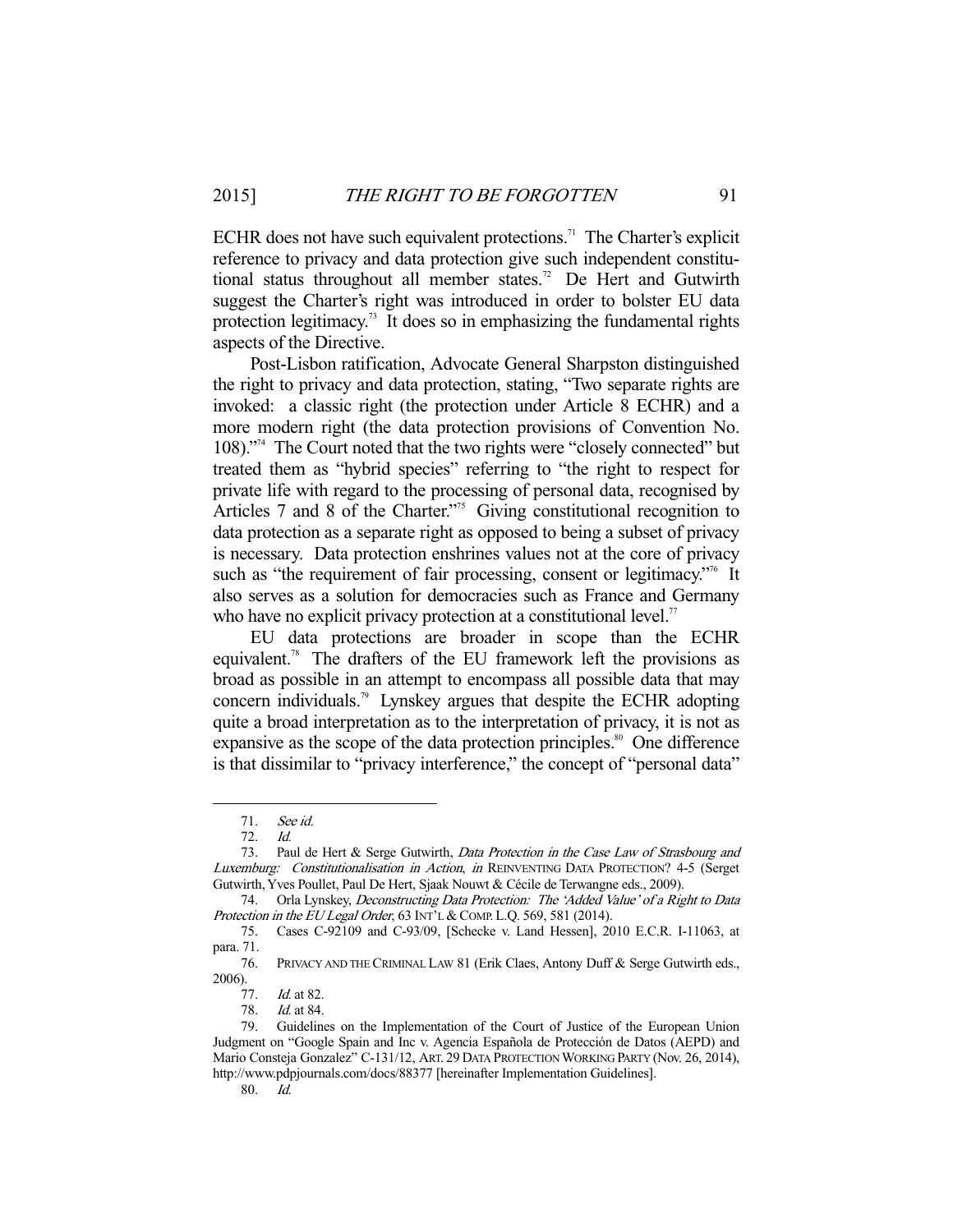ECHR does not have such equivalent protections.[71] The Charter's explicit reference to privacy and data protection give such independent constitutional status throughout all member states.[72] De Hert and Gutwirth suggest the Charter's right was introduced in order to bolster EU data protection legitimacy.[73] It does so in emphasizing the fundamental rights aspects of the Directive.

Post-Lisbon ratification, Advocate General Sharpston distinguished the right to privacy and data protection, stating, "Two separate rights are invoked: a classic right (the protection under Article 8 ECHR) and a more modern right (the data protection provisions of Convention No. 108)."[74] The Court noted that the two rights were "closely connected" but treated them as "hybrid species" referring to "the right to respect for private life with regard to the processing of personal data, recognised by Articles 7 and 8 of the Charter."[75] Giving constitutional recognition to data protection as a separate right as opposed to being a subset of privacy is necessary. Data protection enshrines values not at the core of privacy such as "the requirement of fair processing, consent or legitimacy."[76] It also serves as a solution for democracies such as France and Germany who have no explicit privacy protection at a constitutional level.[77]

EU data protections are broader in scope than the ECHR equivalent.[78] The drafters of the EU framework left the provisions as broad as possible in an attempt to encompass all possible data that may concern individuals.[79] Lynskey argues that despite the ECHR adopting quite a broad interpretation as to the interpretation of privacy, it is not as expansive as the scope of the data protection principles.[80] One difference is that dissimilar to "privacy interference," the concept of "personal data"

---

71. *See id.*

72. *Id.*

73. Paul de Hert & Serge Gutwirth, *Data Protection in the Case Law of Strasbourg and Luxemburg: Constitutionalisation in Action*, *in* REINVENTING DATA PROTECTION? 4-5 (Serget Gutwirth, Yves Poullet, Paul De Hert, Sjaak Nouwt & Cécile de Terwangne eds., 2009).

74. Orla Lynskey, *Deconstructing Data Protection: The 'Added Value' of a Right to Data Protection in the EU Legal Order*, 63 INT'L & COMP. L.Q. 569, 581 (2014).

75. Cases C-92109 and C-93/09, [Schecke v. Land Hessen], 2010 E.C.R. I-11063, at para. 71.

76. PRIVACY AND THE CRIMINAL LAW 81 (Erik Claes, Antony Duff & Serge Gutwirth eds., 2006).

77. *Id.* at 82.

78. *Id.* at 84.

79. Guidelines on the Implementation of the Court of Justice of the European Union Judgment on "Google Spain and Inc v. Agencia Española de Protección de Datos (AEPD) and Mario Consteja Gonzalez" C-131/12, ART. 29 DATA PROTECTION WORKING PARTY (Nov. 26, 2014), http://www.pdpjournals.com/docs/88377 [hereinafter Implementation Guidelines].

80. *Id.*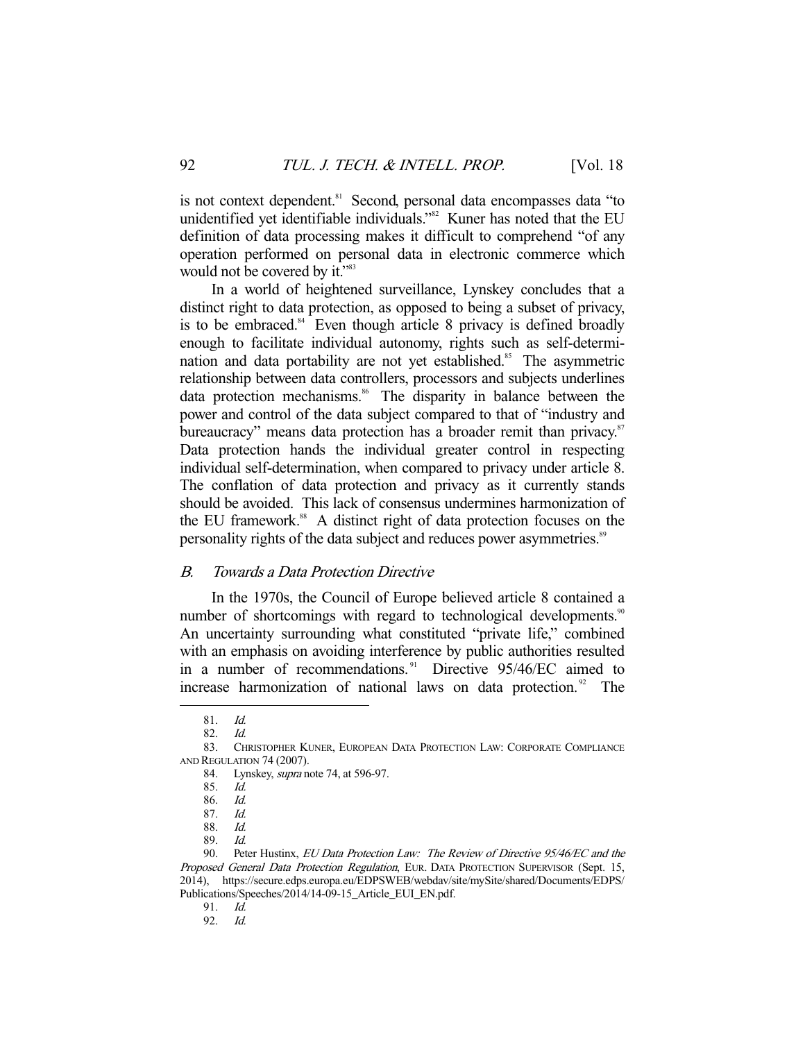is not context dependent.[81] Second, personal data encompasses data "to unidentified yet identifiable individuals."[82] Kuner has noted that the EU definition of data processing makes it difficult to comprehend "of any operation performed on personal data in electronic commerce which would not be covered by it."[83]

In a world of heightened surveillance, Lynskey concludes that a distinct right to data protection, as opposed to being a subset of privacy, is to be embraced.[84] Even though article 8 privacy is defined broadly enough to facilitate individual autonomy, rights such as self-determination and data portability are not yet established.[85] The asymmetric relationship between data controllers, processors and subjects underlines data protection mechanisms.[86] The disparity in balance between the power and control of the data subject compared to that of "industry and bureaucracy" means data protection has a broader remit than privacy.[87] Data protection hands the individual greater control in respecting individual self-determination, when compared to privacy under article 8. The conflation of data protection and privacy as it currently stands should be avoided. This lack of consensus undermines harmonization of the EU framework.[88] A distinct right of data protection focuses on the personality rights of the data subject and reduces power asymmetries.[89]

### *B. Towards a Data Protection Directive*

In the 1970s, the Council of Europe believed article 8 contained a number of shortcomings with regard to technological developments.[90] An uncertainty surrounding what constituted "private life," combined with an emphasis on avoiding interference by public authorities resulted in a number of recommendations.[91] Directive 95/46/EC aimed to increase harmonization of national laws on data protection.[92] The

---

81. *Id.*

82. *Id.*

83. CHRISTOPHER KUNER, EUROPEAN DATA PROTECTION LAW: CORPORATE COMPLIANCE AND REGULATION 74 (2007).

84. Lynskey, *supra* note 74, at 596-97.

85. *Id.*

86. *Id.*

87. *Id.*

88. *Id.*

89. *Id.*

90. Peter Hustinx, *EU Data Protection Law: The Review of Directive 95/46/EC and the Proposed General Data Protection Regulation*, EUR. DATA PROTECTION SUPERVISOR (Sept. 15, 2014), https://secure.edps.europa.eu/EDPSWEB/webdav/site/mySite/shared/Documents/EDPS/Publications/Speeches/2014/14-09-15_Article_EUI_EN.pdf.

91. *Id.*

92. *Id.*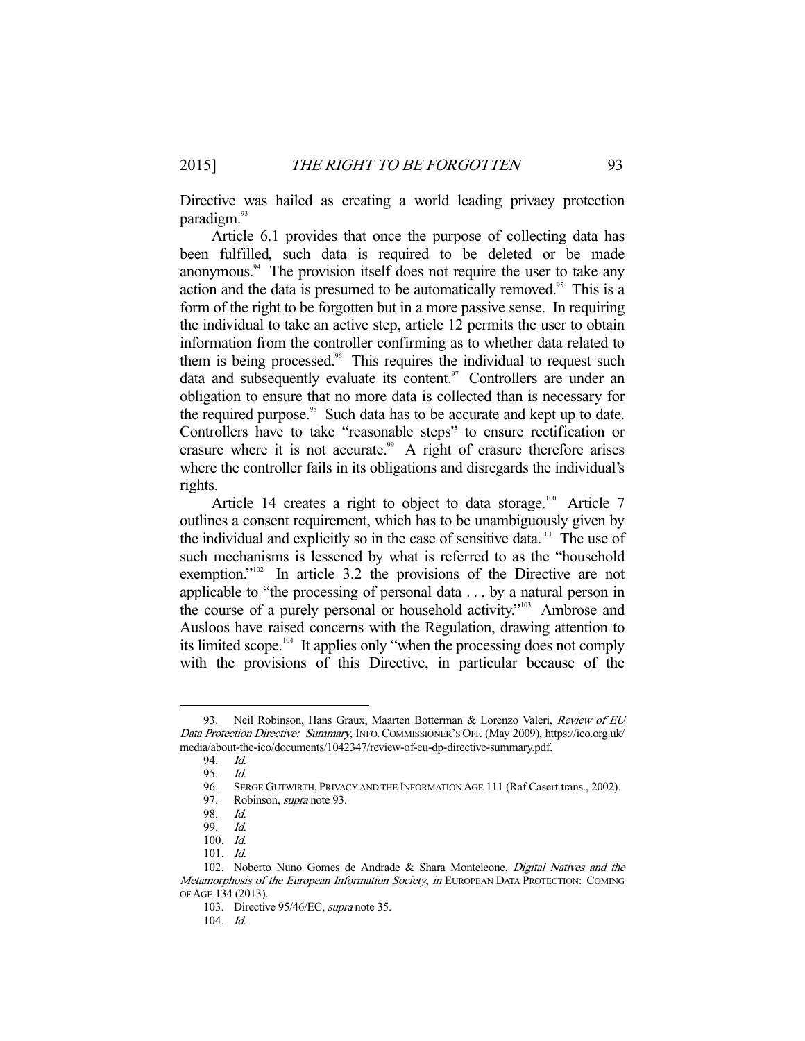Directive was hailed as creating a world leading privacy protection paradigm.[93]

Article 6.1 provides that once the purpose of collecting data has been fulfilled, such data is required to be deleted or be made anonymous.[94] The provision itself does not require the user to take any action and the data is presumed to be automatically removed.[95] This is a form of the right to be forgotten but in a more passive sense. In requiring the individual to take an active step, article 12 permits the user to obtain information from the controller confirming as to whether data related to them is being processed.[96] This requires the individual to request such data and subsequently evaluate its content.[97] Controllers are under an obligation to ensure that no more data is collected than is necessary for the required purpose.[98] Such data has to be accurate and kept up to date. Controllers have to take "reasonable steps" to ensure rectification or erasure where it is not accurate.[99] A right of erasure therefore arises where the controller fails in its obligations and disregards the individual's rights.

Article 14 creates a right to object to data storage.[100] Article 7 outlines a consent requirement, which has to be unambiguously given by the individual and explicitly so in the case of sensitive data.[101] The use of such mechanisms is lessened by what is referred to as the "household exemption."[102] In article 3.2 the provisions of the Directive are not applicable to "the processing of personal data . . . by a natural person in the course of a purely personal or household activity."[103] Ambrose and Ausloos have raised concerns with the Regulation, drawing attention to its limited scope.[104] It applies only "when the processing does not comply with the provisions of this Directive, in particular because of the

---

93. Neil Robinson, Hans Graux, Maarten Botterman & Lorenzo Valeri, *Review of EU Data Protection Directive: Summary*, INFO. COMMISSIONER'S OFF. (May 2009), https://ico.org.uk/media/about-the-ico/documents/1042347/review-of-eu-dp-directive-summary.pdf.

94. *Id.*

95. *Id.*

96. SERGE GUTWIRTH, PRIVACY AND THE INFORMATION AGE 111 (Raf Casert trans., 2002).

97. Robinson, *supra* note 93.

98. *Id.*

99. *Id.*

100. *Id.*

101. *Id.*

102. Noberto Nuno Gomes de Andrade & Shara Monteleone, *Digital Natives and the Metamorphosis of the European Information Society*, *in* EUROPEAN DATA PROTECTION: COMING OF AGE 134 (2013).

103. Directive 95/46/EC, *supra* note 35.

104. *Id.*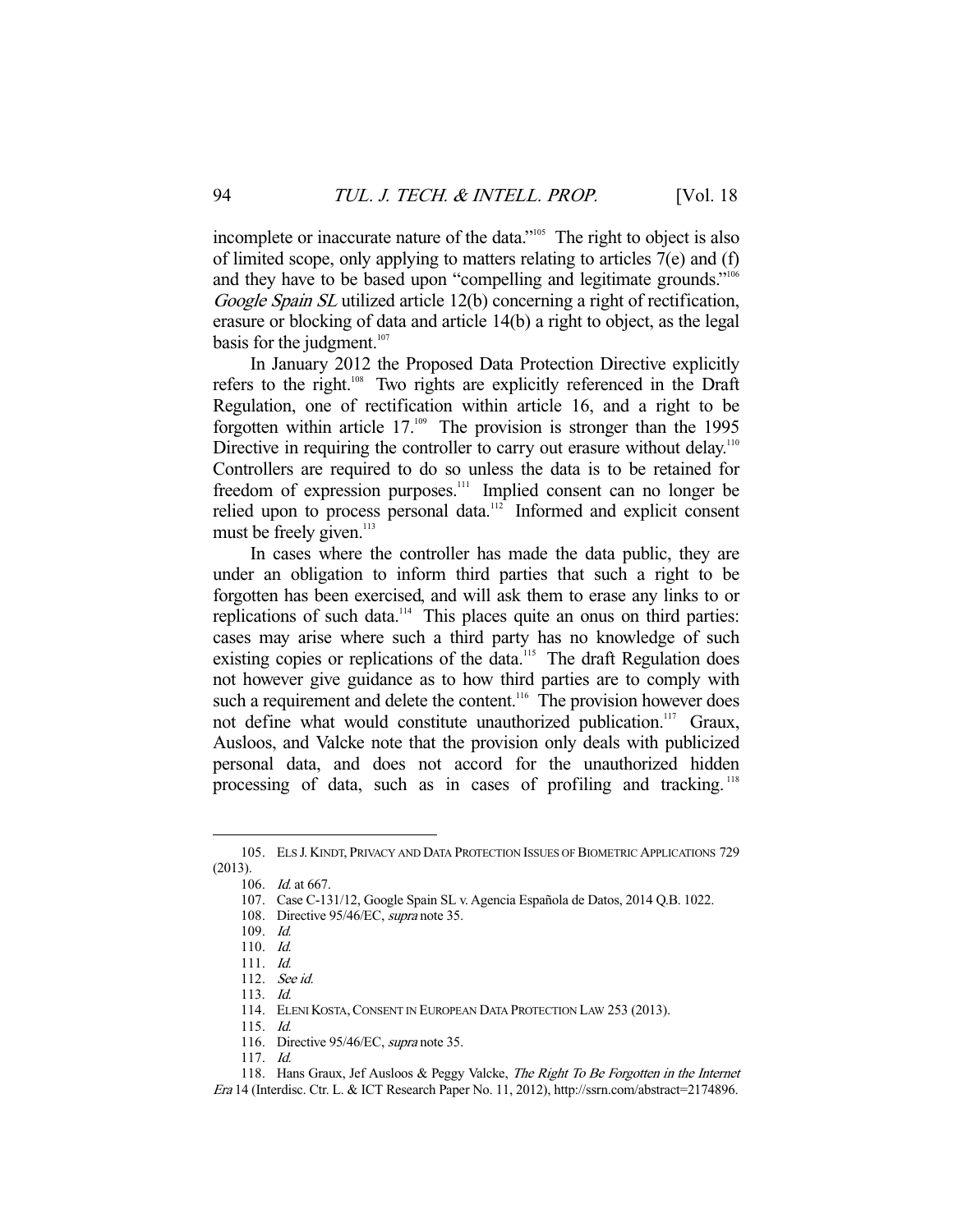incomplete or inaccurate nature of the data."[105] The right to object is also of limited scope, only applying to matters relating to articles 7(e) and (f) and they have to be based upon "compelling and legitimate grounds."[106] *Google Spain SL* utilized article 12(b) concerning a right of rectification, erasure or blocking of data and article 14(b) a right to object, as the legal basis for the judgment.[107]

In January 2012 the Proposed Data Protection Directive explicitly refers to the right.[108] Two rights are explicitly referenced in the Draft Regulation, one of rectification within article 16, and a right to be forgotten within article 17.[109] The provision is stronger than the 1995 Directive in requiring the controller to carry out erasure without delay.[110] Controllers are required to do so unless the data is to be retained for freedom of expression purposes.[111] Implied consent can no longer be relied upon to process personal data.[112] Informed and explicit consent must be freely given.[113]

In cases where the controller has made the data public, they are under an obligation to inform third parties that such a right to be forgotten has been exercised, and will ask them to erase any links to or replications of such data.[114] This places quite an onus on third parties: cases may arise where such a third party has no knowledge of such existing copies or replications of the data.[115] The draft Regulation does not however give guidance as to how third parties are to comply with such a requirement and delete the content.[116] The provision however does not define what would constitute unauthorized publication.[117] Graux, Ausloos, and Valcke note that the provision only deals with publicized personal data, and does not accord for the unauthorized hidden processing of data, such as in cases of profiling and tracking.[118]

---

105. ELS J. KINDT, PRIVACY AND DATA PROTECTION ISSUES OF BIOMETRIC APPLICATIONS 729 (2013).

106. *Id.* at 667.

107. Case C-131/12, Google Spain SL v. Agencia Española de Datos, 2014 Q.B. 1022.

108. Directive 95/46/EC, *supra* note 35.

109. *Id.*

110. *Id.*

111. *Id.*

112. *See id.*

113. *Id.*

114. ELENI KOSTA, CONSENT IN EUROPEAN DATA PROTECTION LAW 253 (2013).

115. *Id.*

116. Directive 95/46/EC, *supra* note 35.

117. *Id.*

118. Hans Graux, Jef Ausloos & Peggy Valcke, *The Right To Be Forgotten in the Internet Era* 14 (Interdisc. Ctr. L. & ICT Research Paper No. 11, 2012), http://ssrn.com/abstract=2174896.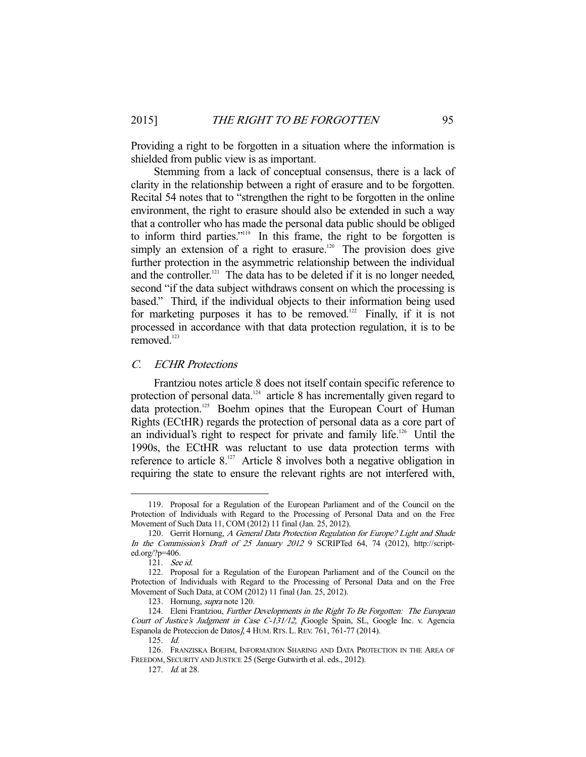Providing a right to be forgotten in a situation where the information is shielded from public view is as important.

Stemming from a lack of conceptual consensus, there is a lack of clarity in the relationship between a right of erasure and to be forgotten. Recital 54 notes that to "strengthen the right to be forgotten in the online environment, the right to erasure should also be extended in such a way that a controller who has made the personal data public should be obliged to inform third parties."[119] In this frame, the right to be forgotten is simply an extension of a right to erasure.[120] The provision does give further protection in the asymmetric relationship between the individual and the controller.[121] The data has to be deleted if it is no longer needed, second "if the data subject withdraws consent on which the processing is based." Third, if the individual objects to their information being used for marketing purposes it has to be removed.[122] Finally, if it is not processed in accordance with that data protection regulation, it is to be removed.[123]

## *C. ECHR Protections*

Frantziou notes article 8 does not itself contain specific reference to protection of personal data.[124] article 8 has incrementally given regard to data protection.[125] Boehm opines that the European Court of Human Rights (ECtHR) regards the protection of personal data as a core part of an individual's right to respect for private and family life.[126] Until the 1990s, the ECtHR was reluctant to use data protection terms with reference to article 8.[127] Article 8 involves both a negative obligation in requiring the state to ensure the relevant rights are not interfered with,

---

119. Proposal for a Regulation of the European Parliament and of the Council on the Protection of Individuals with Regard to the Processing of Personal Data and on the Free Movement of Such Data 11, COM (2012) 11 final (Jan. 25, 2012).

120. Gerrit Hornung, *A General Data Protection Regulation for Europe? Light and Shade In the Commission's Draft of 25 January 2012* 9 SCRIPTed 64, 74 (2012), http://script-ed.org/?p=406.

121. *See id.*

122. Proposal for a Regulation of the European Parliament and of the Council on the Protection of Individuals with Regard to the Processing of Personal Data and on the Free Movement of Such Data, at COM (2012) 11 final (Jan. 25, 2012).

123. Hornung, *supra* note 120.

124. Eleni Frantziou, *Further Developments in the Right To Be Forgotten: The European Court of Justice's Judgment in Case C-131/12, [*Google Spain, SL, Google Inc. v. Agencia Espanola de Proteccion de Datos*]*, 4 HUM. RTS. L. REV. 761, 761-77 (2014).

125. *Id.*

126. FRANZISKA BOEHM, INFORMATION SHARING AND DATA PROTECTION IN THE AREA OF FREEDOM, SECURITY AND JUSTICE 25 (Serge Gutwirth et al. eds., 2012).

127. *Id.* at 28.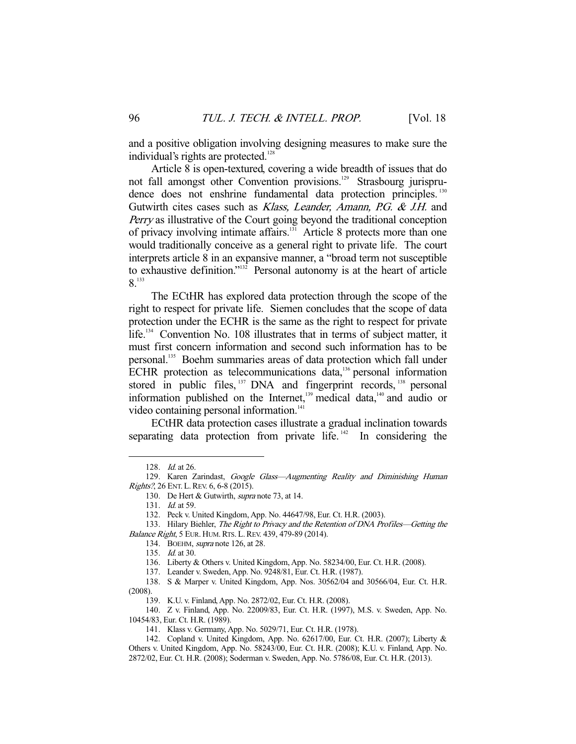and a positive obligation involving designing measures to make sure the individual's rights are protected.[128]

Article 8 is open-textured, covering a wide breadth of issues that do not fall amongst other Convention provisions.[129] Strasbourg jurisprudence does not enshrine fundamental data protection principles.[130] Gutwirth cites cases such as *Klass, Leander, Amann, P.G. & J.H.* and *Perry* as illustrative of the Court going beyond the traditional conception of privacy involving intimate affairs.[131] Article 8 protects more than one would traditionally conceive as a general right to private life. The court interprets article 8 in an expansive manner, a "broad term not susceptible to exhaustive definition."[132] Personal autonomy is at the heart of article 8.[133]

The ECtHR has explored data protection through the scope of the right to respect for private life. Siemen concludes that the scope of data protection under the ECHR is the same as the right to respect for private life.[134] Convention No. 108 illustrates that in terms of subject matter, it must first concern information and second such information has to be personal.[135] Boehm summaries areas of data protection which fall under ECHR protection as telecommunications data,[136] personal information stored in public files,[137] DNA and fingerprint records,[138] personal information published on the Internet,[139] medical data,[140] and audio or video containing personal information.[141]

ECtHR data protection cases illustrate a gradual inclination towards separating data protection from private life.[142] In considering the

---

128. *Id.* at 26.

129. Karen Zarindast, *Google Glass—Augmenting Reality and Diminishing Human Rights?*, 26 ENT. L. REV. 6, 6-8 (2015).

130. De Hert & Gutwirth, *supra* note 73, at 14.

131. *Id.* at 59.

132. Peck v. United Kingdom, App. No. 44647/98, Eur. Ct. H.R. (2003).

133. Hilary Biehler, *The Right to Privacy and the Retention of DNA Profiles—Getting the Balance Right*, 5 EUR. HUM. RTS. L. REV. 439, 479-89 (2014).

134. BOEHM, *supra* note 126, at 28.

135. *Id.* at 30.

136. Liberty & Others v. United Kingdom, App. No. 58234/00, Eur. Ct. H.R. (2008).

137. Leander v. Sweden, App. No. 9248/81, Eur. Ct. H.R. (1987).

138. S & Marper v. United Kingdom, App. Nos. 30562/04 and 30566/04, Eur. Ct. H.R. (2008).

139. K.U. v. Finland, App. No. 2872/02, Eur. Ct. H.R. (2008).

140. Z v. Finland, App. No. 22009/83, Eur. Ct. H.R. (1997), M.S. v. Sweden, App. No. 10454/83, Eur. Ct. H.R. (1989).

141. Klass v. Germany, App. No. 5029/71, Eur. Ct. H.R. (1978).

142. Copland v. United Kingdom, App. No. 62617/00, Eur. Ct. H.R. (2007); Liberty & Others v. United Kingdom, App. No. 58243/00, Eur. Ct. H.R. (2008); K.U. v. Finland, App. No. 2872/02, Eur. Ct. H.R. (2008); Soderman v. Sweden, App. No. 5786/08, Eur. Ct. H.R. (2013).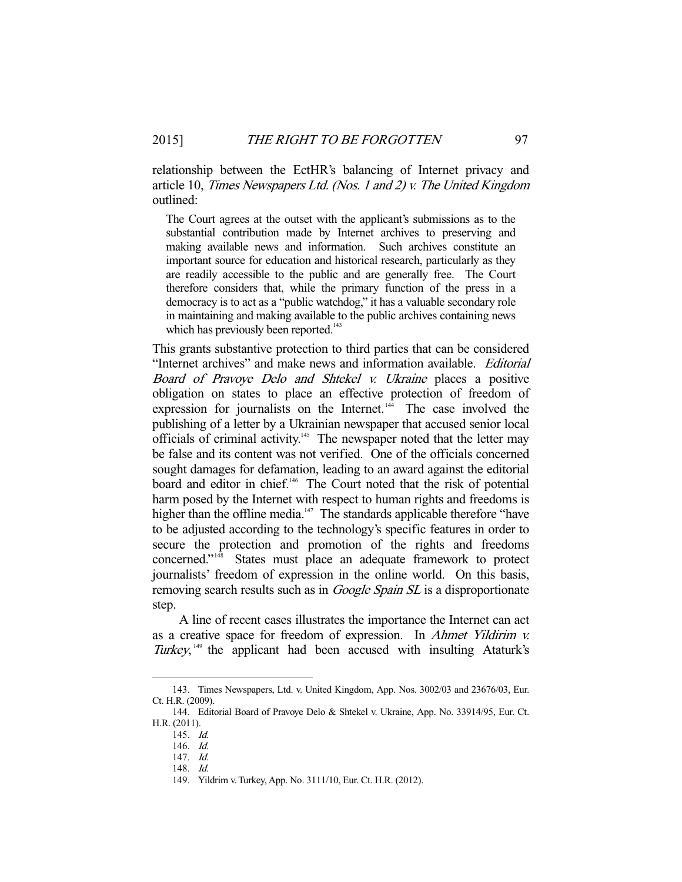relationship between the EctHR's balancing of Internet privacy and article 10, *Times Newspapers Ltd. (Nos. 1 and 2) v. The United Kingdom* outlined:

> The Court agrees at the outset with the applicant's submissions as to the substantial contribution made by Internet archives to preserving and making available news and information. Such archives constitute an important source for education and historical research, particularly as they are readily accessible to the public and are generally free. The Court therefore considers that, while the primary function of the press in a democracy is to act as a "public watchdog," it has a valuable secondary role in maintaining and making available to the public archives containing news which has previously been reported.[143]

This grants substantive protection to third parties that can be considered "Internet archives" and make news and information available. *Editorial Board of Pravoye Delo and Shtekel v. Ukraine* places a positive obligation on states to place an effective protection of freedom of expression for journalists on the Internet.[144] The case involved the publishing of a letter by a Ukrainian newspaper that accused senior local officials of criminal activity.[145] The newspaper noted that the letter may be false and its content was not verified. One of the officials concerned sought damages for defamation, leading to an award against the editorial board and editor in chief.[146] The Court noted that the risk of potential harm posed by the Internet with respect to human rights and freedoms is higher than the offline media.[147] The standards applicable therefore "have to be adjusted according to the technology's specific features in order to secure the protection and promotion of the rights and freedoms concerned."[148] States must place an adequate framework to protect journalists' freedom of expression in the online world. On this basis, removing search results such as in *Google Spain SL* is a disproportionate step.

A line of recent cases illustrates the importance the Internet can act as a creative space for freedom of expression. In *Ahmet Yildirim v. Turkey*,[149] the applicant had been accused with insulting Ataturk's

---

143. Times Newspapers, Ltd. v. United Kingdom, App. Nos. 3002/03 and 23676/03, Eur. Ct. H.R. (2009).

144. Editorial Board of Pravoye Delo & Shtekel v. Ukraine, App. No. 33914/95, Eur. Ct. H.R. (2011).

145. *Id.*

146. *Id.*

147. *Id.*

148. *Id.*

149. Yildrim v. Turkey, App. No. 3111/10, Eur. Ct. H.R. (2012).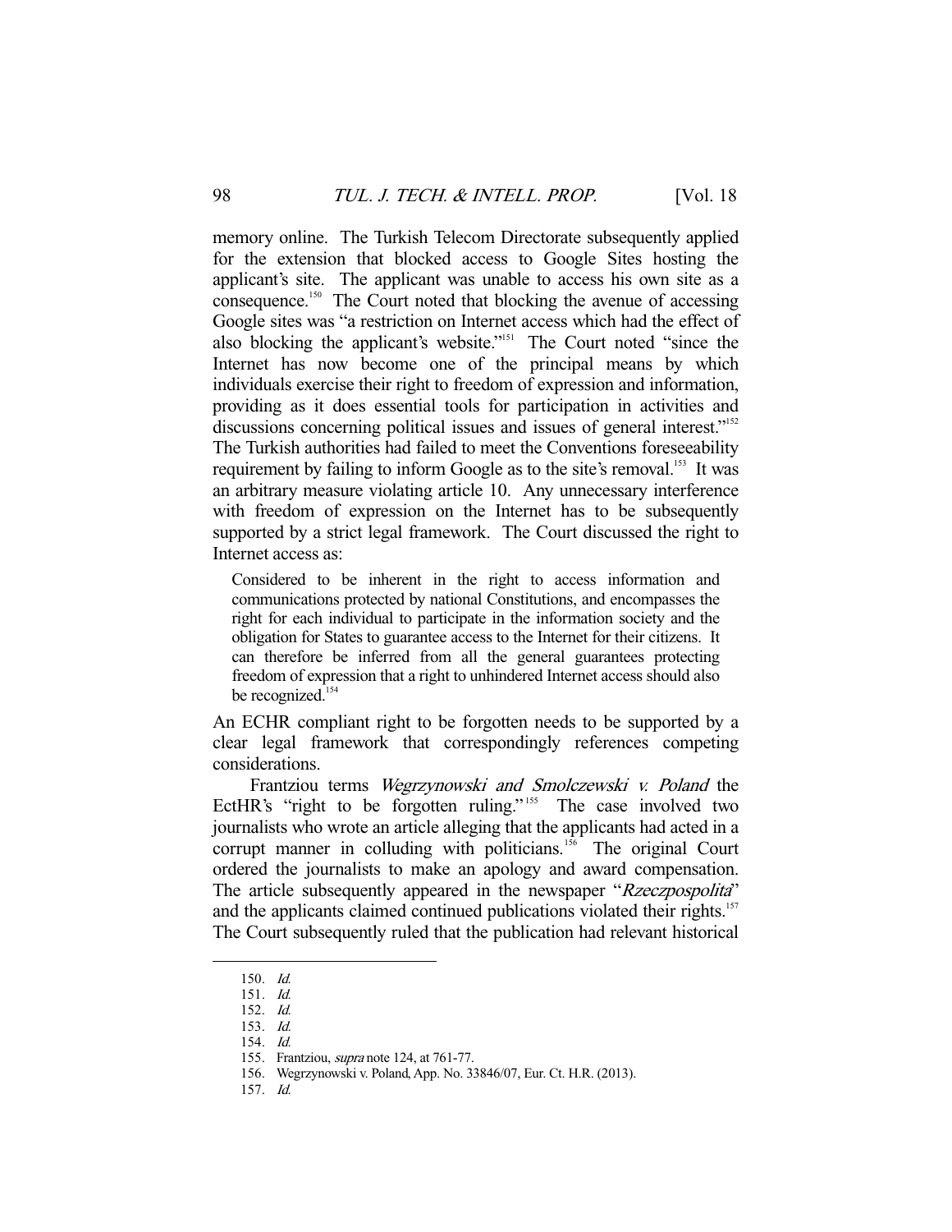memory online. The Turkish Telecom Directorate subsequently applied for the extension that blocked access to Google Sites hosting the applicant's site. The applicant was unable to access his own site as a consequence.[150] The Court noted that blocking the avenue of accessing Google sites was "a restriction on Internet access which had the effect of also blocking the applicant's website."[151] The Court noted "since the Internet has now become one of the principal means by which individuals exercise their right to freedom of expression and information, providing as it does essential tools for participation in activities and discussions concerning political issues and issues of general interest."[152] The Turkish authorities had failed to meet the Conventions foreseeability requirement by failing to inform Google as to the site's removal.[153] It was an arbitrary measure violating article 10. Any unnecessary interference with freedom of expression on the Internet has to be subsequently supported by a strict legal framework. The Court discussed the right to Internet access as:

> Considered to be inherent in the right to access information and communications protected by national Constitutions, and encompasses the right for each individual to participate in the information society and the obligation for States to guarantee access to the Internet for their citizens. It can therefore be inferred from all the general guarantees protecting freedom of expression that a right to unhindered Internet access should also be recognized.[154]

An ECHR compliant right to be forgotten needs to be supported by a clear legal framework that correspondingly references competing considerations.

Frantziou terms *Wegrzynowski and Smolczewski v. Poland* the EctHR's "right to be forgotten ruling."[155] The case involved two journalists who wrote an article alleging that the applicants had acted in a corrupt manner in colluding with politicians.[156] The original Court ordered the journalists to make an apology and award compensation. The article subsequently appeared in the newspaper "*Rzeczpospolita*" and the applicants claimed continued publications violated their rights.[157] The Court subsequently ruled that the publication had relevant historical

---

150. *Id.*
151. *Id.*
152. *Id.*
153. *Id.*
154. *Id.*
155. Frantziou, *supra* note 124, at 761-77.
156. Wegrzynowski v. Poland, App. No. 33846/07, Eur. Ct. H.R. (2013).
157. *Id.*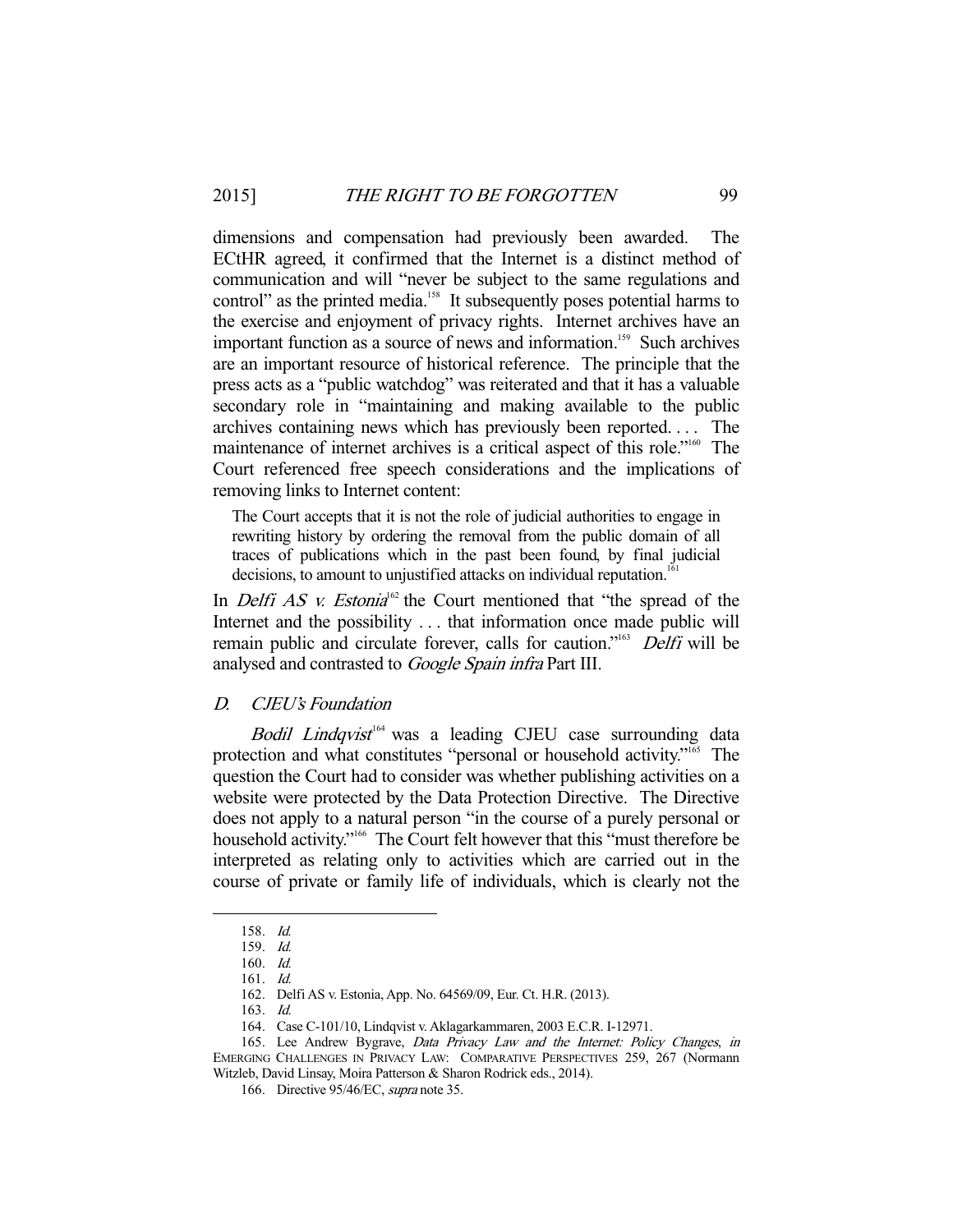dimensions and compensation had previously been awarded. The ECtHR agreed, it confirmed that the Internet is a distinct method of communication and will "never be subject to the same regulations and control" as the printed media.[158] It subsequently poses potential harms to the exercise and enjoyment of privacy rights. Internet archives have an important function as a source of news and information.[159] Such archives are an important resource of historical reference. The principle that the press acts as a "public watchdog" was reiterated and that it has a valuable secondary role in "maintaining and making available to the public archives containing news which has previously been reported. . . . The maintenance of internet archives is a critical aspect of this role."[160] The Court referenced free speech considerations and the implications of removing links to Internet content:

> The Court accepts that it is not the role of judicial authorities to engage in rewriting history by ordering the removal from the public domain of all traces of publications which in the past been found, by final judicial decisions, to amount to unjustified attacks on individual reputation.[161]

In *Delfi AS v. Estonia*[162] the Court mentioned that "the spread of the Internet and the possibility . . . that information once made public will remain public and circulate forever, calls for caution."[163] *Delfi* will be analysed and contrasted to *Google Spain infra* Part III.

### D. *CJEU's Foundation*

*Bodil Lindqvist*[164] was a leading CJEU case surrounding data protection and what constitutes "personal or household activity."[165] The question the Court had to consider was whether publishing activities on a website were protected by the Data Protection Directive. The Directive does not apply to a natural person "in the course of a purely personal or household activity."[166] The Court felt however that this "must therefore be interpreted as relating only to activities which are carried out in the course of private or family life of individuals, which is clearly not the

---

158. *Id.*

159. *Id.*

160. *Id.*

161. *Id.*

162. Delfi AS v. Estonia, App. No. 64569/09, Eur. Ct. H.R. (2013).

163. *Id.*

164. Case C-101/10, Lindqvist v. Aklagarkammaren, 2003 E.C.R. I-12971.

165. Lee Andrew Bygrave, *Data Privacy Law and the Internet: Policy Changes*, *in* EMERGING CHALLENGES IN PRIVACY LAW: COMPARATIVE PERSPECTIVES 259, 267 (Normann Witzleb, David Linsay, Moira Patterson & Sharon Rodrick eds., 2014).

166. Directive 95/46/EC, *supra* note 35.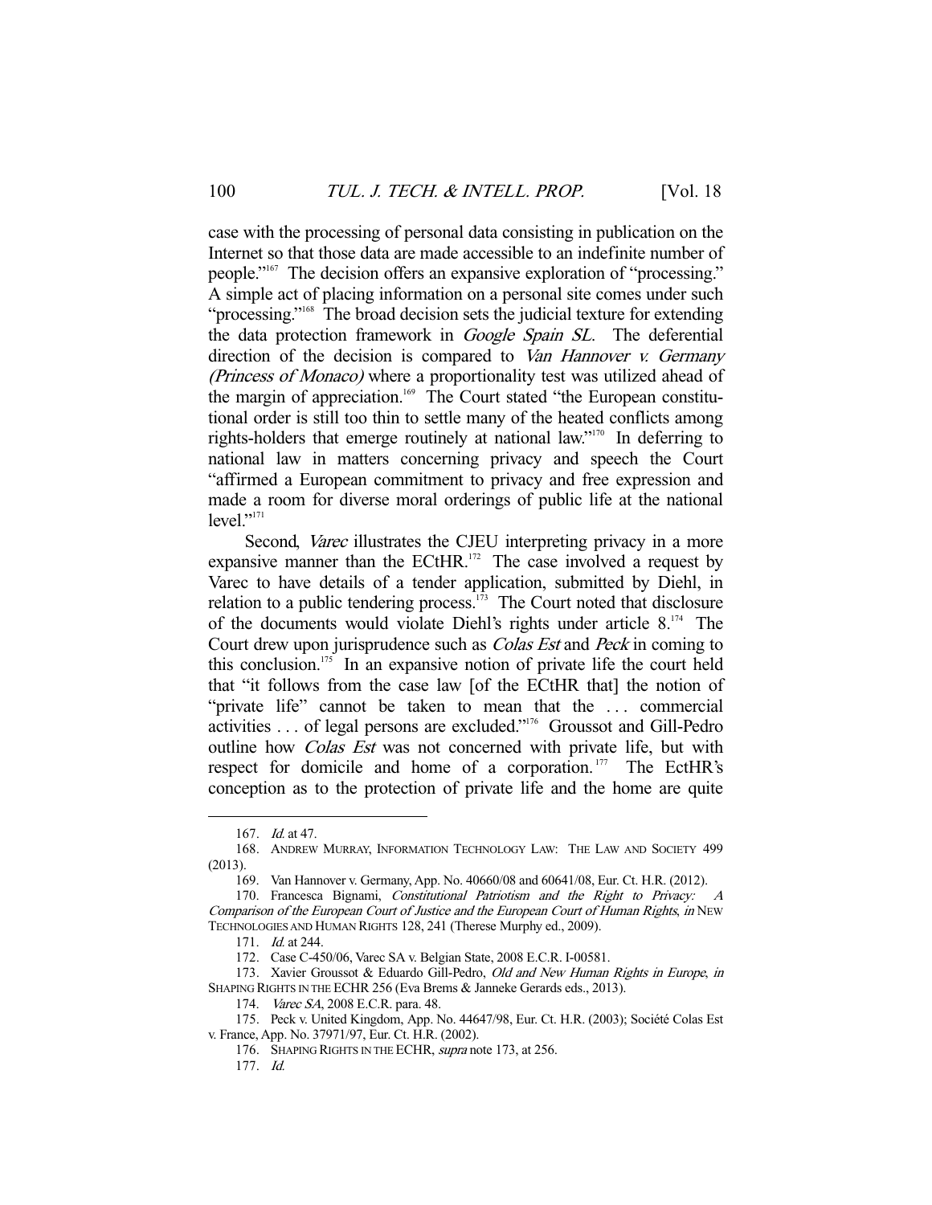case with the processing of personal data consisting in publication on the Internet so that those data are made accessible to an indefinite number of people."[167] The decision offers an expansive exploration of "processing." A simple act of placing information on a personal site comes under such "processing."[168] The broad decision sets the judicial texture for extending the data protection framework in *Google Spain SL*. The deferential direction of the decision is compared to *Van Hannover v. Germany (Princess of Monaco)* where a proportionality test was utilized ahead of the margin of appreciation.[169] The Court stated "the European constitutional order is still too thin to settle many of the heated conflicts among rights-holders that emerge routinely at national law."[170] In deferring to national law in matters concerning privacy and speech the Court "affirmed a European commitment to privacy and free expression and made a room for diverse moral orderings of public life at the national level."[171]

Second, *Varec* illustrates the CJEU interpreting privacy in a more expansive manner than the ECtHR.[172] The case involved a request by Varec to have details of a tender application, submitted by Diehl, in relation to a public tendering process.[173] The Court noted that disclosure of the documents would violate Diehl's rights under article 8.[174] The Court drew upon jurisprudence such as *Colas Est* and *Peck* in coming to this conclusion.[175] In an expansive notion of private life the court held that "it follows from the case law [of the ECtHR that] the notion of "private life" cannot be taken to mean that the . . . commercial activities . . . of legal persons are excluded."[176] Groussot and Gill-Pedro outline how *Colas Est* was not concerned with private life, but with respect for domicile and home of a corporation.[177] The EctHR's conception as to the protection of private life and the home are quite

---

167. *Id.* at 47.

168. ANDREW MURRAY, INFORMATION TECHNOLOGY LAW: THE LAW AND SOCIETY 499 (2013).

169. Van Hannover v. Germany, App. No. 40660/08 and 60641/08, Eur. Ct. H.R. (2012).

170. Francesca Bignami, *Constitutional Patriotism and the Right to Privacy: A Comparison of the European Court of Justice and the European Court of Human Rights*, *in* NEW TECHNOLOGIES AND HUMAN RIGHTS 128, 241 (Therese Murphy ed., 2009).

171. *Id.* at 244.

172. Case C-450/06, Varec SA v. Belgian State, 2008 E.C.R. I-00581.

173. Xavier Groussot & Eduardo Gill-Pedro, *Old and New Human Rights in Europe*, *in* SHAPING RIGHTS IN THE ECHR 256 (Eva Brems & Janneke Gerards eds., 2013).

174. *Varec SA*, 2008 E.C.R. para. 48.

175. Peck v. United Kingdom, App. No. 44647/98, Eur. Ct. H.R. (2003); Société Colas Est v. France, App. No. 37971/97, Eur. Ct. H.R. (2002).

176. SHAPING RIGHTS IN THE ECHR, *supra* note 173, at 256.

177. *Id.*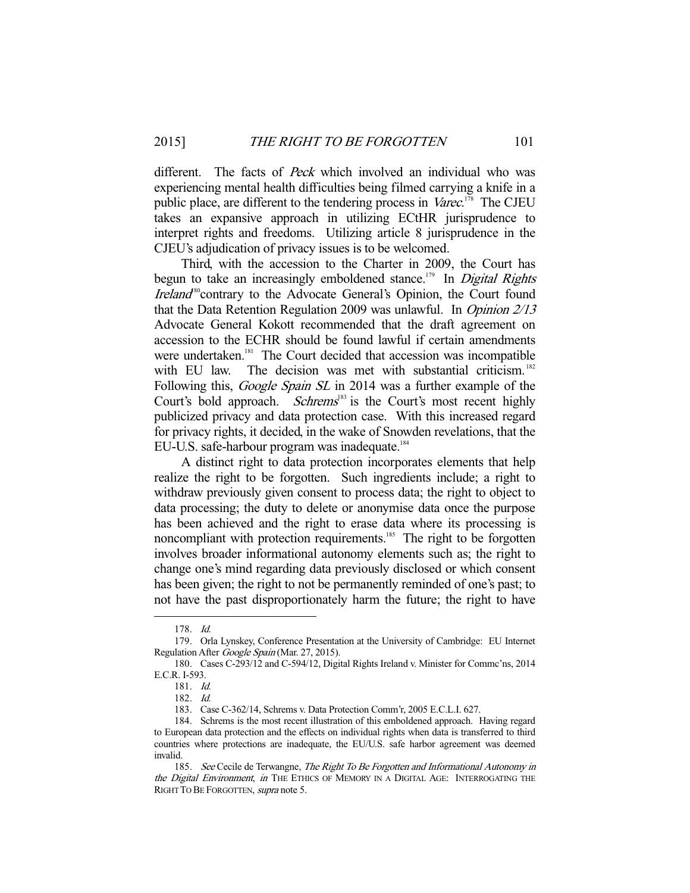different. The facts of *Peck* which involved an individual who was experiencing mental health difficulties being filmed carrying a knife in a public place, are different to the tendering process in *Varec*.[178] The CJEU takes an expansive approach in utilizing ECtHR jurisprudence to interpret rights and freedoms. Utilizing article 8 jurisprudence in the CJEU's adjudication of privacy issues is to be welcomed.

Third, with the accession to the Charter in 2009, the Court has begun to take an increasingly emboldened stance.[179] In *Digital Rights Ireland*[180] contrary to the Advocate General's Opinion, the Court found that the Data Retention Regulation 2009 was unlawful. In *Opinion 2/13* Advocate General Kokott recommended that the draft agreement on accession to the ECHR should be found lawful if certain amendments were undertaken.[181] The Court decided that accession was incompatible with EU law. The decision was met with substantial criticism.[182] Following this, *Google Spain SL* in 2014 was a further example of the Court's bold approach. *Schrems*[183] is the Court's most recent highly publicized privacy and data protection case. With this increased regard for privacy rights, it decided, in the wake of Snowden revelations, that the EU-U.S. safe-harbour program was inadequate.[184]

A distinct right to data protection incorporates elements that help realize the right to be forgotten. Such ingredients include; a right to withdraw previously given consent to process data; the right to object to data processing; the duty to delete or anonymise data once the purpose has been achieved and the right to erase data where its processing is noncompliant with protection requirements.[185] The right to be forgotten involves broader informational autonomy elements such as; the right to change one's mind regarding data previously disclosed or which consent has been given; the right to not be permanently reminded of one's past; to not have the past disproportionately harm the future; the right to have

---

178. *Id.*

179. Orla Lynskey, Conference Presentation at the University of Cambridge: EU Internet Regulation After *Google Spain* (Mar. 27, 2015).

180. Cases C-293/12 and C-594/12, Digital Rights Ireland v. Minister for Commc'ns, 2014 E.C.R. I-593.

181. *Id.*

182. *Id.*

183. Case C-362/14, Schrems v. Data Protection Comm'r, 2005 E.C.L.I. 627.

184. Schrems is the most recent illustration of this emboldened approach. Having regard to European data protection and the effects on individual rights when data is transferred to third countries where protections are inadequate, the EU/U.S. safe harbor agreement was deemed invalid.

185. *See* Cecile de Terwangne, *The Right To Be Forgotten and Informational Autonomy in the Digital Environment*, *in* THE ETHICS OF MEMORY IN A DIGITAL AGE: INTERROGATING THE RIGHT TO BE FORGOTTEN, *supra* note 5.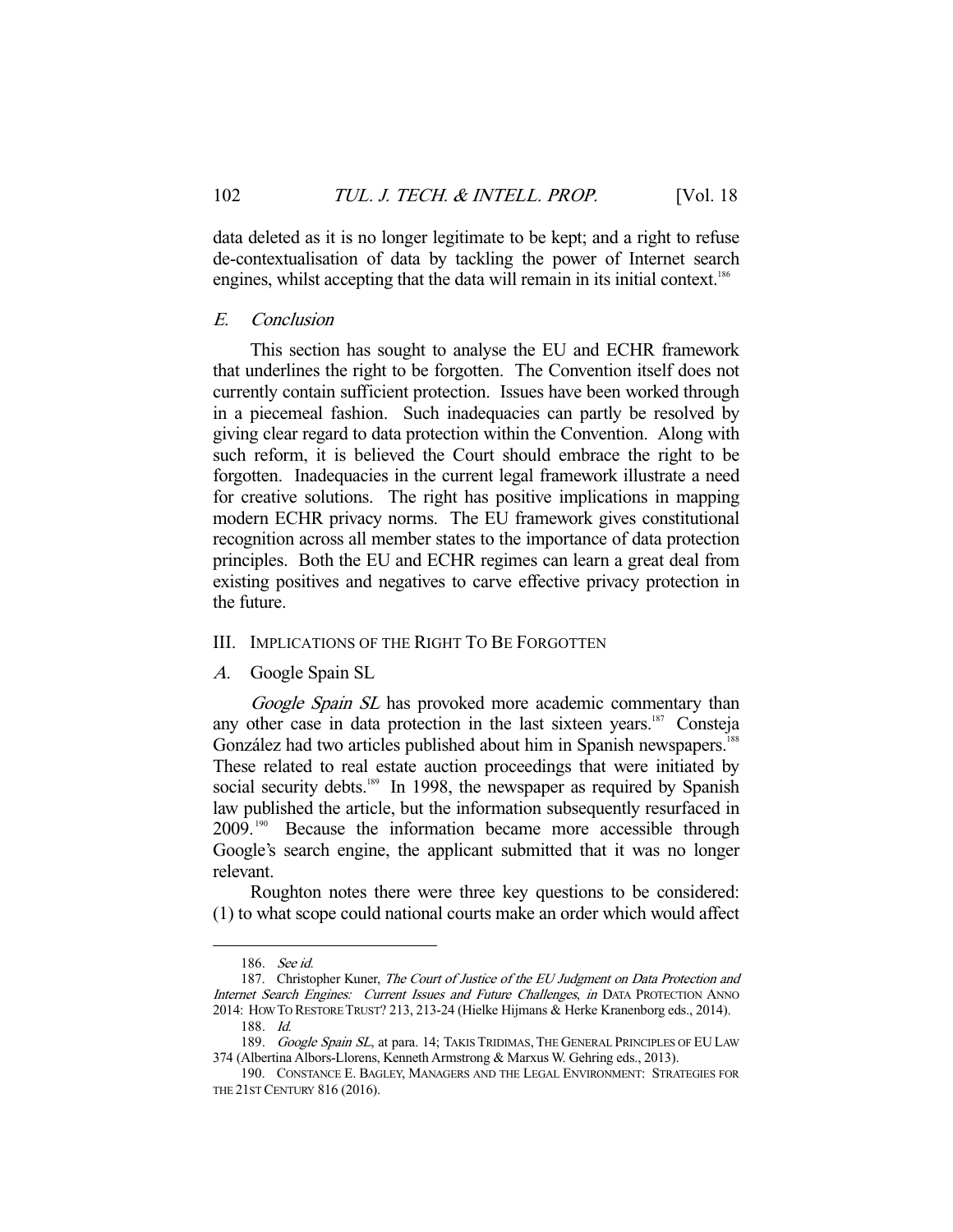data deleted as it is no longer legitimate to be kept; and a right to refuse de-contextualisation of data by tackling the power of Internet search engines, whilst accepting that the data will remain in its initial context.[186]

### *E. Conclusion*

This section has sought to analyse the EU and ECHR framework that underlines the right to be forgotten. The Convention itself does not currently contain sufficient protection. Issues have been worked through in a piecemeal fashion. Such inadequacies can partly be resolved by giving clear regard to data protection within the Convention. Along with such reform, it is believed the Court should embrace the right to be forgotten. Inadequacies in the current legal framework illustrate a need for creative solutions. The right has positive implications in mapping modern ECHR privacy norms. The EU framework gives constitutional recognition across all member states to the importance of data protection principles. Both the EU and ECHR regimes can learn a great deal from existing positives and negatives to carve effective privacy protection in the future.

## III. Implications of the Right To Be Forgotten

### *A.* Google Spain SL

*Google Spain SL* has provoked more academic commentary than any other case in data protection in the last sixteen years.[187] Consteja González had two articles published about him in Spanish newspapers.[188] These related to real estate auction proceedings that were initiated by social security debts.[189] In 1998, the newspaper as required by Spanish law published the article, but the information subsequently resurfaced in 2009.[190] Because the information became more accessible through Google's search engine, the applicant submitted that it was no longer relevant.

Roughton notes there were three key questions to be considered: (1) to what scope could national courts make an order which would affect

---

186. *See id.*

187. Christopher Kuner, *The Court of Justice of the EU Judgment on Data Protection and Internet Search Engines: Current Issues and Future Challenges*, *in* DATA PROTECTION ANNO 2014: HOW TO RESTORE TRUST? 213, 213-24 (Hielke Hijmans & Herke Kranenborg eds., 2014).

188. *Id.*

189. *Google Spain SL*, at para. 14; TAKIS TRIDIMAS, THE GENERAL PRINCIPLES OF EU LAW 374 (Albertina Albors-Llorens, Kenneth Armstrong & Marxus W. Gehring eds., 2013).

190. CONSTANCE E. BAGLEY, MANAGERS AND THE LEGAL ENVIRONMENT: STRATEGIES FOR THE 21ST CENTURY 816 (2016).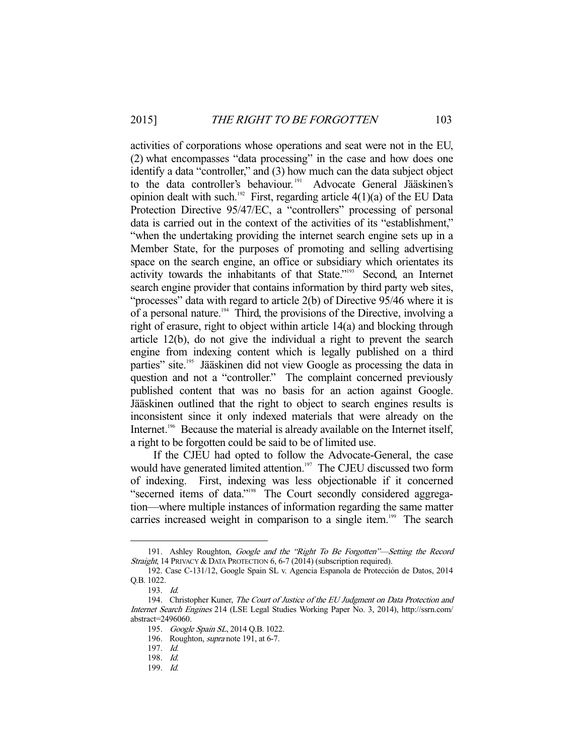activities of corporations whose operations and seat were not in the EU, (2) what encompasses "data processing" in the case and how does one identify a data "controller," and (3) how much can the data subject object to the data controller's behaviour.[191] Advocate General Jääskinen's opinion dealt with such.[192] First, regarding article 4(1)(a) of the EU Data Protection Directive 95/47/EC, a "controllers" processing of personal data is carried out in the context of the activities of its "establishment," "when the undertaking providing the internet search engine sets up in a Member State, for the purposes of promoting and selling advertising space on the search engine, an office or subsidiary which orientates its activity towards the inhabitants of that State."[193] Second, an Internet search engine provider that contains information by third party web sites, "processes" data with regard to article 2(b) of Directive 95/46 where it is of a personal nature.[194] Third, the provisions of the Directive, involving a right of erasure, right to object within article 14(a) and blocking through article 12(b), do not give the individual a right to prevent the search engine from indexing content which is legally published on a third parties" site.[195] Jääskinen did not view Google as processing the data in question and not a "controller." The complaint concerned previously published content that was no basis for an action against Google. Jääskinen outlined that the right to object to search engines results is inconsistent since it only indexed materials that were already on the Internet.[196] Because the material is already available on the Internet itself, a right to be forgotten could be said to be of limited use.

If the CJEU had opted to follow the Advocate-General, the case would have generated limited attention.[197] The CJEU discussed two form of indexing. First, indexing was less objectionable if it concerned "secerned items of data."[198] The Court secondly considered aggregation—where multiple instances of information regarding the same matter carries increased weight in comparison to a single item.[199] The search

---

191. Ashley Roughton, *Google and the "Right To Be Forgotten"—Setting the Record Straight*, 14 PRIVACY & DATA PROTECTION 6, 6-7 (2014) (subscription required).

192. Case C-131/12, Google Spain SL v. Agencia Espanola de Protección de Datos, 2014 Q.B. 1022.

193. *Id.*

194. Christopher Kuner, *The Court of Justice of the EU Judgment on Data Protection and Internet Search Engines* 214 (LSE Legal Studies Working Paper No. 3, 2014), http://ssrn.com/abstract=2496060.

195. *Google Spain SL*, 2014 Q.B. 1022.

196. Roughton, *supra* note 191, at 6-7.

197. *Id.*

198. *Id.*

199. *Id.*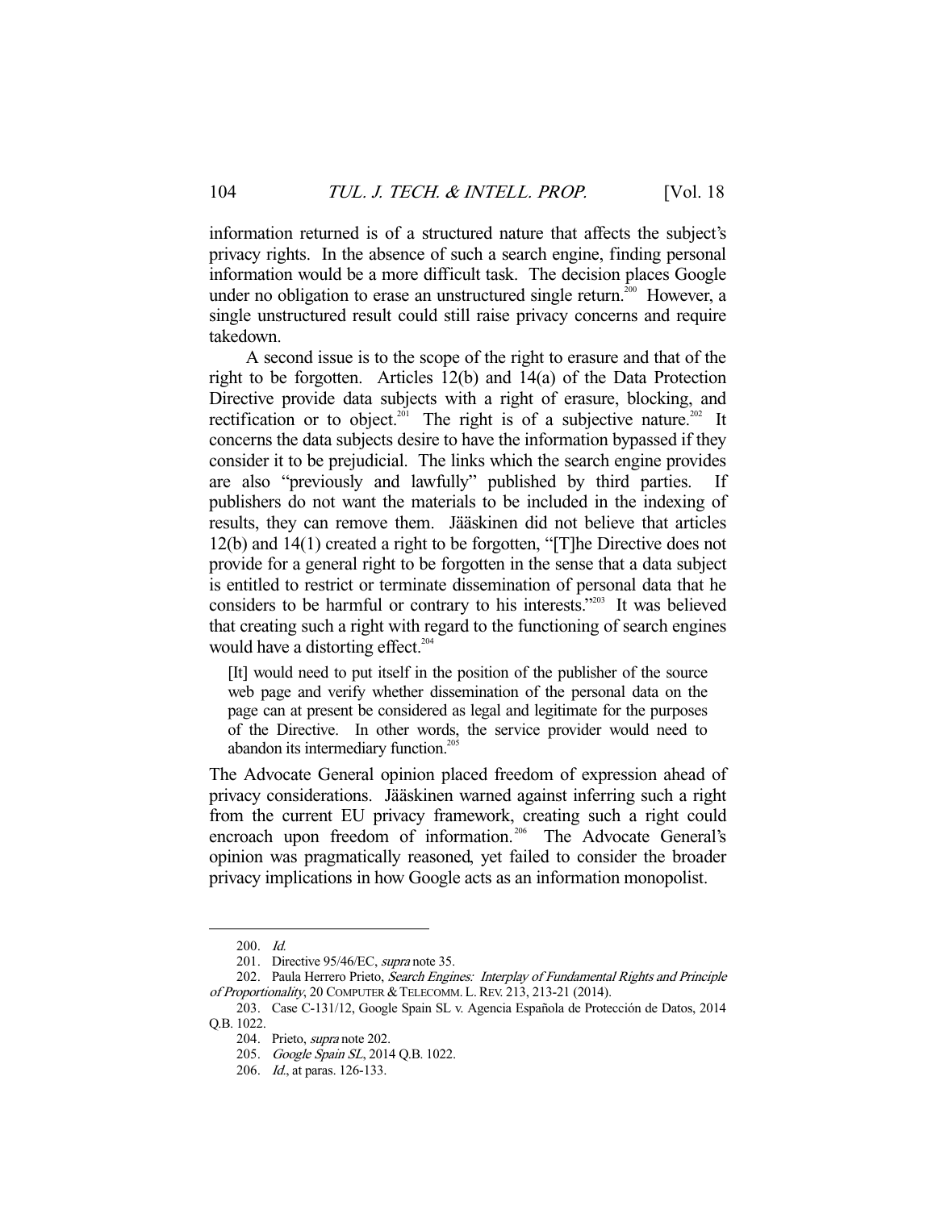information returned is of a structured nature that affects the subject's privacy rights. In the absence of such a search engine, finding personal information would be a more difficult task. The decision places Google under no obligation to erase an unstructured single return.[200] However, a single unstructured result could still raise privacy concerns and require takedown.

A second issue is to the scope of the right to erasure and that of the right to be forgotten. Articles 12(b) and 14(a) of the Data Protection Directive provide data subjects with a right of erasure, blocking, and rectification or to object.[201] The right is of a subjective nature.[202] It concerns the data subjects desire to have the information bypassed if they consider it to be prejudicial. The links which the search engine provides are also "previously and lawfully" published by third parties. If publishers do not want the materials to be included in the indexing of results, they can remove them. Jääskinen did not believe that articles 12(b) and 14(1) created a right to be forgotten, "[T]he Directive does not provide for a general right to be forgotten in the sense that a data subject is entitled to restrict or terminate dissemination of personal data that he considers to be harmful or contrary to his interests."[203] It was believed that creating such a right with regard to the functioning of search engines would have a distorting effect.[204]

> [It] would need to put itself in the position of the publisher of the source web page and verify whether dissemination of the personal data on the page can at present be considered as legal and legitimate for the purposes of the Directive. In other words, the service provider would need to abandon its intermediary function.[205]

The Advocate General opinion placed freedom of expression ahead of privacy considerations. Jääskinen warned against inferring such a right from the current EU privacy framework, creating such a right could encroach upon freedom of information.[206] The Advocate General's opinion was pragmatically reasoned, yet failed to consider the broader privacy implications in how Google acts as an information monopolist.

---

200. *Id.*

201. Directive 95/46/EC, *supra* note 35.

202. Paula Herrero Prieto, *Search Engines: Interplay of Fundamental Rights and Principle of Proportionality*, 20 COMPUTER & TELECOMM. L. REV. 213, 213-21 (2014).

203. Case C-131/12, Google Spain SL v. Agencia Española de Protección de Datos, 2014 Q.B. 1022.

204. Prieto, *supra* note 202.

205. *Google Spain SL*, 2014 Q.B. 1022.

206. *Id.*, at paras. 126-133.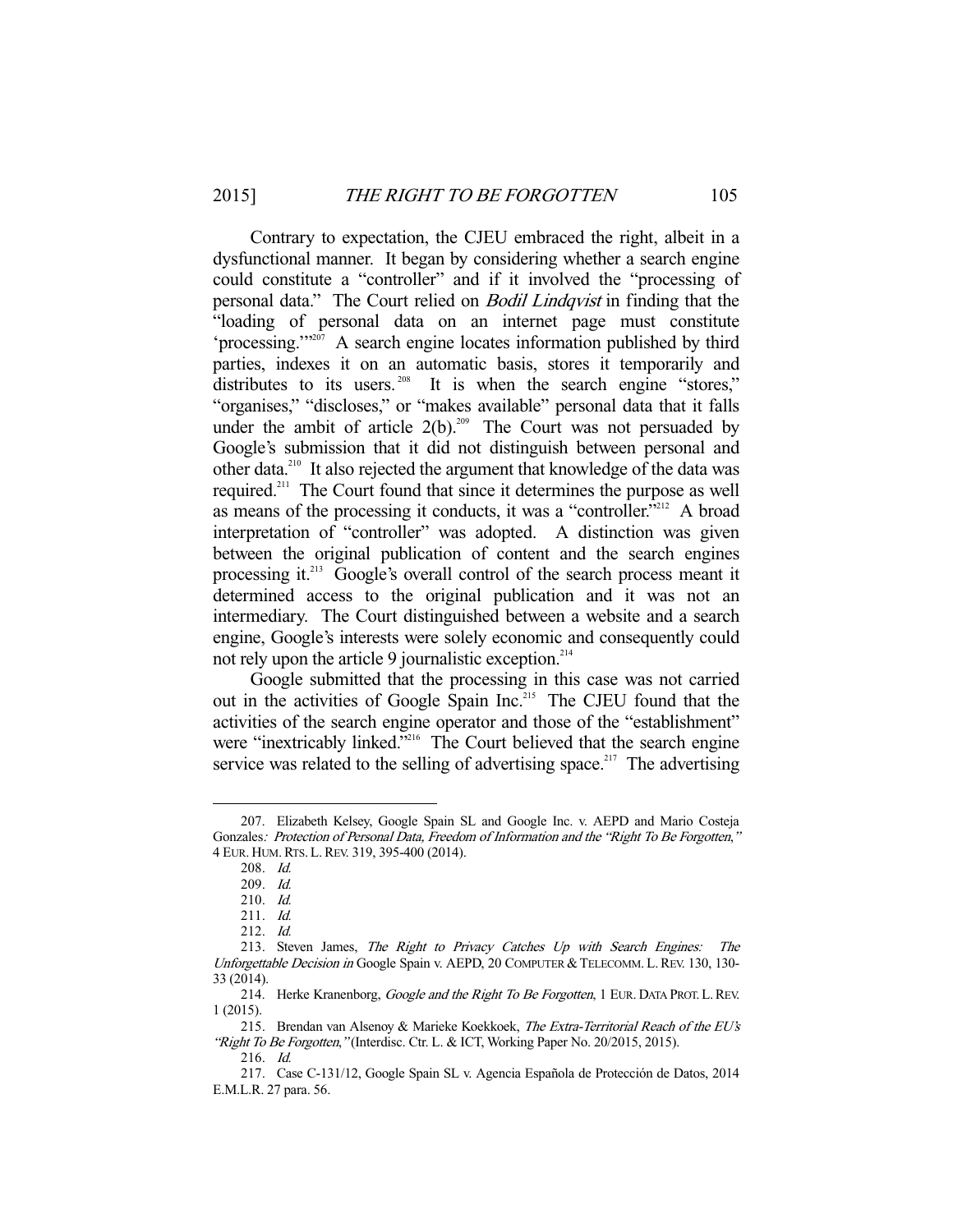Contrary to expectation, the CJEU embraced the right, albeit in a dysfunctional manner. It began by considering whether a search engine could constitute a "controller" and if it involved the "processing of personal data." The Court relied on *Bodil Lindqvist* in finding that the "loading of personal data on an internet page must constitute 'processing.'"[207] A search engine locates information published by third parties, indexes it on an automatic basis, stores it temporarily and distributes to its users.[208] It is when the search engine "stores," "organises," "discloses," or "makes available" personal data that it falls under the ambit of article 2(b).[209] The Court was not persuaded by Google's submission that it did not distinguish between personal and other data.[210] It also rejected the argument that knowledge of the data was required.[211] The Court found that since it determines the purpose as well as means of the processing it conducts, it was a "controller."[212] A broad interpretation of "controller" was adopted. A distinction was given between the original publication of content and the search engines processing it.[213] Google's overall control of the search process meant it determined access to the original publication and it was not an intermediary. The Court distinguished between a website and a search engine, Google's interests were solely economic and consequently could not rely upon the article 9 journalistic exception.[214]

Google submitted that the processing in this case was not carried out in the activities of Google Spain Inc.[215] The CJEU found that the activities of the search engine operator and those of the "establishment" were "inextricably linked."[216] The Court believed that the search engine service was related to the selling of advertising space.[217] The advertising

---

207. Elizabeth Kelsey, Google Spain SL and Google Inc. v. AEPD and Mario Costeja Gonzales*: Protection of Personal Data, Freedom of Information and the "Right To Be Forgotten,"* 4 EUR. HUM. RTS. L. REV. 319, 395-400 (2014).

208. *Id.*

209. *Id.*

210. *Id.*

211. *Id.*

212. *Id.*

213. Steven James, *The Right to Privacy Catches Up with Search Engines: The Unforgettable Decision in* Google Spain v. AEPD, 20 COMPUTER & TELECOMM. L. REV. 130, 130-33 (2014).

214. Herke Kranenborg, *Google and the Right To Be Forgotten*, 1 EUR. DATA PROT. L. REV. 1 (2015).

215. Brendan van Alsenoy & Marieke Koekkoek, *The Extra-Territorial Reach of the EU's "Right To Be Forgotten,"* (Interdisc. Ctr. L. & ICT, Working Paper No. 20/2015, 2015).

216. *Id.*

217. Case C-131/12, Google Spain SL v. Agencia Española de Protección de Datos, 2014 E.M.L.R. 27 para. 56.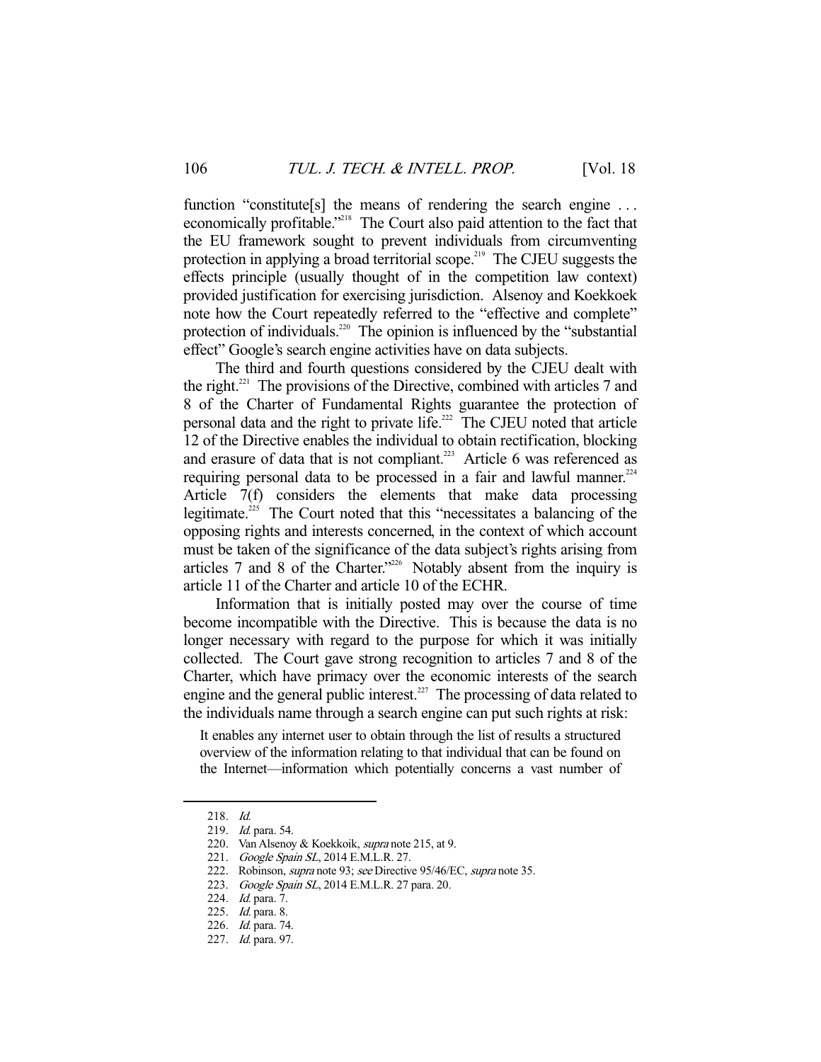function "constitute[s] the means of rendering the search engine . . . economically profitable."[218] The Court also paid attention to the fact that the EU framework sought to prevent individuals from circumventing protection in applying a broad territorial scope.[219] The CJEU suggests the effects principle (usually thought of in the competition law context) provided justification for exercising jurisdiction. Alsenoy and Koekkoek note how the Court repeatedly referred to the "effective and complete" protection of individuals.[220] The opinion is influenced by the "substantial effect" Google's search engine activities have on data subjects.

The third and fourth questions considered by the CJEU dealt with the right.[221] The provisions of the Directive, combined with articles 7 and 8 of the Charter of Fundamental Rights guarantee the protection of personal data and the right to private life.[222] The CJEU noted that article 12 of the Directive enables the individual to obtain rectification, blocking and erasure of data that is not compliant.[223] Article 6 was referenced as requiring personal data to be processed in a fair and lawful manner.[224] Article 7(f) considers the elements that make data processing legitimate.[225] The Court noted that this "necessitates a balancing of the opposing rights and interests concerned, in the context of which account must be taken of the significance of the data subject's rights arising from articles 7 and 8 of the Charter."[226] Notably absent from the inquiry is article 11 of the Charter and article 10 of the ECHR.

Information that is initially posted may over the course of time become incompatible with the Directive. This is because the data is no longer necessary with regard to the purpose for which it was initially collected. The Court gave strong recognition to articles 7 and 8 of the Charter, which have primacy over the economic interests of the search engine and the general public interest.[227] The processing of data related to the individuals name through a search engine can put such rights at risk:

> It enables any internet user to obtain through the list of results a structured overview of the information relating to that individual that can be found on the Internet—information which potentially concerns a vast number of

218. *Id.*
219. *Id.* para. 54.
220. Van Alsenoy & Koekkoik, *supra* note 215, at 9.
221. *Google Spain SL*, 2014 E.M.L.R. 27.
222. Robinson, *supra* note 93; *see* Directive 95/46/EC, *supra* note 35.
223. *Google Spain SL*, 2014 E.M.L.R. 27 para. 20.
224. *Id.* para. 7.
225. *Id.* para. 8.
226. *Id.* para. 74.
227. *Id.* para. 97.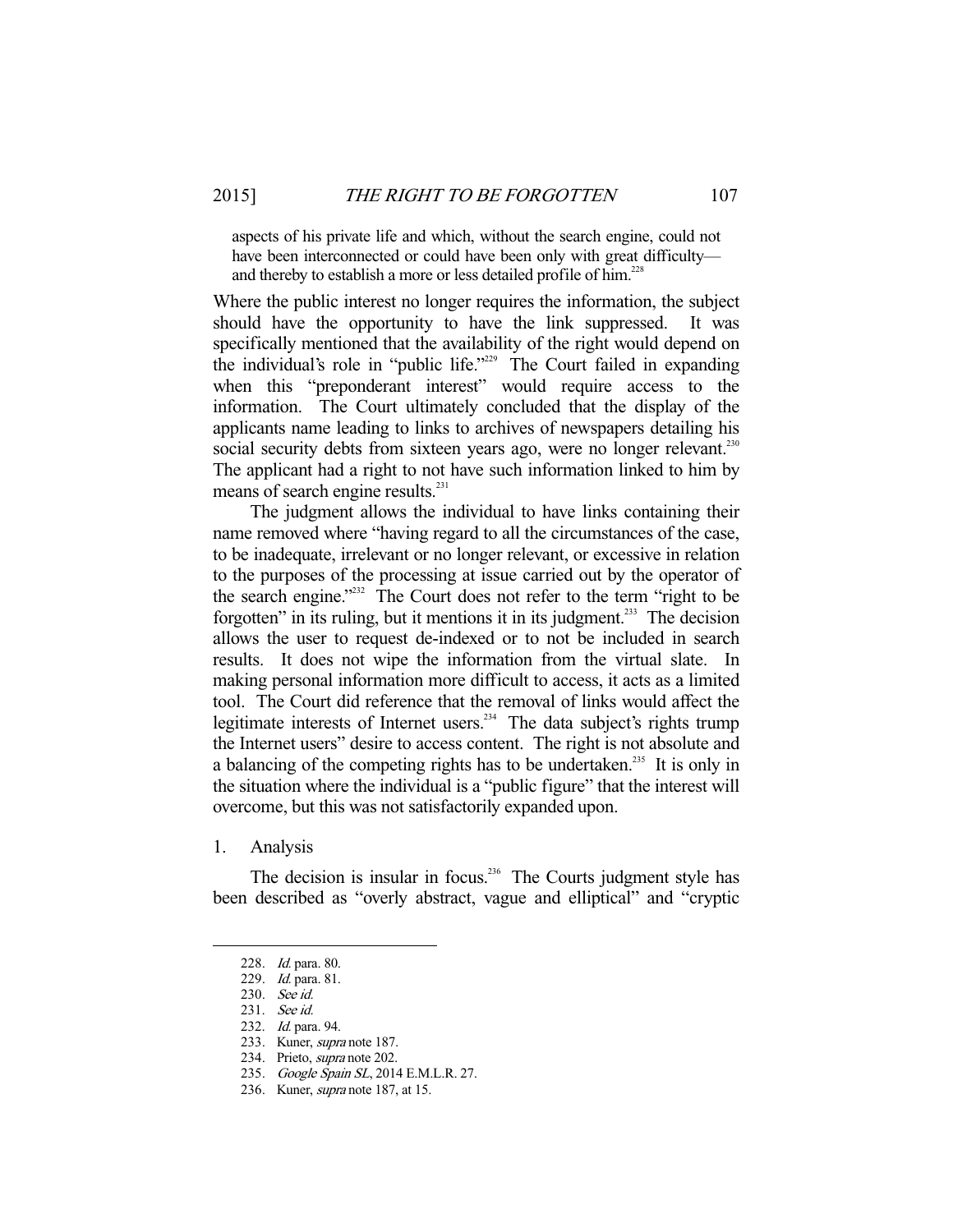> aspects of his private life and which, without the search engine, could not have been interconnected or could have been only with great difficulty—and thereby to establish a more or less detailed profile of him.[228]

Where the public interest no longer requires the information, the subject should have the opportunity to have the link suppressed. It was specifically mentioned that the availability of the right would depend on the individual's role in "public life."[229] The Court failed in expanding when this "preponderant interest" would require access to the information. The Court ultimately concluded that the display of the applicants name leading to links to archives of newspapers detailing his social security debts from sixteen years ago, were no longer relevant.[230] The applicant had a right to not have such information linked to him by means of search engine results.[231]

The judgment allows the individual to have links containing their name removed where "having regard to all the circumstances of the case, to be inadequate, irrelevant or no longer relevant, or excessive in relation to the purposes of the processing at issue carried out by the operator of the search engine."[232] The Court does not refer to the term "right to be forgotten" in its ruling, but it mentions it in its judgment.[233] The decision allows the user to request de-indexed or to not be included in search results. It does not wipe the information from the virtual slate. In making personal information more difficult to access, it acts as a limited tool. The Court did reference that the removal of links would affect the legitimate interests of Internet users.[234] The data subject's rights trump the Internet users" desire to access content. The right is not absolute and a balancing of the competing rights has to be undertaken.[235] It is only in the situation where the individual is a "public figure" that the interest will overcome, but this was not satisfactorily expanded upon.

1. Analysis

The decision is insular in focus.[236] The Courts judgment style has been described as "overly abstract, vague and elliptical" and "cryptic

---

228. *Id.* para. 80.

229. *Id.* para. 81.

230. *See id.*

231. *See id.*

232. *Id.* para. 94.

233. Kuner, *supra* note 187.

234. Prieto, *supra* note 202.

235. *Google Spain SL*, 2014 E.M.L.R. 27.

236. Kuner, *supra* note 187, at 15.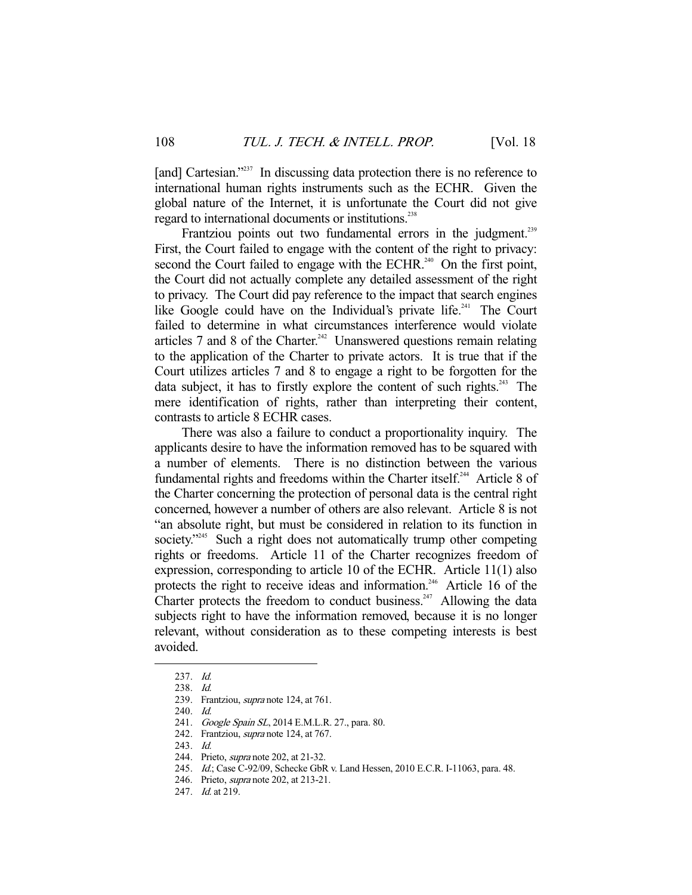[and] Cartesian."[237] In discussing data protection there is no reference to international human rights instruments such as the ECHR. Given the global nature of the Internet, it is unfortunate the Court did not give regard to international documents or institutions.[238]

Frantziou points out two fundamental errors in the judgment.[239] First, the Court failed to engage with the content of the right to privacy: second the Court failed to engage with the ECHR.[240] On the first point, the Court did not actually complete any detailed assessment of the right to privacy. The Court did pay reference to the impact that search engines like Google could have on the Individual's private life.[241] The Court failed to determine in what circumstances interference would violate articles 7 and 8 of the Charter.[242] Unanswered questions remain relating to the application of the Charter to private actors. It is true that if the Court utilizes articles 7 and 8 to engage a right to be forgotten for the data subject, it has to firstly explore the content of such rights.[243] The mere identification of rights, rather than interpreting their content, contrasts to article 8 ECHR cases.

There was also a failure to conduct a proportionality inquiry. The applicants desire to have the information removed has to be squared with a number of elements. There is no distinction between the various fundamental rights and freedoms within the Charter itself.[244] Article 8 of the Charter concerning the protection of personal data is the central right concerned, however a number of others are also relevant. Article 8 is not "an absolute right, but must be considered in relation to its function in society."[245] Such a right does not automatically trump other competing rights or freedoms. Article 11 of the Charter recognizes freedom of expression, corresponding to article 10 of the ECHR. Article 11(1) also protects the right to receive ideas and information.[246] Article 16 of the Charter protects the freedom to conduct business.[247] Allowing the data subjects right to have the information removed, because it is no longer relevant, without consideration as to these competing interests is best avoided.

---

237. *Id.*
238. *Id.*
239. Frantziou, *supra* note 124, at 761.
240. *Id.*
241. *Google Spain SL*, 2014 E.M.L.R. 27., para. 80.
242. Frantziou, *supra* note 124, at 767.
243. *Id.*
244. Prieto, *supra* note 202, at 21-32.
245. *Id.*; Case C-92/09, Schecke GbR v. Land Hessen, 2010 E.C.R. I-11063, para. 48.
246. Prieto, *supra* note 202, at 213-21.
247. *Id.* at 219.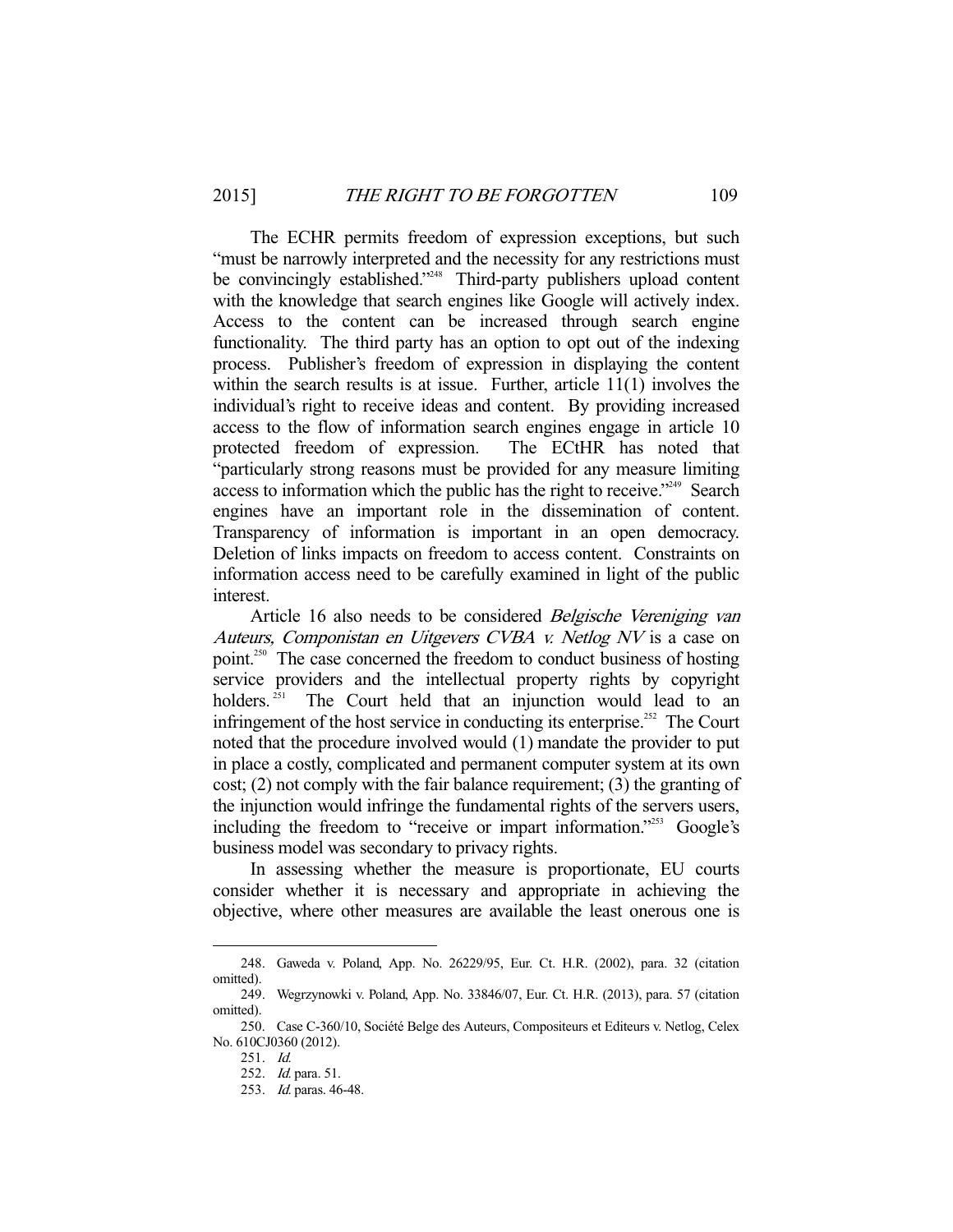The ECHR permits freedom of expression exceptions, but such "must be narrowly interpreted and the necessity for any restrictions must be convincingly established."[248] Third-party publishers upload content with the knowledge that search engines like Google will actively index. Access to the content can be increased through search engine functionality. The third party has an option to opt out of the indexing process. Publisher's freedom of expression in displaying the content within the search results is at issue. Further, article 11(1) involves the individual's right to receive ideas and content. By providing increased access to the flow of information search engines engage in article 10 protected freedom of expression. The ECtHR has noted that "particularly strong reasons must be provided for any measure limiting access to information which the public has the right to receive."[249] Search engines have an important role in the dissemination of content. Transparency of information is important in an open democracy. Deletion of links impacts on freedom to access content. Constraints on information access need to be carefully examined in light of the public interest.

Article 16 also needs to be considered *Belgische Vereniging van Auteurs, Componistan en Uitgevers CVBA v. Netlog NV* is a case on point.[250] The case concerned the freedom to conduct business of hosting service providers and the intellectual property rights by copyright holders.[251] The Court held that an injunction would lead to an infringement of the host service in conducting its enterprise.[252] The Court noted that the procedure involved would (1) mandate the provider to put in place a costly, complicated and permanent computer system at its own cost; (2) not comply with the fair balance requirement; (3) the granting of the injunction would infringe the fundamental rights of the servers users, including the freedom to "receive or impart information."[253] Google's business model was secondary to privacy rights.

In assessing whether the measure is proportionate, EU courts consider whether it is necessary and appropriate in achieving the objective, where other measures are available the least onerous one is

---

248. Gaweda v. Poland, App. No. 26229/95, Eur. Ct. H.R. (2002), para. 32 (citation omitted).

249. Wegrzynowki v. Poland, App. No. 33846/07, Eur. Ct. H.R. (2013), para. 57 (citation omitted).

250. Case C-360/10, Société Belge des Auteurs, Compositeurs et Editeurs v. Netlog, Celex No. 610CJ0360 (2012).

251. *Id.*

252. *Id.* para. 51.

253. *Id.* paras. 46-48.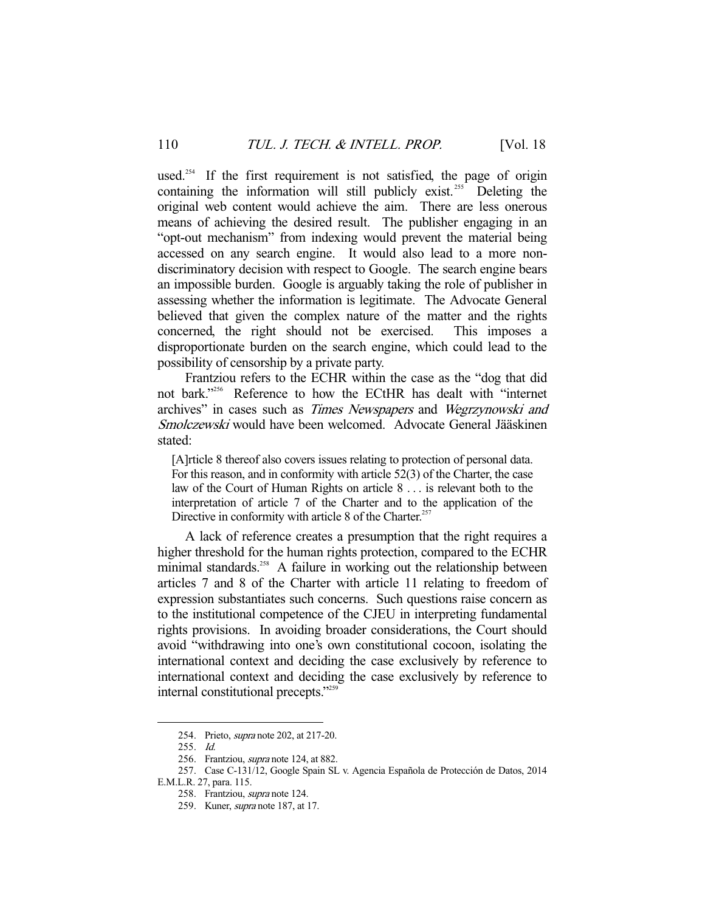used.[254] If the first requirement is not satisfied, the page of origin containing the information will still publicly exist.[255] Deleting the original web content would achieve the aim. There are less onerous means of achieving the desired result. The publisher engaging in an "opt-out mechanism" from indexing would prevent the material being accessed on any search engine. It would also lead to a more non-discriminatory decision with respect to Google. The search engine bears an impossible burden. Google is arguably taking the role of publisher in assessing whether the information is legitimate. The Advocate General believed that given the complex nature of the matter and the rights concerned, the right should not be exercised. This imposes a disproportionate burden on the search engine, which could lead to the possibility of censorship by a private party.

Frantziou refers to the ECHR within the case as the "dog that did not bark."[256] Reference to how the ECtHR has dealt with "internet archives" in cases such as *Times Newspapers* and *Wegrzynowski and Smolczewski* would have been welcomed. Advocate General Jääskinen stated:

> [A]rticle 8 thereof also covers issues relating to protection of personal data. For this reason, and in conformity with article 52(3) of the Charter, the case law of the Court of Human Rights on article 8 . . . is relevant both to the interpretation of article 7 of the Charter and to the application of the Directive in conformity with article 8 of the Charter.[257]

A lack of reference creates a presumption that the right requires a higher threshold for the human rights protection, compared to the ECHR minimal standards.[258] A failure in working out the relationship between articles 7 and 8 of the Charter with article 11 relating to freedom of expression substantiates such concerns. Such questions raise concern as to the institutional competence of the CJEU in interpreting fundamental rights provisions. In avoiding broader considerations, the Court should avoid "withdrawing into one's own constitutional cocoon, isolating the international context and deciding the case exclusively by reference to international context and deciding the case exclusively by reference to internal constitutional precepts."[259]

---

254. Prieto, *supra* note 202, at 217-20.

255. *Id.*

256. Frantziou, *supra* note 124, at 882.

257. Case C-131/12, Google Spain SL v. Agencia Española de Protección de Datos, 2014 E.M.L.R. 27, para. 115.

258. Frantziou, *supra* note 124.

259. Kuner, *supra* note 187, at 17.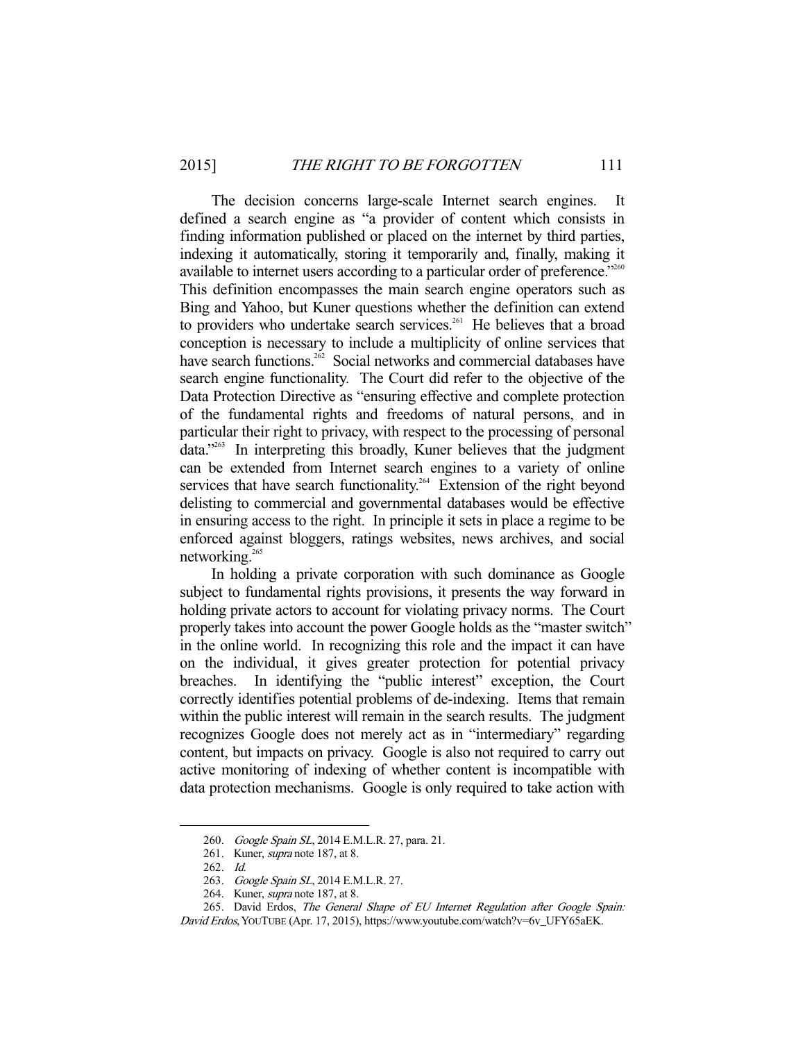The decision concerns large-scale Internet search engines. It defined a search engine as "a provider of content which consists in finding information published or placed on the internet by third parties, indexing it automatically, storing it temporarily and, finally, making it available to internet users according to a particular order of preference."[260] This definition encompasses the main search engine operators such as Bing and Yahoo, but Kuner questions whether the definition can extend to providers who undertake search services.[261] He believes that a broad conception is necessary to include a multiplicity of online services that have search functions.[262] Social networks and commercial databases have search engine functionality. The Court did refer to the objective of the Data Protection Directive as "ensuring effective and complete protection of the fundamental rights and freedoms of natural persons, and in particular their right to privacy, with respect to the processing of personal data."[263] In interpreting this broadly, Kuner believes that the judgment can be extended from Internet search engines to a variety of online services that have search functionality.[264] Extension of the right beyond delisting to commercial and governmental databases would be effective in ensuring access to the right. In principle it sets in place a regime to be enforced against bloggers, ratings websites, news archives, and social networking.[265]

In holding a private corporation with such dominance as Google subject to fundamental rights provisions, it presents the way forward in holding private actors to account for violating privacy norms. The Court properly takes into account the power Google holds as the "master switch" in the online world. In recognizing this role and the impact it can have on the individual, it gives greater protection for potential privacy breaches. In identifying the "public interest" exception, the Court correctly identifies potential problems of de-indexing. Items that remain within the public interest will remain in the search results. The judgment recognizes Google does not merely act as in "intermediary" regarding content, but impacts on privacy. Google is also not required to carry out active monitoring of indexing of whether content is incompatible with data protection mechanisms. Google is only required to take action with

---

260. *Google Spain SL*, 2014 E.M.L.R. 27, para. 21.

261. Kuner, *supra* note 187, at 8.

262. *Id.*

263. *Google Spain SL*, 2014 E.M.L.R. 27.

264. Kuner, *supra* note 187, at 8.

265. David Erdos, *The General Shape of EU Internet Regulation after Google Spain: David Erdos*, YOUTUBE (Apr. 17, 2015), https://www.youtube.com/watch?v=6v_UFY65aEK.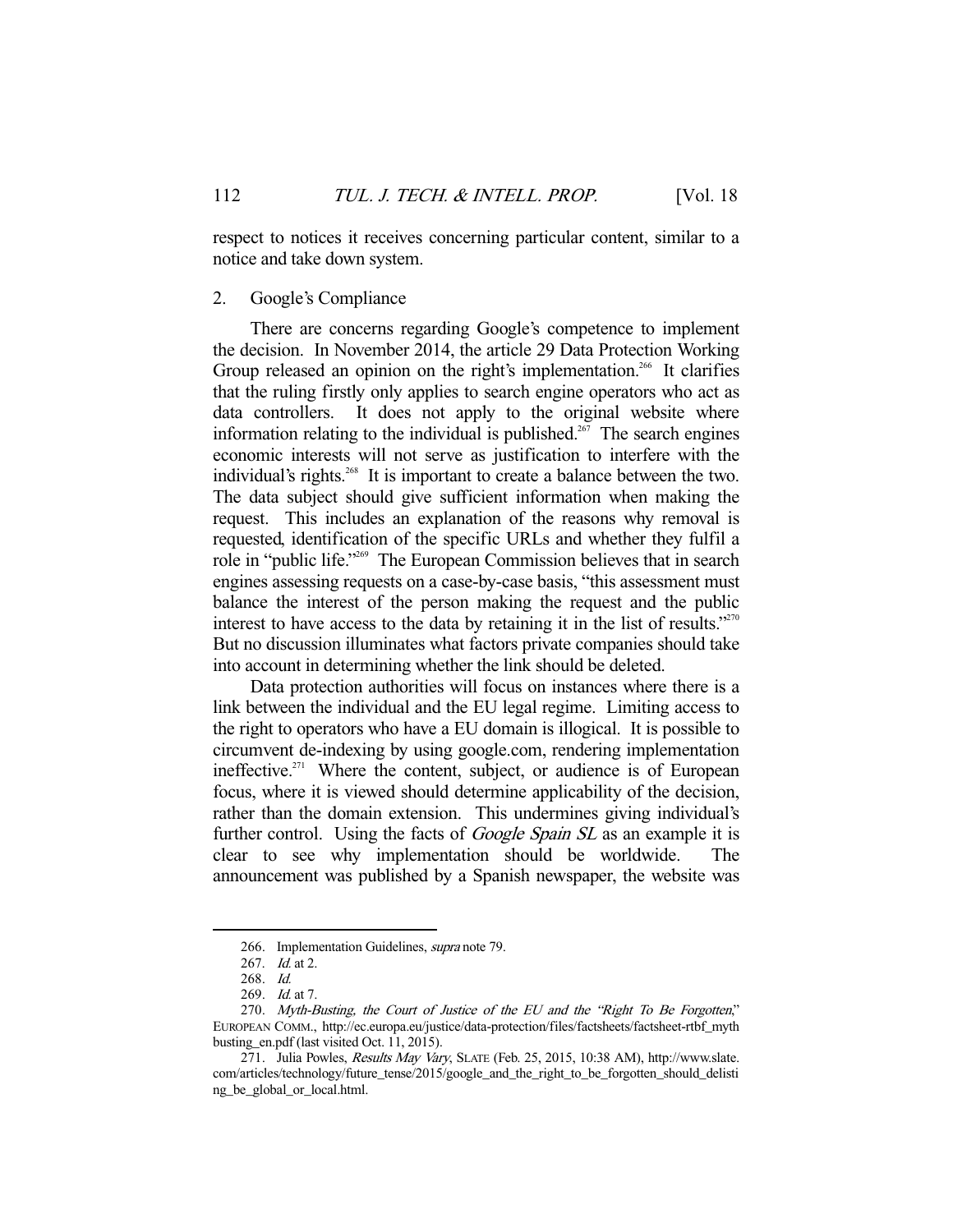respect to notices it receives concerning particular content, similar to a notice and take down system.

### 2. Google's Compliance

There are concerns regarding Google's competence to implement the decision. In November 2014, the article 29 Data Protection Working Group released an opinion on the right's implementation.[266] It clarifies that the ruling firstly only applies to search engine operators who act as data controllers. It does not apply to the original website where information relating to the individual is published.[267] The search engines economic interests will not serve as justification to interfere with the individual's rights.[268] It is important to create a balance between the two. The data subject should give sufficient information when making the request. This includes an explanation of the reasons why removal is requested, identification of the specific URLs and whether they fulfil a role in "public life."[269] The European Commission believes that in search engines assessing requests on a case-by-case basis, "this assessment must balance the interest of the person making the request and the public interest to have access to the data by retaining it in the list of results."[270] But no discussion illuminates what factors private companies should take into account in determining whether the link should be deleted.

Data protection authorities will focus on instances where there is a link between the individual and the EU legal regime. Limiting access to the right to operators who have a EU domain is illogical. It is possible to circumvent de-indexing by using google.com, rendering implementation ineffective.[271] Where the content, subject, or audience is of European focus, where it is viewed should determine applicability of the decision, rather than the domain extension. This undermines giving individual's further control. Using the facts of *Google Spain SL* as an example it is clear to see why implementation should be worldwide. The announcement was published by a Spanish newspaper, the website was

---

266. Implementation Guidelines, *supra* note 79.

267. *Id.* at 2.

268. *Id.*

269. *Id.* at 7.

270. *Myth-Busting, the Court of Justice of the EU and the "Right To Be Forgotten*," EUROPEAN COMM., http://ec.europa.eu/justice/data-protection/files/factsheets/factsheet-rtbf_mythbusting_en.pdf (last visited Oct. 11, 2015).

271. Julia Powles, *Results May Vary*, SLATE (Feb. 25, 2015, 10:38 AM), http://www.slate.com/articles/technology/future_tense/2015/google_and_the_right_to_be_forgotten_should_delisting_be_global_or_local.html.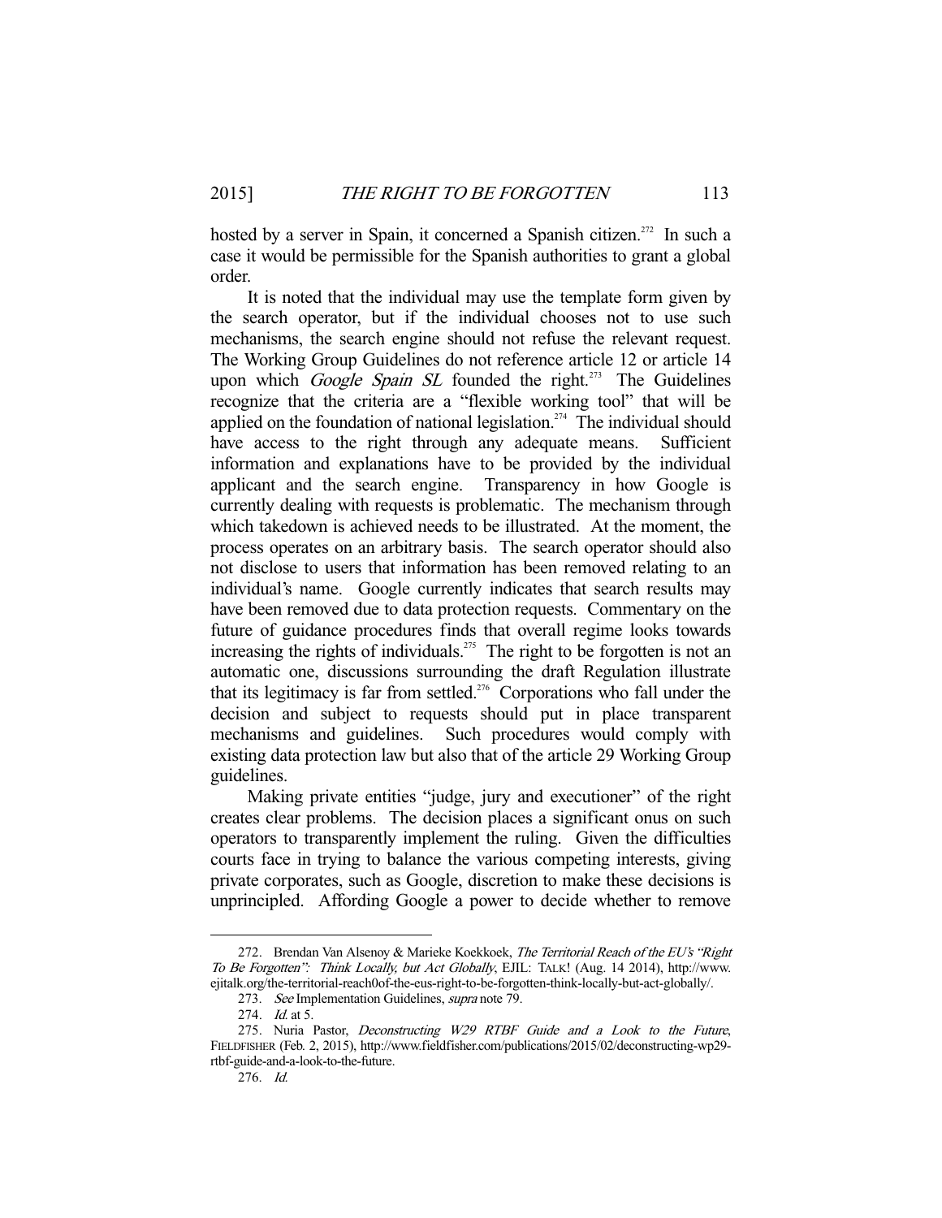hosted by a server in Spain, it concerned a Spanish citizen.[272] In such a case it would be permissible for the Spanish authorities to grant a global order.

It is noted that the individual may use the template form given by the search operator, but if the individual chooses not to use such mechanisms, the search engine should not refuse the relevant request. The Working Group Guidelines do not reference article 12 or article 14 upon which *Google Spain SL* founded the right.[273] The Guidelines recognize that the criteria are a "flexible working tool" that will be applied on the foundation of national legislation.[274] The individual should have access to the right through any adequate means. Sufficient information and explanations have to be provided by the individual applicant and the search engine. Transparency in how Google is currently dealing with requests is problematic. The mechanism through which takedown is achieved needs to be illustrated. At the moment, the process operates on an arbitrary basis. The search operator should also not disclose to users that information has been removed relating to an individual's name. Google currently indicates that search results may have been removed due to data protection requests. Commentary on the future of guidance procedures finds that overall regime looks towards increasing the rights of individuals.[275] The right to be forgotten is not an automatic one, discussions surrounding the draft Regulation illustrate that its legitimacy is far from settled.[276] Corporations who fall under the decision and subject to requests should put in place transparent mechanisms and guidelines. Such procedures would comply with existing data protection law but also that of the article 29 Working Group guidelines.

Making private entities "judge, jury and executioner" of the right creates clear problems. The decision places a significant onus on such operators to transparently implement the ruling. Given the difficulties courts face in trying to balance the various competing interests, giving private corporates, such as Google, discretion to make these decisions is unprincipled. Affording Google a power to decide whether to remove

---

272. Brendan Van Alsenoy & Marieke Koekkoek, *The Territorial Reach of the EU's "Right To Be Forgotten": Think Locally, but Act Globally*, EJIL: TALK! (Aug. 14 2014), http://www.ejitalk.org/the-territorial-reach0of-the-eus-right-to-be-forgotten-think-locally-but-act-globally/.

273. *See* Implementation Guidelines, *supra* note 79.

274. *Id.* at 5.

275. Nuria Pastor, *Deconstructing W29 RTBF Guide and a Look to the Future*, FIELDFISHER (Feb. 2, 2015), http://www.fieldfisher.com/publications/2015/02/deconstructing-wp29-rtbf-guide-and-a-look-to-the-future.

276. *Id.*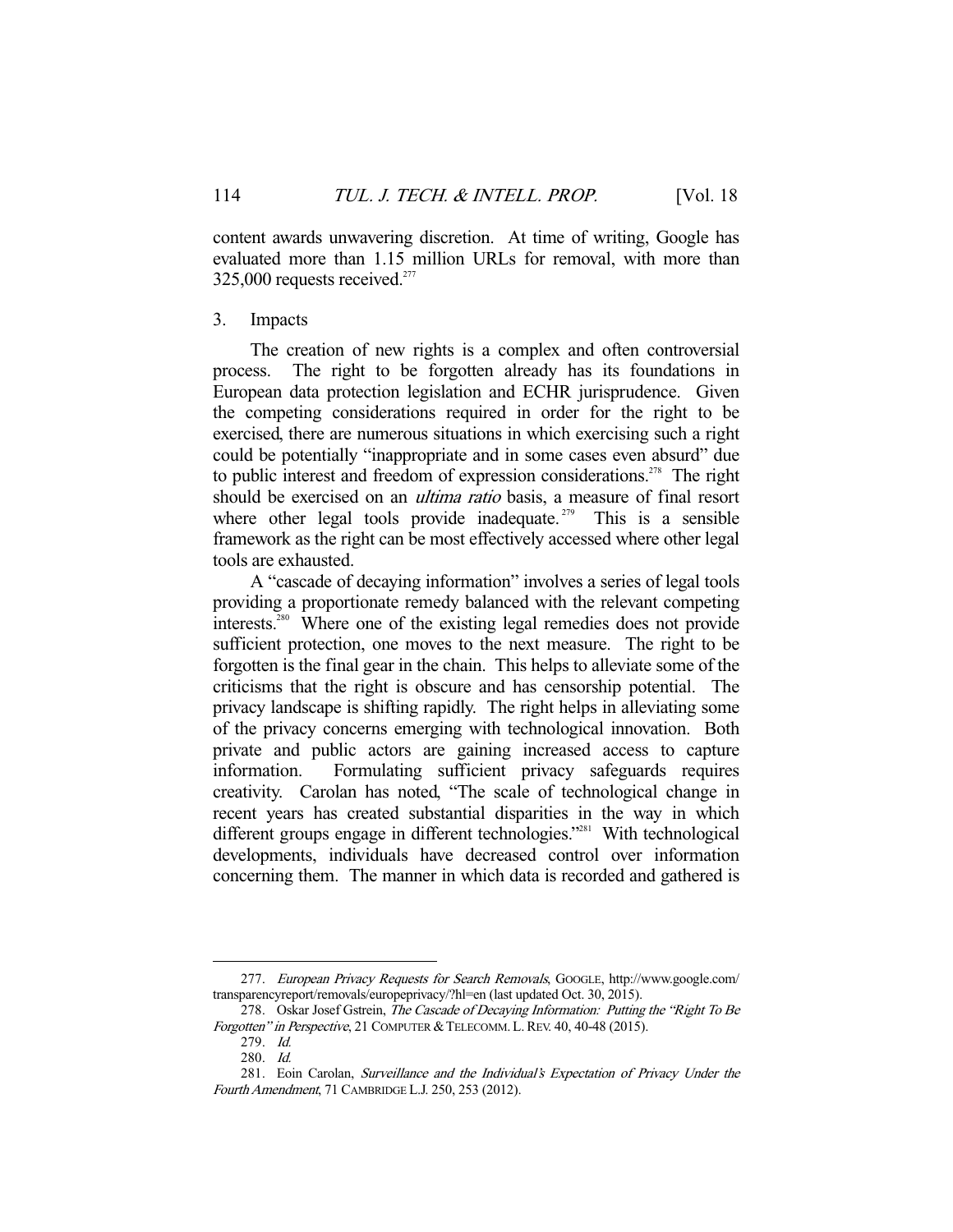content awards unwavering discretion. At time of writing, Google has evaluated more than 1.15 million URLs for removal, with more than 325,000 requests received.[277]

3. Impacts

The creation of new rights is a complex and often controversial process. The right to be forgotten already has its foundations in European data protection legislation and ECHR jurisprudence. Given the competing considerations required in order for the right to be exercised, there are numerous situations in which exercising such a right could be potentially "inappropriate and in some cases even absurd" due to public interest and freedom of expression considerations.[278] The right should be exercised on an *ultima ratio* basis, a measure of final resort where other legal tools provide inadequate.[279] This is a sensible framework as the right can be most effectively accessed where other legal tools are exhausted.

A "cascade of decaying information" involves a series of legal tools providing a proportionate remedy balanced with the relevant competing interests.[280] Where one of the existing legal remedies does not provide sufficient protection, one moves to the next measure. The right to be forgotten is the final gear in the chain. This helps to alleviate some of the criticisms that the right is obscure and has censorship potential. The privacy landscape is shifting rapidly. The right helps in alleviating some of the privacy concerns emerging with technological innovation. Both private and public actors are gaining increased access to capture information. Formulating sufficient privacy safeguards requires creativity. Carolan has noted, "The scale of technological change in recent years has created substantial disparities in the way in which different groups engage in different technologies."[281] With technological developments, individuals have decreased control over information concerning them. The manner in which data is recorded and gathered is

---

277. *European Privacy Requests for Search Removals*, GOOGLE, http://www.google.com/transparencyreport/removals/europeprivacy/?hl=en (last updated Oct. 30, 2015).

278. Oskar Josef Gstrein, *The Cascade of Decaying Information: Putting the "Right To Be Forgotten" in Perspective*, 21 COMPUTER & TELECOMM. L. REV. 40, 40-48 (2015).

279. *Id.*

280. *Id.*

281. Eoin Carolan, *Surveillance and the Individual's Expectation of Privacy Under the Fourth Amendment*, 71 CAMBRIDGE L.J. 250, 253 (2012).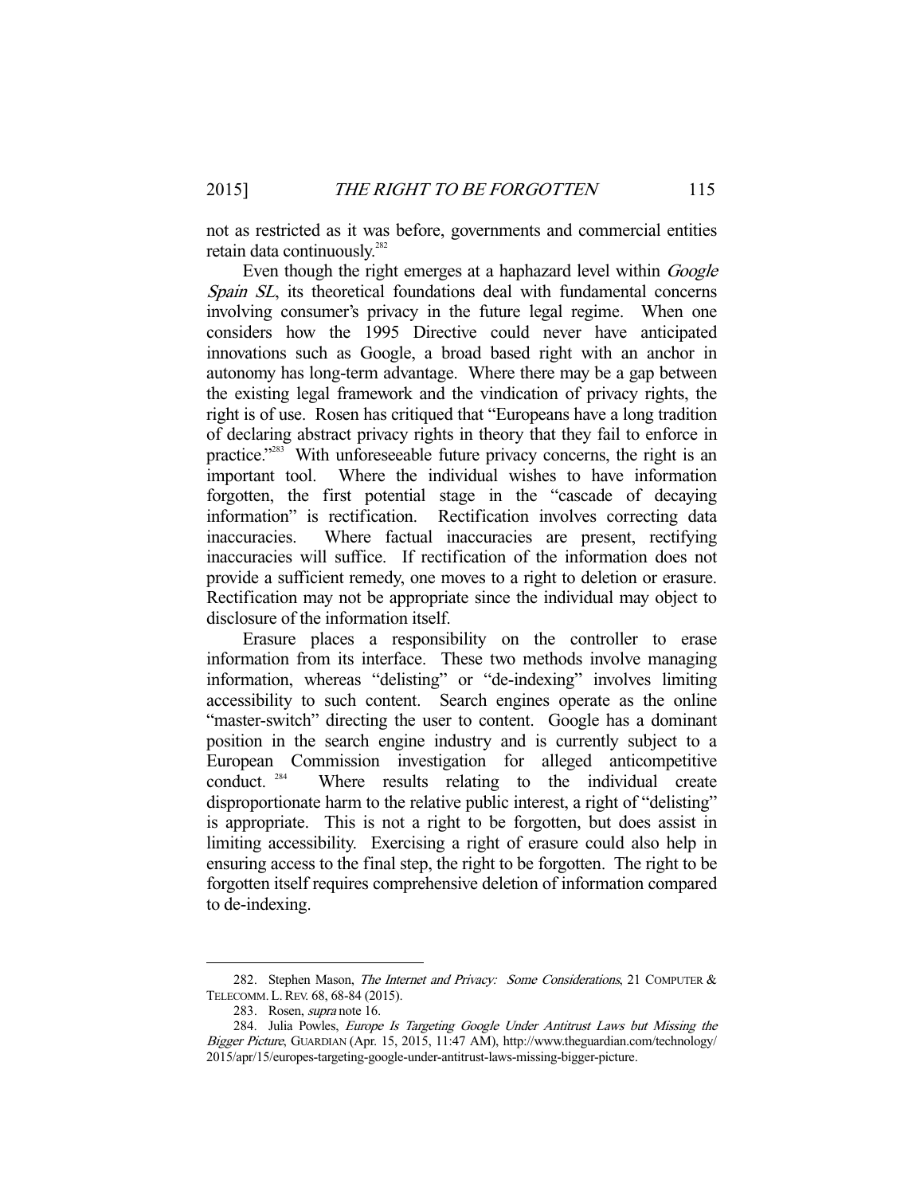not as restricted as it was before, governments and commercial entities retain data continuously.[282]

Even though the right emerges at a haphazard level within *Google Spain SL*, its theoretical foundations deal with fundamental concerns involving consumer's privacy in the future legal regime. When one considers how the 1995 Directive could never have anticipated innovations such as Google, a broad based right with an anchor in autonomy has long-term advantage. Where there may be a gap between the existing legal framework and the vindication of privacy rights, the right is of use. Rosen has critiqued that "Europeans have a long tradition of declaring abstract privacy rights in theory that they fail to enforce in practice."[283] With unforeseeable future privacy concerns, the right is an important tool. Where the individual wishes to have information forgotten, the first potential stage in the "cascade of decaying information" is rectification. Rectification involves correcting data inaccuracies. Where factual inaccuracies are present, rectifying inaccuracies will suffice. If rectification of the information does not provide a sufficient remedy, one moves to a right to deletion or erasure. Rectification may not be appropriate since the individual may object to disclosure of the information itself.

Erasure places a responsibility on the controller to erase information from its interface. These two methods involve managing information, whereas "delisting" or "de-indexing" involves limiting accessibility to such content. Search engines operate as the online "master-switch" directing the user to content. Google has a dominant position in the search engine industry and is currently subject to a European Commission investigation for alleged anticompetitive conduct.[284] Where results relating to the individual create disproportionate harm to the relative public interest, a right of "delisting" is appropriate. This is not a right to be forgotten, but does assist in limiting accessibility. Exercising a right of erasure could also help in ensuring access to the final step, the right to be forgotten. The right to be forgotten itself requires comprehensive deletion of information compared to de-indexing.

---

282. Stephen Mason, *The Internet and Privacy: Some Considerations*, 21 COMPUTER & TELECOMM. L. REV. 68, 68-84 (2015).

283. Rosen, *supra* note 16.

284. Julia Powles, *Europe Is Targeting Google Under Antitrust Laws but Missing the Bigger Picture*, GUARDIAN (Apr. 15, 2015, 11:47 AM), http://www.theguardian.com/technology/2015/apr/15/europes-targeting-google-under-antitrust-laws-missing-bigger-picture.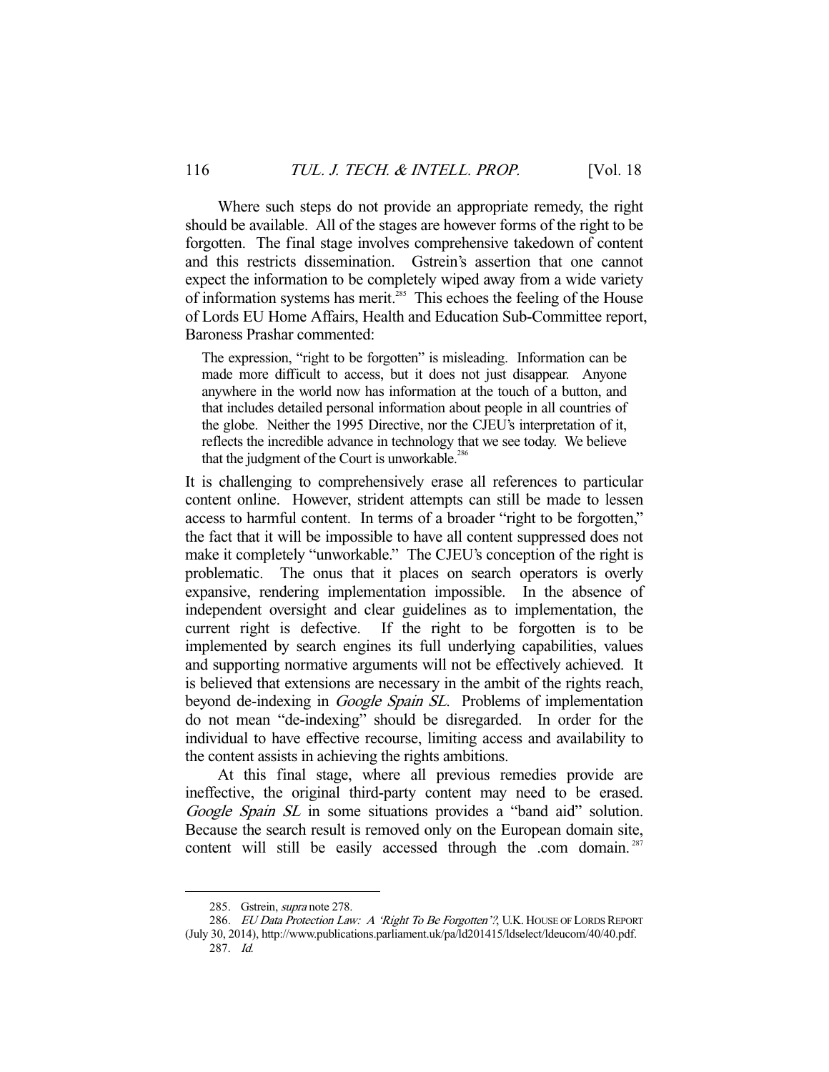Where such steps do not provide an appropriate remedy, the right should be available. All of the stages are however forms of the right to be forgotten. The final stage involves comprehensive takedown of content and this restricts dissemination. Gstrein's assertion that one cannot expect the information to be completely wiped away from a wide variety of information systems has merit.[285] This echoes the feeling of the House of Lords EU Home Affairs, Health and Education Sub-Committee report, Baroness Prashar commented:

> The expression, "right to be forgotten" is misleading. Information can be made more difficult to access, but it does not just disappear. Anyone anywhere in the world now has information at the touch of a button, and that includes detailed personal information about people in all countries of the globe. Neither the 1995 Directive, nor the CJEU's interpretation of it, reflects the incredible advance in technology that we see today. We believe that the judgment of the Court is unworkable.[286]

It is challenging to comprehensively erase all references to particular content online. However, strident attempts can still be made to lessen access to harmful content. In terms of a broader "right to be forgotten," the fact that it will be impossible to have all content suppressed does not make it completely "unworkable." The CJEU's conception of the right is problematic. The onus that it places on search operators is overly expansive, rendering implementation impossible. In the absence of independent oversight and clear guidelines as to implementation, the current right is defective. If the right to be forgotten is to be implemented by search engines its full underlying capabilities, values and supporting normative arguments will not be effectively achieved. It is believed that extensions are necessary in the ambit of the rights reach, beyond de-indexing in *Google Spain SL*. Problems of implementation do not mean "de-indexing" should be disregarded. In order for the individual to have effective recourse, limiting access and availability to the content assists in achieving the rights ambitions.

At this final stage, where all previous remedies provide are ineffective, the original third-party content may need to be erased. *Google Spain SL* in some situations provides a "band aid" solution. Because the search result is removed only on the European domain site, content will still be easily accessed through the .com domain.[287]

---

285. Gstrein, *supra* note 278.

286. *EU Data Protection Law: A 'Right To Be Forgotten'?*, U.K. HOUSE OF LORDS REPORT (July 30, 2014), http://www.publications.parliament.uk/pa/ld201415/ldselect/ldeucom/40/40.pdf.

287. *Id.*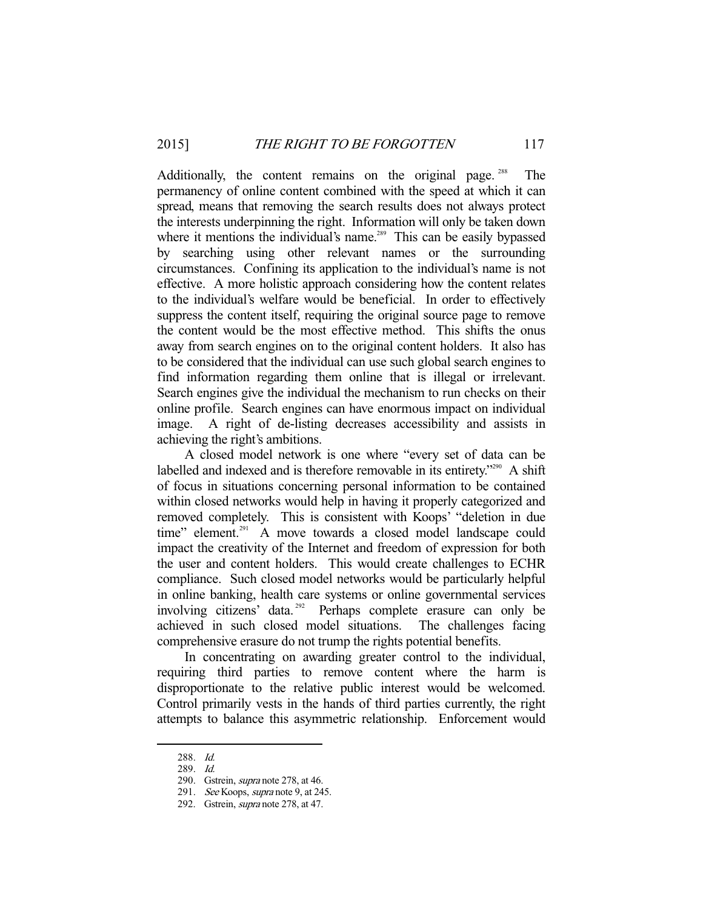Additionally, the content remains on the original page.[288] The permanency of online content combined with the speed at which it can spread, means that removing the search results does not always protect the interests underpinning the right. Information will only be taken down where it mentions the individual's name.[289] This can be easily bypassed by searching using other relevant names or the surrounding circumstances. Confining its application to the individual's name is not effective. A more holistic approach considering how the content relates to the individual's welfare would be beneficial. In order to effectively suppress the content itself, requiring the original source page to remove the content would be the most effective method. This shifts the onus away from search engines on to the original content holders. It also has to be considered that the individual can use such global search engines to find information regarding them online that is illegal or irrelevant. Search engines give the individual the mechanism to run checks on their online profile. Search engines can have enormous impact on individual image. A right of de-listing decreases accessibility and assists in achieving the right's ambitions.

A closed model network is one where "every set of data can be labelled and indexed and is therefore removable in its entirety."[290] A shift of focus in situations concerning personal information to be contained within closed networks would help in having it properly categorized and removed completely. This is consistent with Koops' "deletion in due time" element.[291] A move towards a closed model landscape could impact the creativity of the Internet and freedom of expression for both the user and content holders. This would create challenges to ECHR compliance. Such closed model networks would be particularly helpful in online banking, health care systems or online governmental services involving citizens' data.[292] Perhaps complete erasure can only be achieved in such closed model situations. The challenges facing comprehensive erasure do not trump the rights potential benefits.

In concentrating on awarding greater control to the individual, requiring third parties to remove content where the harm is disproportionate to the relative public interest would be welcomed. Control primarily vests in the hands of third parties currently, the right attempts to balance this asymmetric relationship. Enforcement would

---

288. *Id.*

289. *Id.*

290. Gstrein, *supra* note 278, at 46.

291. *See* Koops, *supra* note 9, at 245.

292. Gstrein, *supra* note 278, at 47.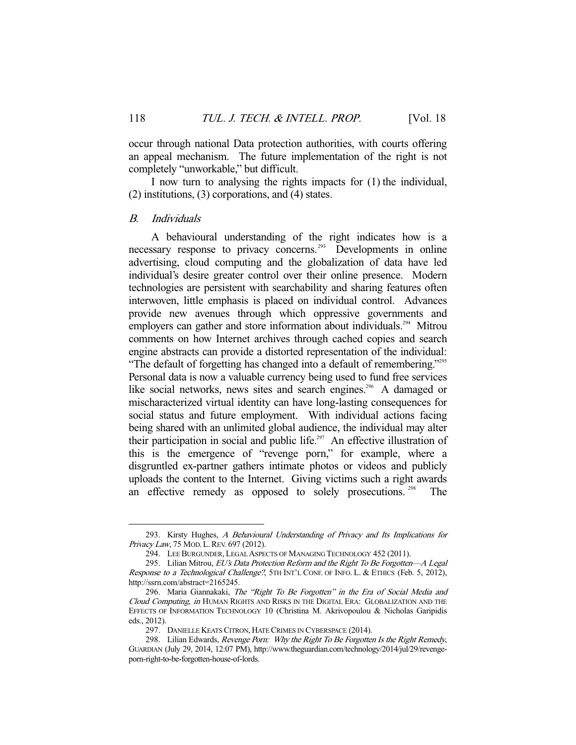occur through national Data protection authorities, with courts offering an appeal mechanism. The future implementation of the right is not completely "unworkable," but difficult.

I now turn to analysing the rights impacts for (1) the individual, (2) institutions, (3) corporations, and (4) states.

### *B. Individuals*

A behavioural understanding of the right indicates how is a necessary response to privacy concerns.[293] Developments in online advertising, cloud computing and the globalization of data have led individual's desire greater control over their online presence. Modern technologies are persistent with searchability and sharing features often interwoven, little emphasis is placed on individual control. Advances provide new avenues through which oppressive governments and employers can gather and store information about individuals.[294] Mitrou comments on how Internet archives through cached copies and search engine abstracts can provide a distorted representation of the individual: "The default of forgetting has changed into a default of remembering."[295] Personal data is now a valuable currency being used to fund free services like social networks, news sites and search engines.[296] A damaged or mischaracterized virtual identity can have long-lasting consequences for social status and future employment. With individual actions facing being shared with an unlimited global audience, the individual may alter their participation in social and public life.[297] An effective illustration of this is the emergence of "revenge porn," for example, where a disgruntled ex-partner gathers intimate photos or videos and publicly uploads the content to the Internet. Giving victims such a right awards an effective remedy as opposed to solely prosecutions.[298] The

---

293. Kirsty Hughes, *A Behavioural Understanding of Privacy and Its Implications for Privacy Law*, 75 MOD. L. REV. 697 (2012).

294. LEE BURGUNDER, LEGAL ASPECTS OF MANAGING TECHNOLOGY 452 (2011).

295. Lilian Mitrou, *EU's Data Protection Reform and the Right To Be Forgotten—A Legal Response to a Technological Challenge?*, 5TH INT'L CONF. OF INFO. L. & ETHICS (Feb. 5, 2012), http://ssrn.com/abstract=2165245.

296. Maria Giannakaki, *The "Right To Be Forgotten" in the Era of Social Media and Cloud Computing*, *in* HUMAN RIGHTS AND RISKS IN THE DIGITAL ERA: GLOBALIZATION AND THE EFFECTS OF INFORMATION TECHNOLOGY 10 (Christina M. Akrivopoulou & Nicholas Garipidis eds., 2012).

297. DANIELLE KEATS CITRON, HATE CRIMES IN CYBERSPACE (2014).

298. Lilian Edwards, *Revenge Porn: Why the Right To Be Forgotten Is the Right Remedy*, GUARDIAN (July 29, 2014, 12:07 PM), http://www.theguardian.com/technology/2014/jul/29/revenge-porn-right-to-be-forgotten-house-of-lords.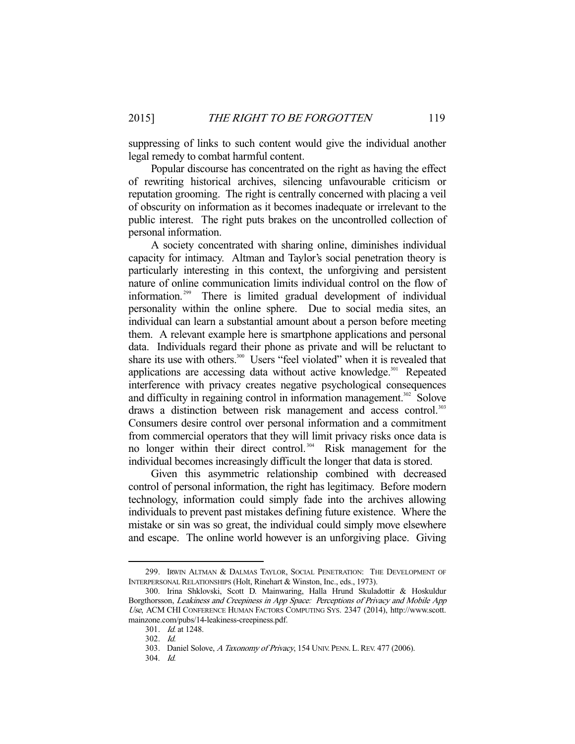suppressing of links to such content would give the individual another legal remedy to combat harmful content.

Popular discourse has concentrated on the right as having the effect of rewriting historical archives, silencing unfavourable criticism or reputation grooming. The right is centrally concerned with placing a veil of obscurity on information as it becomes inadequate or irrelevant to the public interest. The right puts brakes on the uncontrolled collection of personal information.

A society concentrated with sharing online, diminishes individual capacity for intimacy. Altman and Taylor's social penetration theory is particularly interesting in this context, the unforgiving and persistent nature of online communication limits individual control on the flow of information.[299] There is limited gradual development of individual personality within the online sphere. Due to social media sites, an individual can learn a substantial amount about a person before meeting them. A relevant example here is smartphone applications and personal data. Individuals regard their phone as private and will be reluctant to share its use with others.[300] Users "feel violated" when it is revealed that applications are accessing data without active knowledge.[301] Repeated interference with privacy creates negative psychological consequences and difficulty in regaining control in information management.[302] Solove draws a distinction between risk management and access control.[303] Consumers desire control over personal information and a commitment from commercial operators that they will limit privacy risks once data is no longer within their direct control.[304] Risk management for the individual becomes increasingly difficult the longer that data is stored.

Given this asymmetric relationship combined with decreased control of personal information, the right has legitimacy. Before modern technology, information could simply fade into the archives allowing individuals to prevent past mistakes defining future existence. Where the mistake or sin was so great, the individual could simply move elsewhere and escape. The online world however is an unforgiving place. Giving

---

299. IRWIN ALTMAN & DALMAS TAYLOR, SOCIAL PENETRATION: THE DEVELOPMENT OF INTERPERSONAL RELATIONSHIPS (Holt, Rinehart & Winston, Inc., eds., 1973).

300. Irina Shklovski, Scott D. Mainwaring, Halla Hrund Skuladottir & Hoskuldur Borgthorsson, *Leakiness and Creepiness in App Space: Perceptions of Privacy and Mobile App Use*, ACM CHI CONFERENCE HUMAN FACTORS COMPUTING SYS. 2347 (2014), http://www.scott.mainzone.com/pubs/14-leakiness-creepiness.pdf.

301. *Id.* at 1248.

302. *Id.*

303. Daniel Solove, *A Taxonomy of Privacy*, 154 UNIV. PENN. L. REV. 477 (2006).

304. *Id.*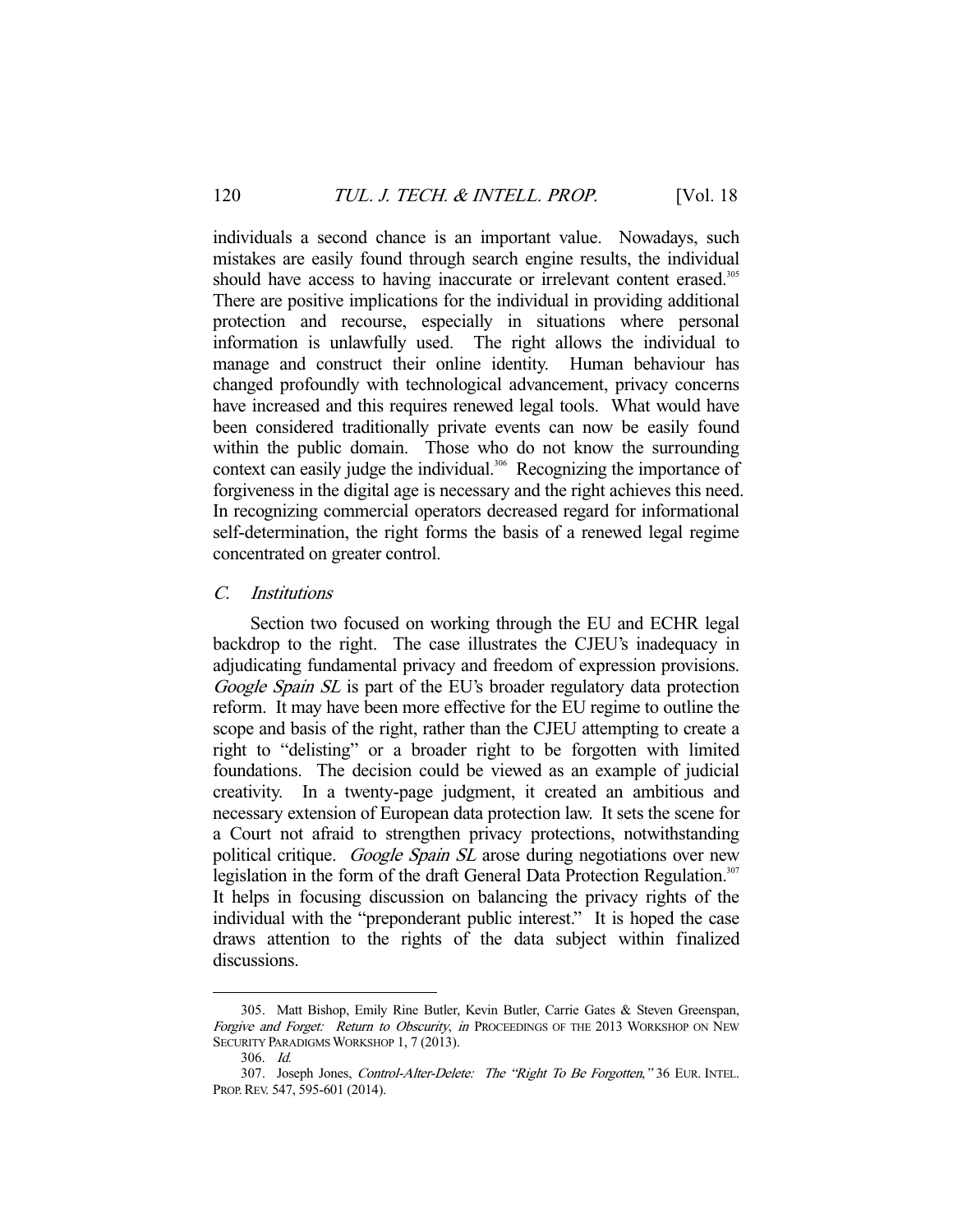individuals a second chance is an important value. Nowadays, such mistakes are easily found through search engine results, the individual should have access to having inaccurate or irrelevant content erased.[305] There are positive implications for the individual in providing additional protection and recourse, especially in situations where personal information is unlawfully used. The right allows the individual to manage and construct their online identity. Human behaviour has changed profoundly with technological advancement, privacy concerns have increased and this requires renewed legal tools. What would have been considered traditionally private events can now be easily found within the public domain. Those who do not know the surrounding context can easily judge the individual.[306] Recognizing the importance of forgiveness in the digital age is necessary and the right achieves this need. In recognizing commercial operators decreased regard for informational self-determination, the right forms the basis of a renewed legal regime concentrated on greater control.

### *C. Institutions*

Section two focused on working through the EU and ECHR legal backdrop to the right. The case illustrates the CJEU's inadequacy in adjudicating fundamental privacy and freedom of expression provisions. *Google Spain SL* is part of the EU's broader regulatory data protection reform. It may have been more effective for the EU regime to outline the scope and basis of the right, rather than the CJEU attempting to create a right to "delisting" or a broader right to be forgotten with limited foundations. The decision could be viewed as an example of judicial creativity. In a twenty-page judgment, it created an ambitious and necessary extension of European data protection law. It sets the scene for a Court not afraid to strengthen privacy protections, notwithstanding political critique. *Google Spain SL* arose during negotiations over new legislation in the form of the draft General Data Protection Regulation.[307] It helps in focusing discussion on balancing the privacy rights of the individual with the "preponderant public interest." It is hoped the case draws attention to the rights of the data subject within finalized discussions.

---

305. Matt Bishop, Emily Rine Butler, Kevin Butler, Carrie Gates & Steven Greenspan, *Forgive and Forget: Return to Obscurity*, *in* PROCEEDINGS OF THE 2013 WORKSHOP ON NEW SECURITY PARADIGMS WORKSHOP 1, 7 (2013).

306. *Id.*

307. Joseph Jones, *Control-Alter-Delete: The "Right To Be Forgotten,"* 36 EUR. INTEL. PROP. REV. 547, 595-601 (2014).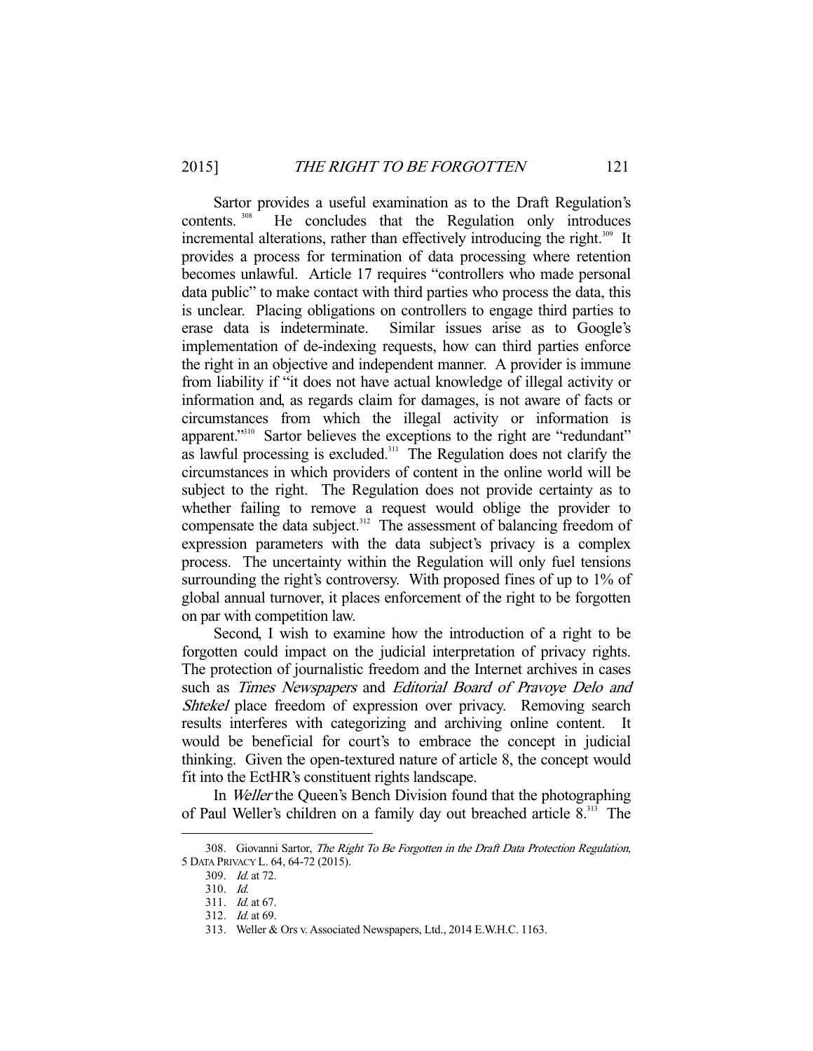Sartor provides a useful examination as to the Draft Regulation's contents. [308] He concludes that the Regulation only introduces incremental alterations, rather than effectively introducing the right.[309] It provides a process for termination of data processing where retention becomes unlawful. Article 17 requires "controllers who made personal data public" to make contact with third parties who process the data, this is unclear. Placing obligations on controllers to engage third parties to erase data is indeterminate. Similar issues arise as to Google's implementation of de-indexing requests, how can third parties enforce the right in an objective and independent manner. A provider is immune from liability if "it does not have actual knowledge of illegal activity or information and, as regards claim for damages, is not aware of facts or circumstances from which the illegal activity or information is apparent."[310] Sartor believes the exceptions to the right are "redundant" as lawful processing is excluded.[311] The Regulation does not clarify the circumstances in which providers of content in the online world will be subject to the right. The Regulation does not provide certainty as to whether failing to remove a request would oblige the provider to compensate the data subject.[312] The assessment of balancing freedom of expression parameters with the data subject's privacy is a complex process. The uncertainty within the Regulation will only fuel tensions surrounding the right's controversy. With proposed fines of up to 1% of global annual turnover, it places enforcement of the right to be forgotten on par with competition law.

Second, I wish to examine how the introduction of a right to be forgotten could impact on the judicial interpretation of privacy rights. The protection of journalistic freedom and the Internet archives in cases such as *Times Newspapers* and *Editorial Board of Pravoye Delo and Shtekel* place freedom of expression over privacy. Removing search results interferes with categorizing and archiving online content. It would be beneficial for court's to embrace the concept in judicial thinking. Given the open-textured nature of article 8, the concept would fit into the EctHR's constituent rights landscape.

In *Weller* the Queen's Bench Division found that the photographing of Paul Weller's children on a family day out breached article 8.[313] The

---

308. Giovanni Sartor, *The Right To Be Forgotten in the Draft Data Protection Regulation*, 5 DATA PRIVACY L. 64, 64-72 (2015).

309. *Id.* at 72.

310. *Id.*

311. *Id.* at 67.

312. *Id.* at 69.

313. Weller & Ors v. Associated Newspapers, Ltd., 2014 E.W.H.C. 1163.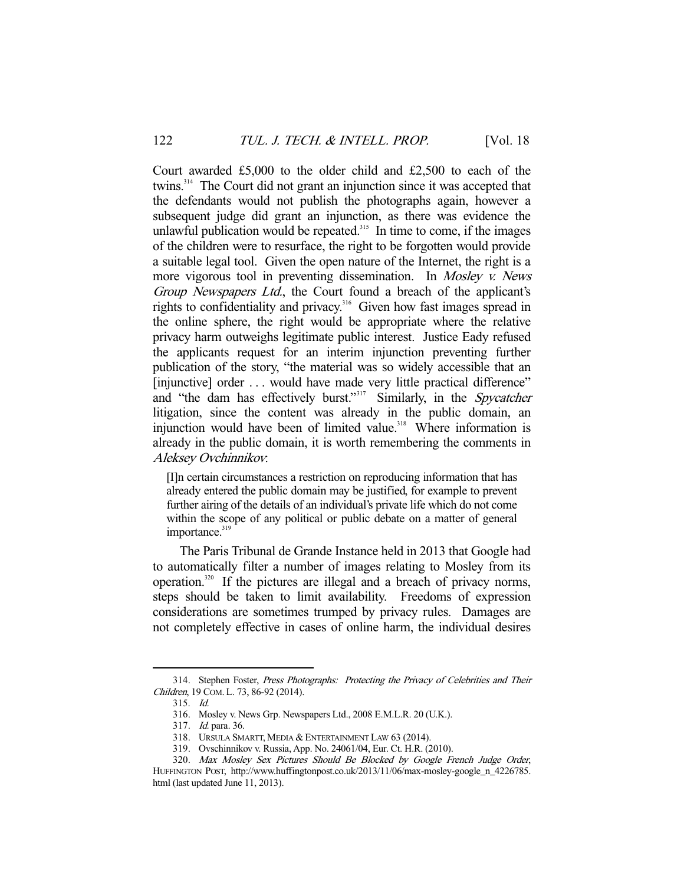Court awarded £5,000 to the older child and £2,500 to each of the twins.[314] The Court did not grant an injunction since it was accepted that the defendants would not publish the photographs again, however a subsequent judge did grant an injunction, as there was evidence the unlawful publication would be repeated.[315] In time to come, if the images of the children were to resurface, the right to be forgotten would provide a suitable legal tool. Given the open nature of the Internet, the right is a more vigorous tool in preventing dissemination. In *Mosley v. News Group Newspapers Ltd.*, the Court found a breach of the applicant's rights to confidentiality and privacy.[316] Given how fast images spread in the online sphere, the right would be appropriate where the relative privacy harm outweighs legitimate public interest. Justice Eady refused the applicants request for an interim injunction preventing further publication of the story, "the material was so widely accessible that an [injunctive] order . . . would have made very little practical difference" and "the dam has effectively burst."[317] Similarly, in the *Spycatcher* litigation, since the content was already in the public domain, an injunction would have been of limited value.[318] Where information is already in the public domain, it is worth remembering the comments in *Aleksey Ovchinnikov*:

> [I]n certain circumstances a restriction on reproducing information that has already entered the public domain may be justified, for example to prevent further airing of the details of an individual's private life which do not come within the scope of any political or public debate on a matter of general importance.[319]

The Paris Tribunal de Grande Instance held in 2013 that Google had to automatically filter a number of images relating to Mosley from its operation.[320] If the pictures are illegal and a breach of privacy norms, steps should be taken to limit availability. Freedoms of expression considerations are sometimes trumped by privacy rules. Damages are not completely effective in cases of online harm, the individual desires

---

314. Stephen Foster, *Press Photographs: Protecting the Privacy of Celebrities and Their Children*, 19 COM. L. 73, 86-92 (2014).

315. *Id.*

316. Mosley v. News Grp. Newspapers Ltd., 2008 E.M.L.R. 20 (U.K.).

317. *Id.* para. 36.

318. URSULA SMARTT, MEDIA & ENTERTAINMENT LAW 63 (2014).

319. Ovschinnikov v. Russia, App. No. 24061/04, Eur. Ct. H.R. (2010).

320. *Max Mosley Sex Pictures Should Be Blocked by Google French Judge Order*, HUFFINGTON POST, http://www.huffingtonpost.co.uk/2013/11/06/max-mosley-google_n_4226785.html (last updated June 11, 2013).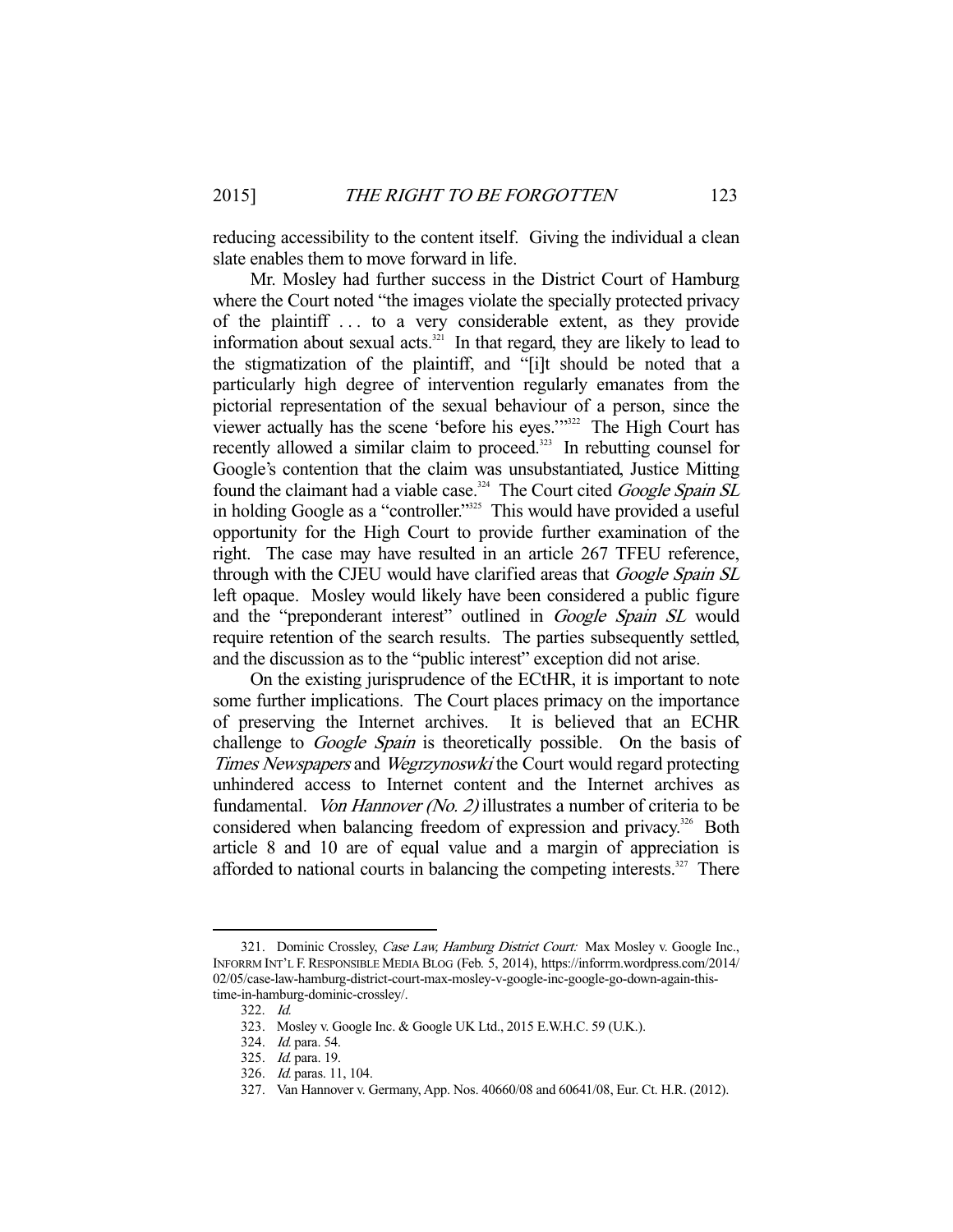reducing accessibility to the content itself. Giving the individual a clean slate enables them to move forward in life.

Mr. Mosley had further success in the District Court of Hamburg where the Court noted "the images violate the specially protected privacy of the plaintiff . . . to a very considerable extent, as they provide information about sexual acts.[321] In that regard, they are likely to lead to the stigmatization of the plaintiff, and "[i]t should be noted that a particularly high degree of intervention regularly emanates from the pictorial representation of the sexual behaviour of a person, since the viewer actually has the scene 'before his eyes.'"[322] The High Court has recently allowed a similar claim to proceed.[323] In rebutting counsel for Google's contention that the claim was unsubstantiated, Justice Mitting found the claimant had a viable case.[324] The Court cited *Google Spain SL* in holding Google as a "controller."[325] This would have provided a useful opportunity for the High Court to provide further examination of the right. The case may have resulted in an article 267 TFEU reference, through with the CJEU would have clarified areas that *Google Spain SL* left opaque. Mosley would likely have been considered a public figure and the "preponderant interest" outlined in *Google Spain SL* would require retention of the search results. The parties subsequently settled, and the discussion as to the "public interest" exception did not arise.

On the existing jurisprudence of the ECtHR, it is important to note some further implications. The Court places primacy on the importance of preserving the Internet archives. It is believed that an ECHR challenge to *Google Spain* is theoretically possible. On the basis of *Times Newspapers* and *Wegrzynoswki* the Court would regard protecting unhindered access to Internet content and the Internet archives as fundamental. *Von Hannover (No. 2)* illustrates a number of criteria to be considered when balancing freedom of expression and privacy.[326] Both article 8 and 10 are of equal value and a margin of appreciation is afforded to national courts in balancing the competing interests.[327] There

---

321. Dominic Crossley, *Case Law, Hamburg District Court:* Max Mosley v. Google Inc., INFORRM INT'L F. RESPONSIBLE MEDIA BLOG (Feb. 5, 2014), https://inforrm.wordpress.com/2014/02/05/case-law-hamburg-district-court-max-mosley-v-google-inc-google-go-down-again-this-time-in-hamburg-dominic-crossley/.

322. *Id.*

323. Mosley v. Google Inc. & Google UK Ltd., 2015 E.W.H.C. 59 (U.K.).

324. *Id.* para. 54.

325. *Id.* para. 19.

326. *Id.* paras. 11, 104.

327. Van Hannover v. Germany, App. Nos. 40660/08 and 60641/08, Eur. Ct. H.R. (2012).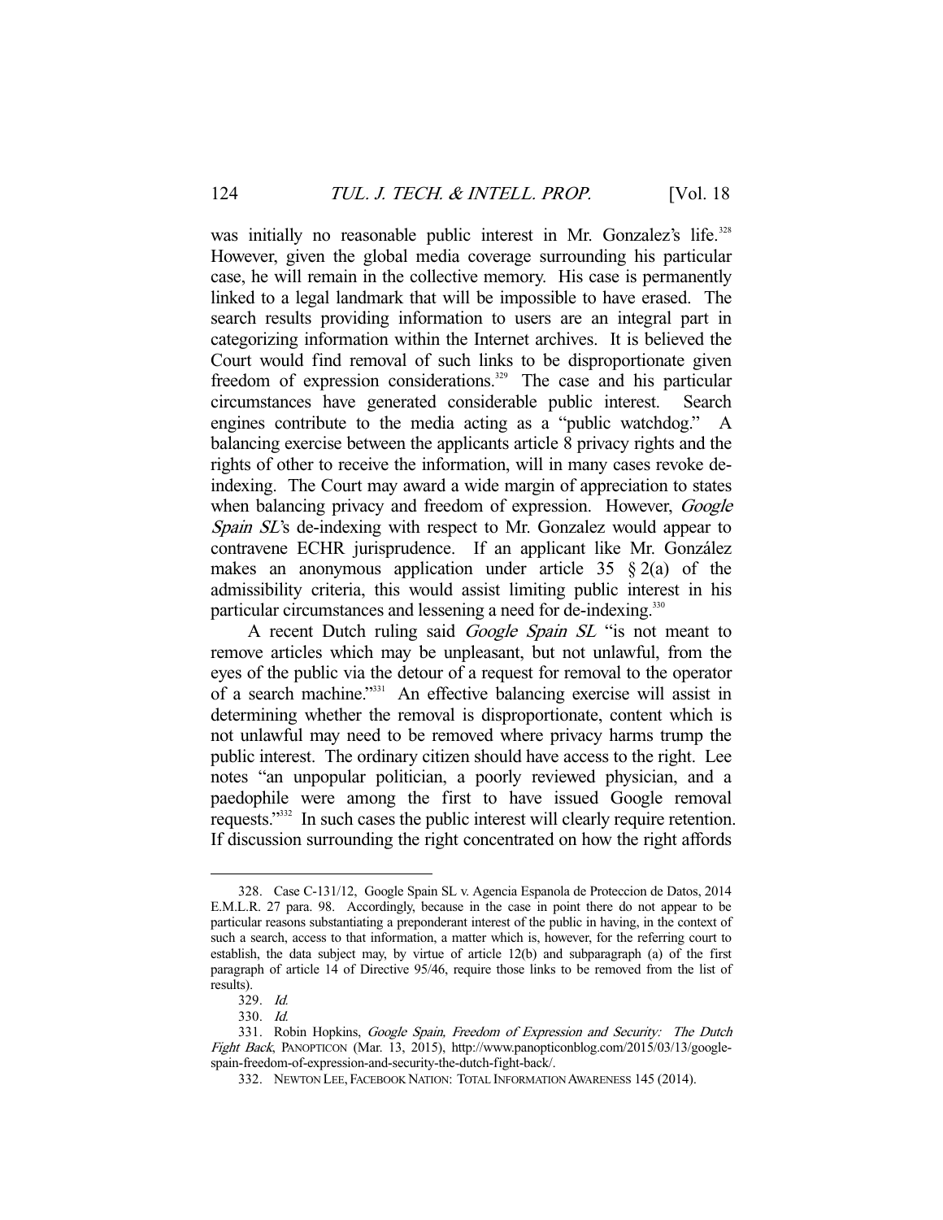was initially no reasonable public interest in Mr. Gonzalez's life.[328] However, given the global media coverage surrounding his particular case, he will remain in the collective memory. His case is permanently linked to a legal landmark that will be impossible to have erased. The search results providing information to users are an integral part in categorizing information within the Internet archives. It is believed the Court would find removal of such links to be disproportionate given freedom of expression considerations.[329] The case and his particular circumstances have generated considerable public interest. Search engines contribute to the media acting as a "public watchdog." A balancing exercise between the applicants article 8 privacy rights and the rights of other to receive the information, will in many cases revoke de-indexing. The Court may award a wide margin of appreciation to states when balancing privacy and freedom of expression. However, *Google Spain SL*'s de-indexing with respect to Mr. Gonzalez would appear to contravene ECHR jurisprudence. If an applicant like Mr. González makes an anonymous application under article 35 § 2(a) of the admissibility criteria, this would assist limiting public interest in his particular circumstances and lessening a need for de-indexing.[330]

A recent Dutch ruling said *Google Spain SL* "is not meant to remove articles which may be unpleasant, but not unlawful, from the eyes of the public via the detour of a request for removal to the operator of a search machine."[331] An effective balancing exercise will assist in determining whether the removal is disproportionate, content which is not unlawful may need to be removed where privacy harms trump the public interest. The ordinary citizen should have access to the right. Lee notes "an unpopular politician, a poorly reviewed physician, and a paedophile were among the first to have issued Google removal requests."[332] In such cases the public interest will clearly require retention. If discussion surrounding the right concentrated on how the right affords

---

328. Case C-131/12, Google Spain SL v. Agencia Espanola de Proteccion de Datos, 2014 E.M.L.R. 27 para. 98. Accordingly, because in the case in point there do not appear to be particular reasons substantiating a preponderant interest of the public in having, in the context of such a search, access to that information, a matter which is, however, for the referring court to establish, the data subject may, by virtue of article 12(b) and subparagraph (a) of the first paragraph of article 14 of Directive 95/46, require those links to be removed from the list of results).

329. *Id.*

330. *Id.*

331. Robin Hopkins, *Google Spain, Freedom of Expression and Security: The Dutch Fight Back*, PANOPTICON (Mar. 13, 2015), http://www.panopticonblog.com/2015/03/13/google-spain-freedom-of-expression-and-security-the-dutch-fight-back/.

332. NEWTON LEE, FACEBOOK NATION: TOTAL INFORMATION AWARENESS 145 (2014).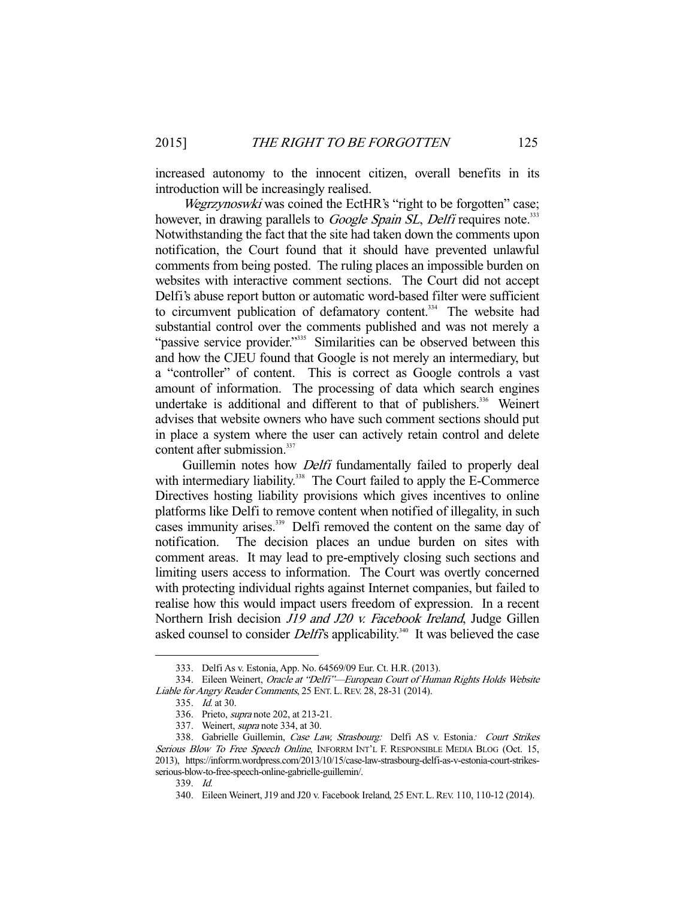increased autonomy to the innocent citizen, overall benefits in its introduction will be increasingly realised.

*Wegrzynoswki* was coined the EctHR's "right to be forgotten" case; however, in drawing parallels to *Google Spain SL*, *Delfi* requires note.[333] Notwithstanding the fact that the site had taken down the comments upon notification, the Court found that it should have prevented unlawful comments from being posted. The ruling places an impossible burden on websites with interactive comment sections. The Court did not accept Delfi's abuse report button or automatic word-based filter were sufficient to circumvent publication of defamatory content.[334] The website had substantial control over the comments published and was not merely a "passive service provider."[335] Similarities can be observed between this and how the CJEU found that Google is not merely an intermediary, but a "controller" of content. This is correct as Google controls a vast amount of information. The processing of data which search engines undertake is additional and different to that of publishers.[336] Weinert advises that website owners who have such comment sections should put in place a system where the user can actively retain control and delete content after submission.[337]

Guillemin notes how *Delfi* fundamentally failed to properly deal with intermediary liability.[338] The Court failed to apply the E-Commerce Directives hosting liability provisions which gives incentives to online platforms like Delfi to remove content when notified of illegality, in such cases immunity arises.[339] Delfi removed the content on the same day of notification. The decision places an undue burden on sites with comment areas. It may lead to pre-emptively closing such sections and limiting users access to information. The Court was overtly concerned with protecting individual rights against Internet companies, but failed to realise how this would impact users freedom of expression. In a recent Northern Irish decision *J19 and J20 v. Facebook Ireland*, Judge Gillen asked counsel to consider *Delfi*'s applicability.[340] It was believed the case

---

333. Delfi As v. Estonia, App. No. 64569/09 Eur. Ct. H.R. (2013).

334. Eileen Weinert, *Oracle at "Delfi"—European Court of Human Rights Holds Website Liable for Angry Reader Comments*, 25 ENT. L. REV. 28, 28-31 (2014).

335. *Id.* at 30.

336. Prieto, *supra* note 202, at 213-21.

337. Weinert, *supra* note 334, at 30.

338. Gabrielle Guillemin, *Case Law, Strasbourg:* Delfi AS v. Estonia*: Court Strikes Serious Blow To Free Speech Online*, INFORRM INT'L F. RESPONSIBLE MEDIA BLOG (Oct. 15, 2013), https://inforrm.wordpress.com/2013/10/15/case-law-strasbourg-delfi-as-v-estonia-court-strikes-serious-blow-to-free-speech-online-gabrielle-guillemin/.

339. *Id.*

340. Eileen Weinert, J19 and J20 v. Facebook Ireland, 25 ENT. L. REV. 110, 110-12 (2014).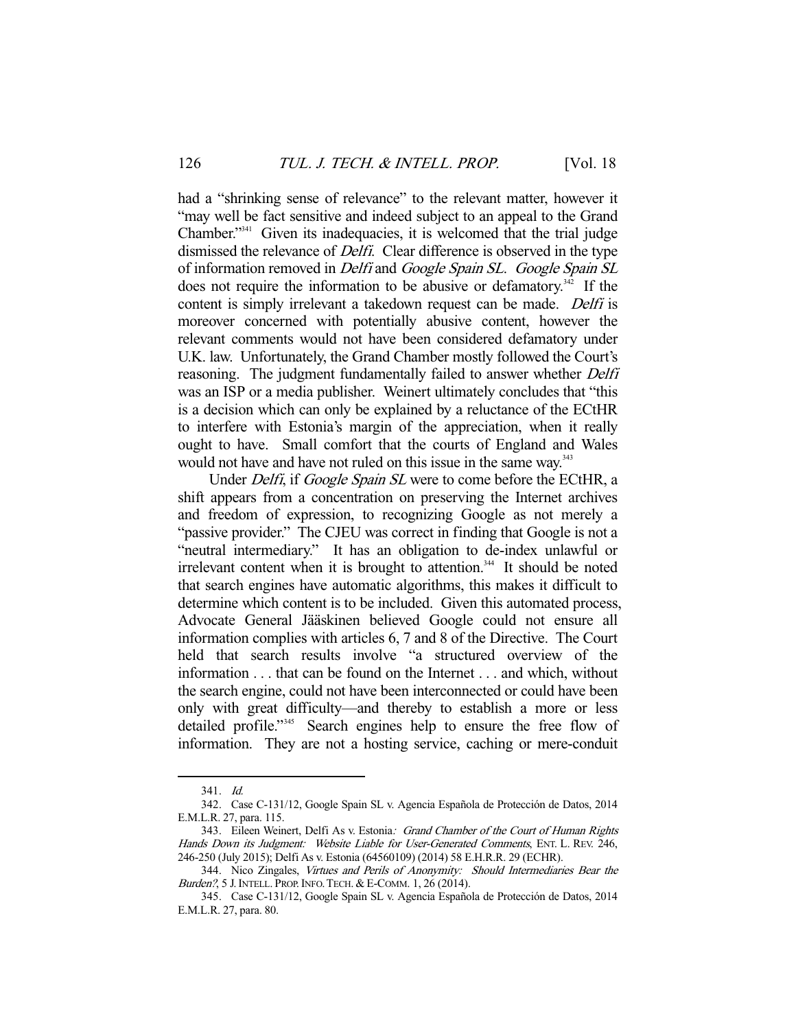had a "shrinking sense of relevance" to the relevant matter, however it "may well be fact sensitive and indeed subject to an appeal to the Grand Chamber."[341] Given its inadequacies, it is welcomed that the trial judge dismissed the relevance of *Delfi*. Clear difference is observed in the type of information removed in *Delfi* and *Google Spain SL*. *Google Spain SL* does not require the information to be abusive or defamatory.[342] If the content is simply irrelevant a takedown request can be made. *Delfi* is moreover concerned with potentially abusive content, however the relevant comments would not have been considered defamatory under U.K. law. Unfortunately, the Grand Chamber mostly followed the Court's reasoning. The judgment fundamentally failed to answer whether *Delfi* was an ISP or a media publisher. Weinert ultimately concludes that "this is a decision which can only be explained by a reluctance of the ECtHR to interfere with Estonia's margin of the appreciation, when it really ought to have. Small comfort that the courts of England and Wales would not have and have not ruled on this issue in the same way.[343]

Under *Delfi*, if *Google Spain SL* were to come before the ECtHR, a shift appears from a concentration on preserving the Internet archives and freedom of expression, to recognizing Google as not merely a "passive provider." The CJEU was correct in finding that Google is not a "neutral intermediary." It has an obligation to de-index unlawful or irrelevant content when it is brought to attention.[344] It should be noted that search engines have automatic algorithms, this makes it difficult to determine which content is to be included. Given this automated process, Advocate General Jääskinen believed Google could not ensure all information complies with articles 6, 7 and 8 of the Directive. The Court held that search results involve "a structured overview of the information . . . that can be found on the Internet . . . and which, without the search engine, could not have been interconnected or could have been only with great difficulty—and thereby to establish a more or less detailed profile."[345] Search engines help to ensure the free flow of information. They are not a hosting service, caching or mere-conduit

---

341. *Id.*

342. Case C-131/12, Google Spain SL v. Agencia Española de Protección de Datos, 2014 E.M.L.R. 27, para. 115.

343. Eileen Weinert, Delfi As v. Estonia*: Grand Chamber of the Court of Human Rights Hands Down its Judgment: Website Liable for User-Generated Comments*, ENT. L. REV. 246, 246-250 (July 2015); Delfi As v. Estonia (64560109) (2014) 58 E.H.R.R. 29 (ECHR).

344. Nico Zingales, *Virtues and Perils of Anonymity: Should Intermediaries Bear the Burden?*, 5 J. INTELL. PROP. INFO. TECH. & E-COMM. 1, 26 (2014).

345. Case C-131/12, Google Spain SL v. Agencia Española de Protección de Datos, 2014 E.M.L.R. 27, para. 80.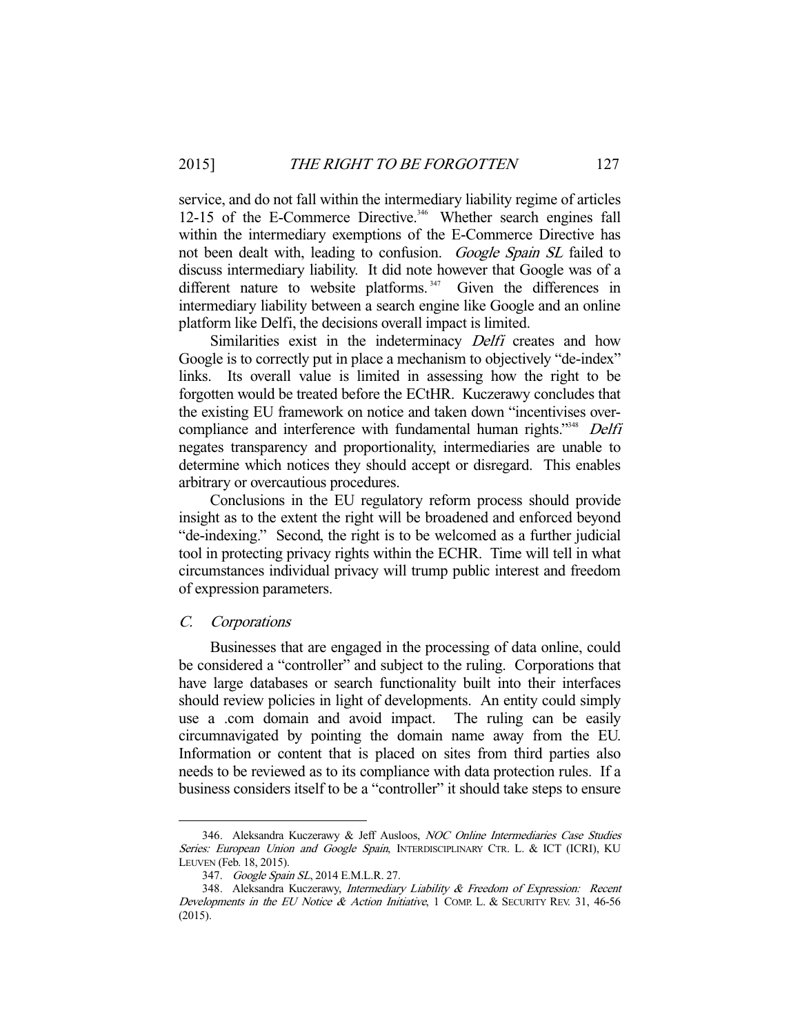service, and do not fall within the intermediary liability regime of articles 12-15 of the E-Commerce Directive.[346] Whether search engines fall within the intermediary exemptions of the E-Commerce Directive has not been dealt with, leading to confusion. *Google Spain SL* failed to discuss intermediary liability. It did note however that Google was of a different nature to website platforms.[347] Given the differences in intermediary liability between a search engine like Google and an online platform like Delfi, the decisions overall impact is limited.

Similarities exist in the indeterminacy *Delfi* creates and how Google is to correctly put in place a mechanism to objectively "de-index" links. Its overall value is limited in assessing how the right to be forgotten would be treated before the ECtHR. Kuczerawy concludes that the existing EU framework on notice and taken down "incentivises over-compliance and interference with fundamental human rights."[348] *Delfi* negates transparency and proportionality, intermediaries are unable to determine which notices they should accept or disregard. This enables arbitrary or overcautious procedures.

Conclusions in the EU regulatory reform process should provide insight as to the extent the right will be broadened and enforced beyond "de-indexing." Second, the right is to be welcomed as a further judicial tool in protecting privacy rights within the ECHR. Time will tell in what circumstances individual privacy will trump public interest and freedom of expression parameters.

### *C. Corporations*

Businesses that are engaged in the processing of data online, could be considered a "controller" and subject to the ruling. Corporations that have large databases or search functionality built into their interfaces should review policies in light of developments. An entity could simply use a .com domain and avoid impact. The ruling can be easily circumnavigated by pointing the domain name away from the EU. Information or content that is placed on sites from third parties also needs to be reviewed as to its compliance with data protection rules. If a business considers itself to be a "controller" it should take steps to ensure

---

346. Aleksandra Kuczerawy & Jeff Ausloos, *NOC Online Intermediaries Case Studies Series: European Union and Google Spain*, INTERDISCIPLINARY CTR. L. & ICT (ICRI), KU LEUVEN (Feb. 18, 2015).

347. *Google Spain SL*, 2014 E.M.L.R. 27.

348. Aleksandra Kuczerawy, *Intermediary Liability & Freedom of Expression: Recent Developments in the EU Notice & Action Initiative*, 1 COMP. L. & SECURITY REV. 31, 46-56 (2015).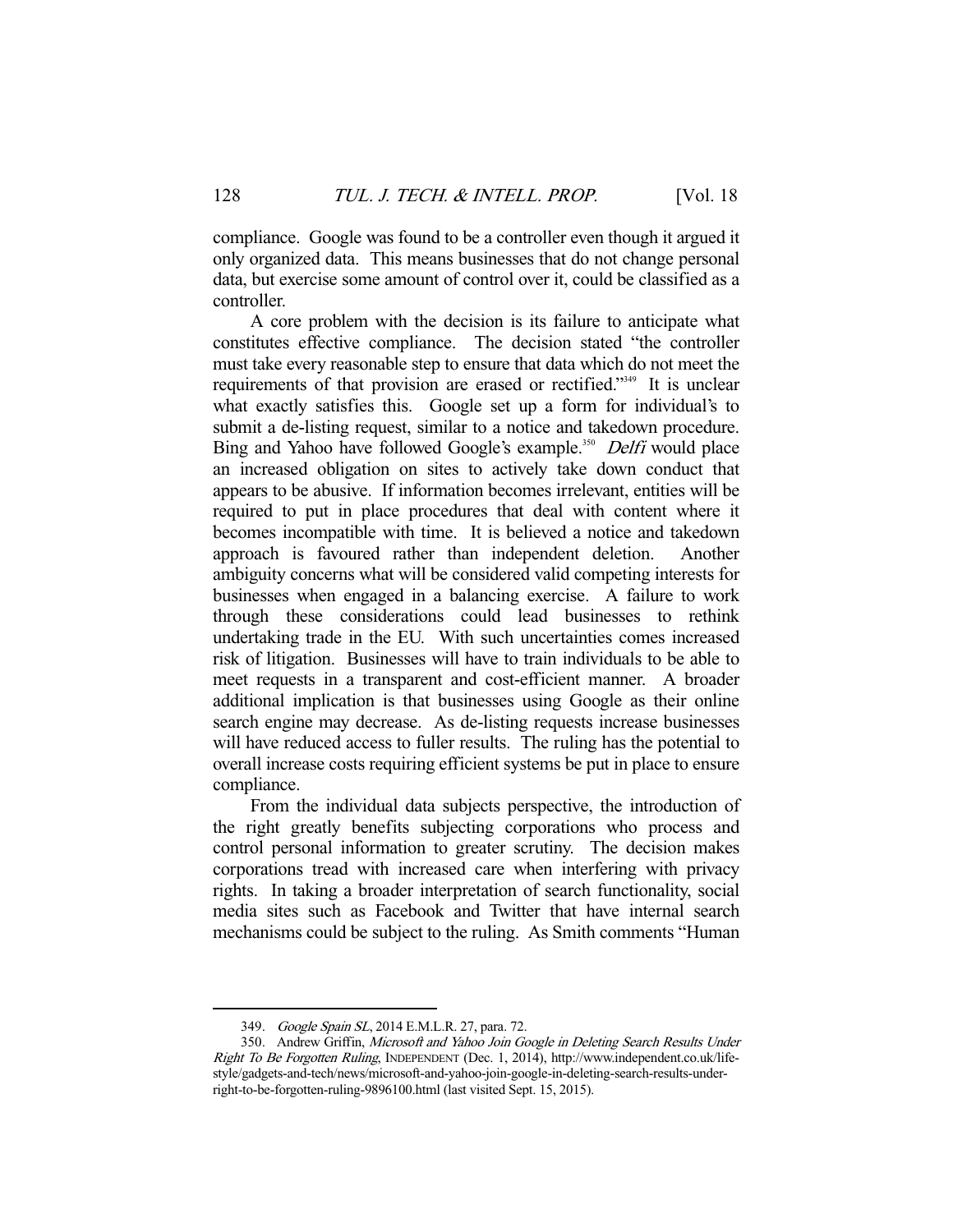compliance. Google was found to be a controller even though it argued it only organized data. This means businesses that do not change personal data, but exercise some amount of control over it, could be classified as a controller.

A core problem with the decision is its failure to anticipate what constitutes effective compliance. The decision stated "the controller must take every reasonable step to ensure that data which do not meet the requirements of that provision are erased or rectified."[349] It is unclear what exactly satisfies this. Google set up a form for individual's to submit a de-listing request, similar to a notice and takedown procedure. Bing and Yahoo have followed Google's example.[350] *Delfi* would place an increased obligation on sites to actively take down conduct that appears to be abusive. If information becomes irrelevant, entities will be required to put in place procedures that deal with content where it becomes incompatible with time. It is believed a notice and takedown approach is favoured rather than independent deletion. Another ambiguity concerns what will be considered valid competing interests for businesses when engaged in a balancing exercise. A failure to work through these considerations could lead businesses to rethink undertaking trade in the EU. With such uncertainties comes increased risk of litigation. Businesses will have to train individuals to be able to meet requests in a transparent and cost-efficient manner. A broader additional implication is that businesses using Google as their online search engine may decrease. As de-listing requests increase businesses will have reduced access to fuller results. The ruling has the potential to overall increase costs requiring efficient systems be put in place to ensure compliance.

From the individual data subjects perspective, the introduction of the right greatly benefits subjecting corporations who process and control personal information to greater scrutiny. The decision makes corporations tread with increased care when interfering with privacy rights. In taking a broader interpretation of search functionality, social media sites such as Facebook and Twitter that have internal search mechanisms could be subject to the ruling. As Smith comments "Human

---

349. *Google Spain SL*, 2014 E.M.L.R. 27, para. 72.

350. Andrew Griffin, *Microsoft and Yahoo Join Google in Deleting Search Results Under Right To Be Forgotten Ruling*, INDEPENDENT (Dec. 1, 2014), http://www.independent.co.uk/life-style/gadgets-and-tech/news/microsoft-and-yahoo-join-google-in-deleting-search-results-under-right-to-be-forgotten-ruling-9896100.html (last visited Sept. 15, 2015).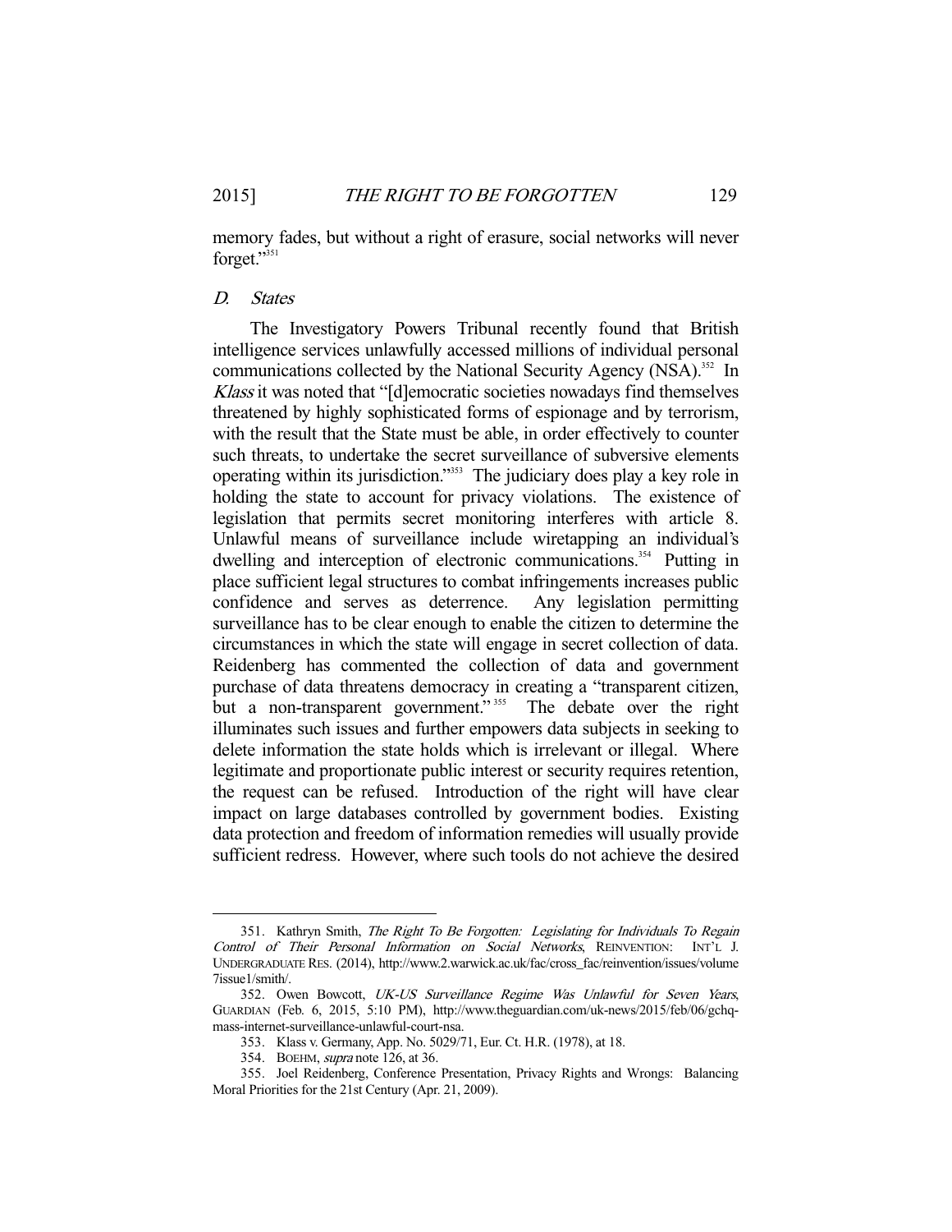memory fades, but without a right of erasure, social networks will never forget."[351]

### *D. States*

The Investigatory Powers Tribunal recently found that British intelligence services unlawfully accessed millions of individual personal communications collected by the National Security Agency (NSA).[352] In *Klass* it was noted that "[d]emocratic societies nowadays find themselves threatened by highly sophisticated forms of espionage and by terrorism, with the result that the State must be able, in order effectively to counter such threats, to undertake the secret surveillance of subversive elements operating within its jurisdiction."[353] The judiciary does play a key role in holding the state to account for privacy violations. The existence of legislation that permits secret monitoring interferes with article 8. Unlawful means of surveillance include wiretapping an individual's dwelling and interception of electronic communications.[354] Putting in place sufficient legal structures to combat infringements increases public confidence and serves as deterrence. Any legislation permitting surveillance has to be clear enough to enable the citizen to determine the circumstances in which the state will engage in secret collection of data. Reidenberg has commented the collection of data and government purchase of data threatens democracy in creating a "transparent citizen, but a non-transparent government."[355] The debate over the right illuminates such issues and further empowers data subjects in seeking to delete information the state holds which is irrelevant or illegal. Where legitimate and proportionate public interest or security requires retention, the request can be refused. Introduction of the right will have clear impact on large databases controlled by government bodies. Existing data protection and freedom of information remedies will usually provide sufficient redress. However, where such tools do not achieve the desired

---

351. Kathryn Smith, *The Right To Be Forgotten: Legislating for Individuals To Regain Control of Their Personal Information on Social Networks*, REINVENTION: INT'L J. UNDERGRADUATE RES. (2014), http://www.2.warwick.ac.uk/fac/cross_fac/reinvention/issues/volume7issue1/smith/.

352. Owen Bowcott, *UK-US Surveillance Regime Was Unlawful for Seven Years*, GUARDIAN (Feb. 6, 2015, 5:10 PM), http://www.theguardian.com/uk-news/2015/feb/06/gchq-mass-internet-surveillance-unlawful-court-nsa.

353. Klass v. Germany, App. No. 5029/71, Eur. Ct. H.R. (1978), at 18.

354. BOEHM, *supra* note 126, at 36.

355. Joel Reidenberg, Conference Presentation, Privacy Rights and Wrongs: Balancing Moral Priorities for the 21st Century (Apr. 21, 2009).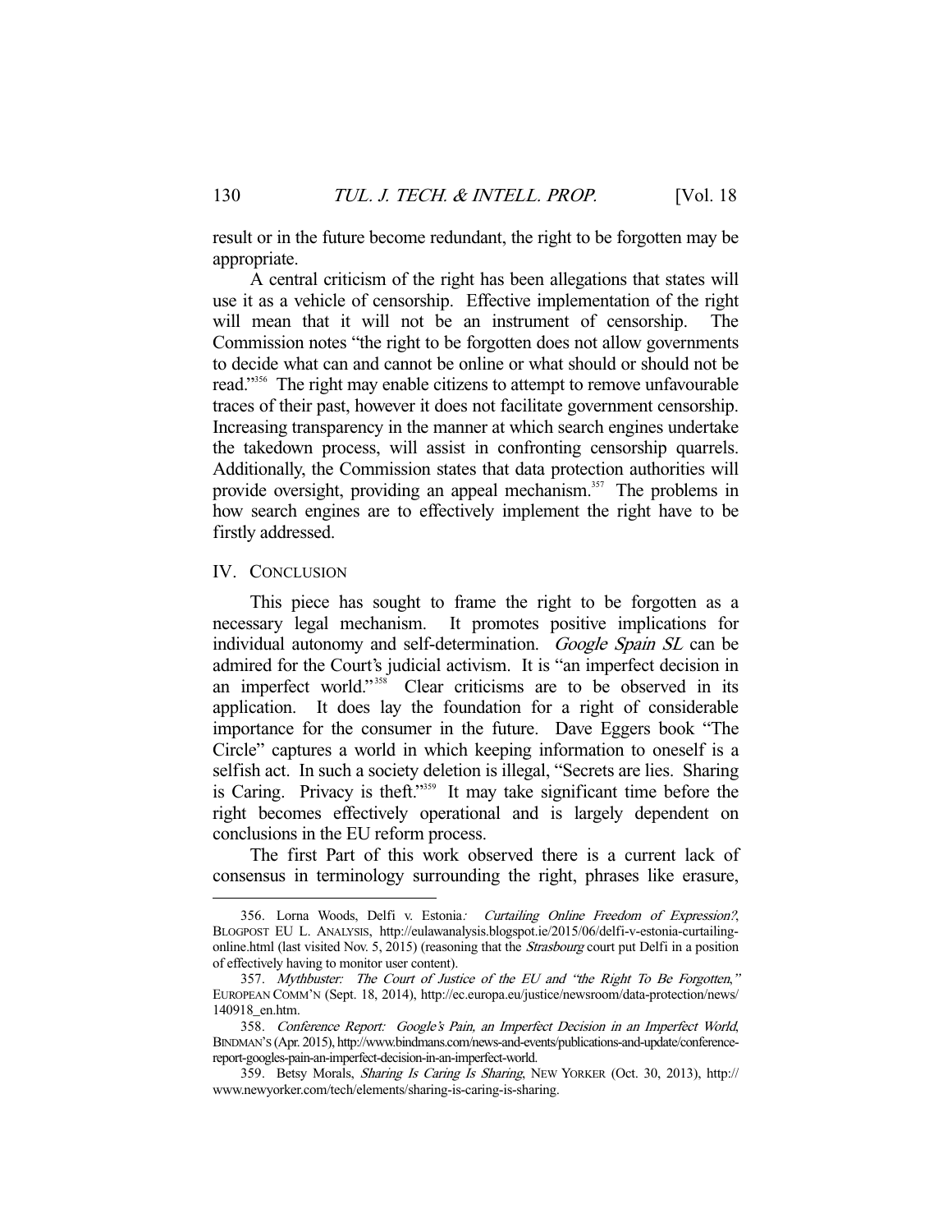result or in the future become redundant, the right to be forgotten may be appropriate.

A central criticism of the right has been allegations that states will use it as a vehicle of censorship. Effective implementation of the right will mean that it will not be an instrument of censorship. The Commission notes "the right to be forgotten does not allow governments to decide what can and cannot be online or what should or should not be read."[356] The right may enable citizens to attempt to remove unfavourable traces of their past, however it does not facilitate government censorship. Increasing transparency in the manner at which search engines undertake the takedown process, will assist in confronting censorship quarrels. Additionally, the Commission states that data protection authorities will provide oversight, providing an appeal mechanism.[357] The problems in how search engines are to effectively implement the right have to be firstly addressed.

## IV. Conclusion

This piece has sought to frame the right to be forgotten as a necessary legal mechanism. It promotes positive implications for individual autonomy and self-determination. *Google Spain SL* can be admired for the Court's judicial activism. It is "an imperfect decision in an imperfect world."[358] Clear criticisms are to be observed in its application. It does lay the foundation for a right of considerable importance for the consumer in the future. Dave Eggers book "The Circle" captures a world in which keeping information to oneself is a selfish act. In such a society deletion is illegal, "Secrets are lies. Sharing is Caring. Privacy is theft."[359] It may take significant time before the right becomes effectively operational and is largely dependent on conclusions in the EU reform process.

The first Part of this work observed there is a current lack of consensus in terminology surrounding the right, phrases like erasure,

---

356. Lorna Woods, Delfi v. Estonia*: Curtailing Online Freedom of Expression?*, BLOGPOST EU L. ANALYSIS, http://eulawanalysis.blogspot.ie/2015/06/delfi-v-estonia-curtailing-online.html (last visited Nov. 5, 2015) (reasoning that the *Strasbourg* court put Delfi in a position of effectively having to monitor user content).

357. *Mythbuster: The Court of Justice of the EU and "the Right To Be Forgotten,"* EUROPEAN COMM'N (Sept. 18, 2014), http://ec.europa.eu/justice/newsroom/data-protection/news/140918_en.htm.

358. *Conference Report: Google's Pain, an Imperfect Decision in an Imperfect World*, BINDMAN'S (Apr. 2015), http://www.bindmans.com/news-and-events/publications-and-update/conference-report-googles-pain-an-imperfect-decision-in-an-imperfect-world.

359. Betsy Morals, *Sharing Is Caring Is Sharing*, NEW YORKER (Oct. 30, 2013), http://www.newyorker.com/tech/elements/sharing-is-caring-is-sharing.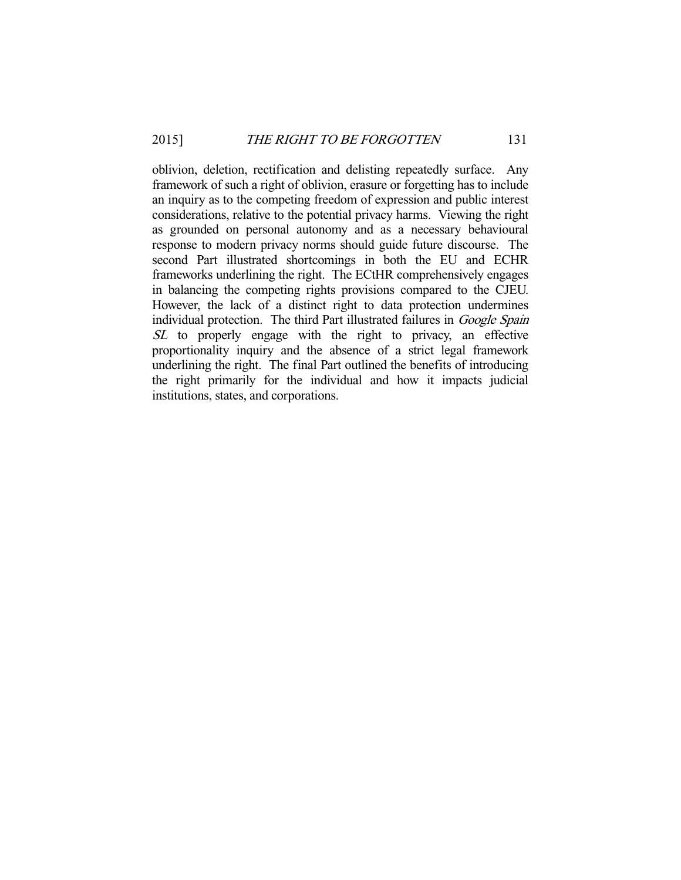oblivion, deletion, rectification and delisting repeatedly surface. Any framework of such a right of oblivion, erasure or forgetting has to include an inquiry as to the competing freedom of expression and public interest considerations, relative to the potential privacy harms. Viewing the right as grounded on personal autonomy and as a necessary behavioural response to modern privacy norms should guide future discourse. The second Part illustrated shortcomings in both the EU and ECHR frameworks underlining the right. The ECtHR comprehensively engages in balancing the competing rights provisions compared to the CJEU. However, the lack of a distinct right to data protection undermines individual protection. The third Part illustrated failures in *Google Spain SL* to properly engage with the right to privacy, an effective proportionality inquiry and the absence of a strict legal framework underlining the right. The final Part outlined the benefits of introducing the right primarily for the individual and how it impacts judicial institutions, states, and corporations.